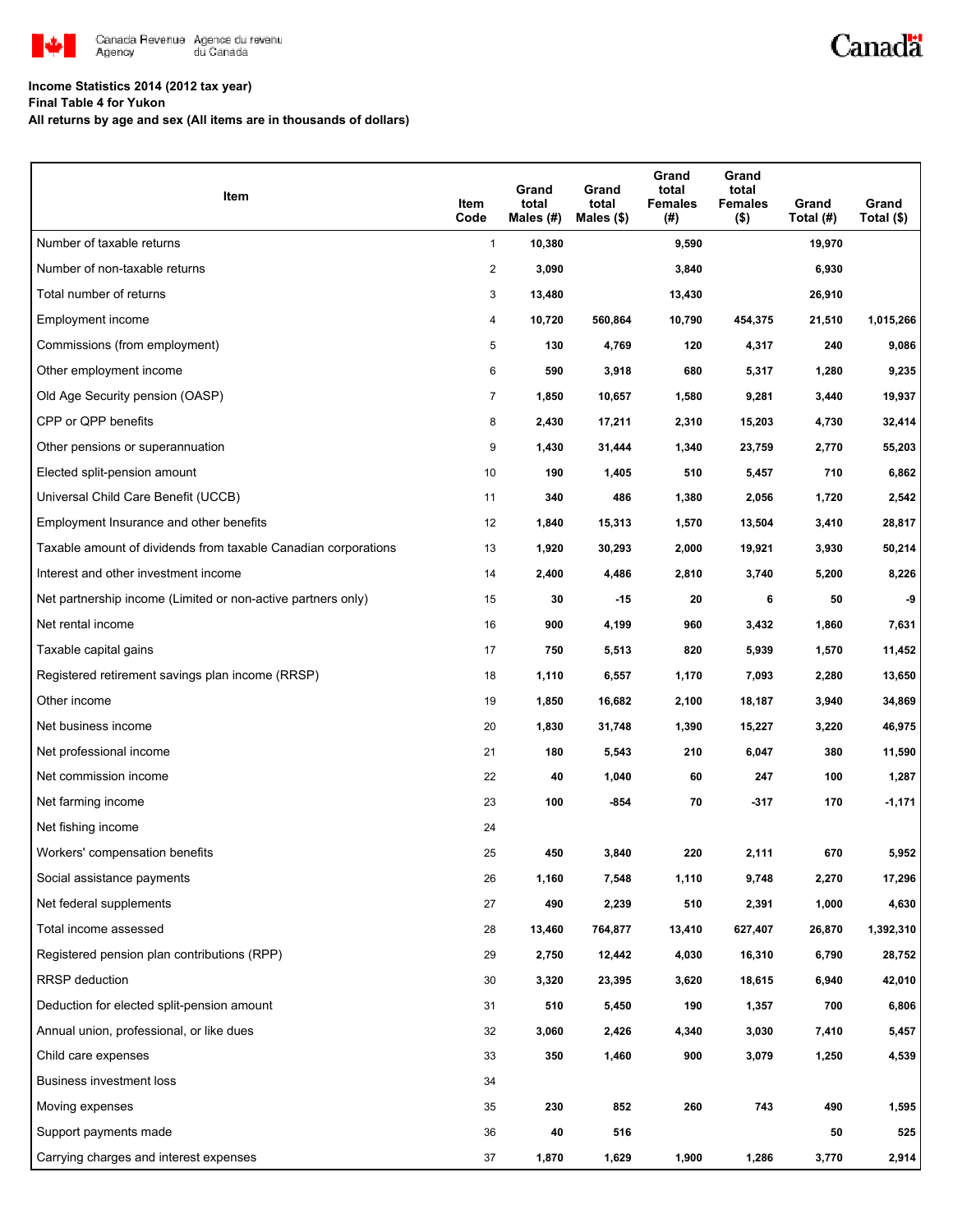Canada Revenue Agency / Agence du revenu du Canada

Canada

**Income Statistics 2014 (2012 tax year)**
**Final Table 4 for Yukon**
**All returns by age and sex (All items are in thousands of dollars)**

| Item | Item Code | Grand total Males (#) | Grand total Males ($) | Grand total Females (#) | Grand total Females ($) | Grand Total (#) | Grand Total ($) |
|---|---|---|---|---|---|---|---|
| Number of taxable returns | 1 | 10,380 | | 9,590 | | 19,970 | |
| Number of non-taxable returns | 2 | 3,090 | | 3,840 | | 6,930 | |
| Total number of returns | 3 | 13,480 | | 13,430 | | 26,910 | |
| Employment income | 4 | 10,720 | 560,864 | 10,790 | 454,375 | 21,510 | 1,015,266 |
| Commissions (from employment) | 5 | 130 | 4,769 | 120 | 4,317 | 240 | 9,086 |
| Other employment income | 6 | 590 | 3,918 | 680 | 5,317 | 1,280 | 9,235 |
| Old Age Security pension (OASP) | 7 | 1,850 | 10,657 | 1,580 | 9,281 | 3,440 | 19,937 |
| CPP or QPP benefits | 8 | 2,430 | 17,211 | 2,310 | 15,203 | 4,730 | 32,414 |
| Other pensions or superannuation | 9 | 1,430 | 31,444 | 1,340 | 23,759 | 2,770 | 55,203 |
| Elected split-pension amount | 10 | 190 | 1,405 | 510 | 5,457 | 710 | 6,862 |
| Universal Child Care Benefit (UCCB) | 11 | 340 | 486 | 1,380 | 2,056 | 1,720 | 2,542 |
| Employment Insurance and other benefits | 12 | 1,840 | 15,313 | 1,570 | 13,504 | 3,410 | 28,817 |
| Taxable amount of dividends from taxable Canadian corporations | 13 | 1,920 | 30,293 | 2,000 | 19,921 | 3,930 | 50,214 |
| Interest and other investment income | 14 | 2,400 | 4,486 | 2,810 | 3,740 | 5,200 | 8,226 |
| Net partnership income (Limited or non-active partners only) | 15 | 30 | -15 | 20 | 6 | 50 | -9 |
| Net rental income | 16 | 900 | 4,199 | 960 | 3,432 | 1,860 | 7,631 |
| Taxable capital gains | 17 | 750 | 5,513 | 820 | 5,939 | 1,570 | 11,452 |
| Registered retirement savings plan income (RRSP) | 18 | 1,110 | 6,557 | 1,170 | 7,093 | 2,280 | 13,650 |
| Other income | 19 | 1,850 | 16,682 | 2,100 | 18,187 | 3,940 | 34,869 |
| Net business income | 20 | 1,830 | 31,748 | 1,390 | 15,227 | 3,220 | 46,975 |
| Net professional income | 21 | 180 | 5,543 | 210 | 6,047 | 380 | 11,590 |
| Net commission income | 22 | 40 | 1,040 | 60 | 247 | 100 | 1,287 |
| Net farming income | 23 | 100 | -854 | 70 | -317 | 170 | -1,171 |
| Net fishing income | 24 | | | | | | |
| Workers' compensation benefits | 25 | 450 | 3,840 | 220 | 2,111 | 670 | 5,952 |
| Social assistance payments | 26 | 1,160 | 7,548 | 1,110 | 9,748 | 2,270 | 17,296 |
| Net federal supplements | 27 | 490 | 2,239 | 510 | 2,391 | 1,000 | 4,630 |
| Total income assessed | 28 | 13,460 | 764,877 | 13,410 | 627,407 | 26,870 | 1,392,310 |
| Registered pension plan contributions (RPP) | 29 | 2,750 | 12,442 | 4,030 | 16,310 | 6,790 | 28,752 |
| RRSP deduction | 30 | 3,320 | 23,395 | 3,620 | 18,615 | 6,940 | 42,010 |
| Deduction for elected split-pension amount | 31 | 510 | 5,450 | 190 | 1,357 | 700 | 6,806 |
| Annual union, professional, or like dues | 32 | 3,060 | 2,426 | 4,340 | 3,030 | 7,410 | 5,457 |
| Child care expenses | 33 | 350 | 1,460 | 900 | 3,079 | 1,250 | 4,539 |
| Business investment loss | 34 | | | | | | |
| Moving expenses | 35 | 230 | 852 | 260 | 743 | 490 | 1,595 |
| Support payments made | 36 | 40 | 516 | | | 50 | 525 |
| Carrying charges and interest expenses | 37 | 1,870 | 1,629 | 1,900 | 1,286 | 3,770 | 2,914 |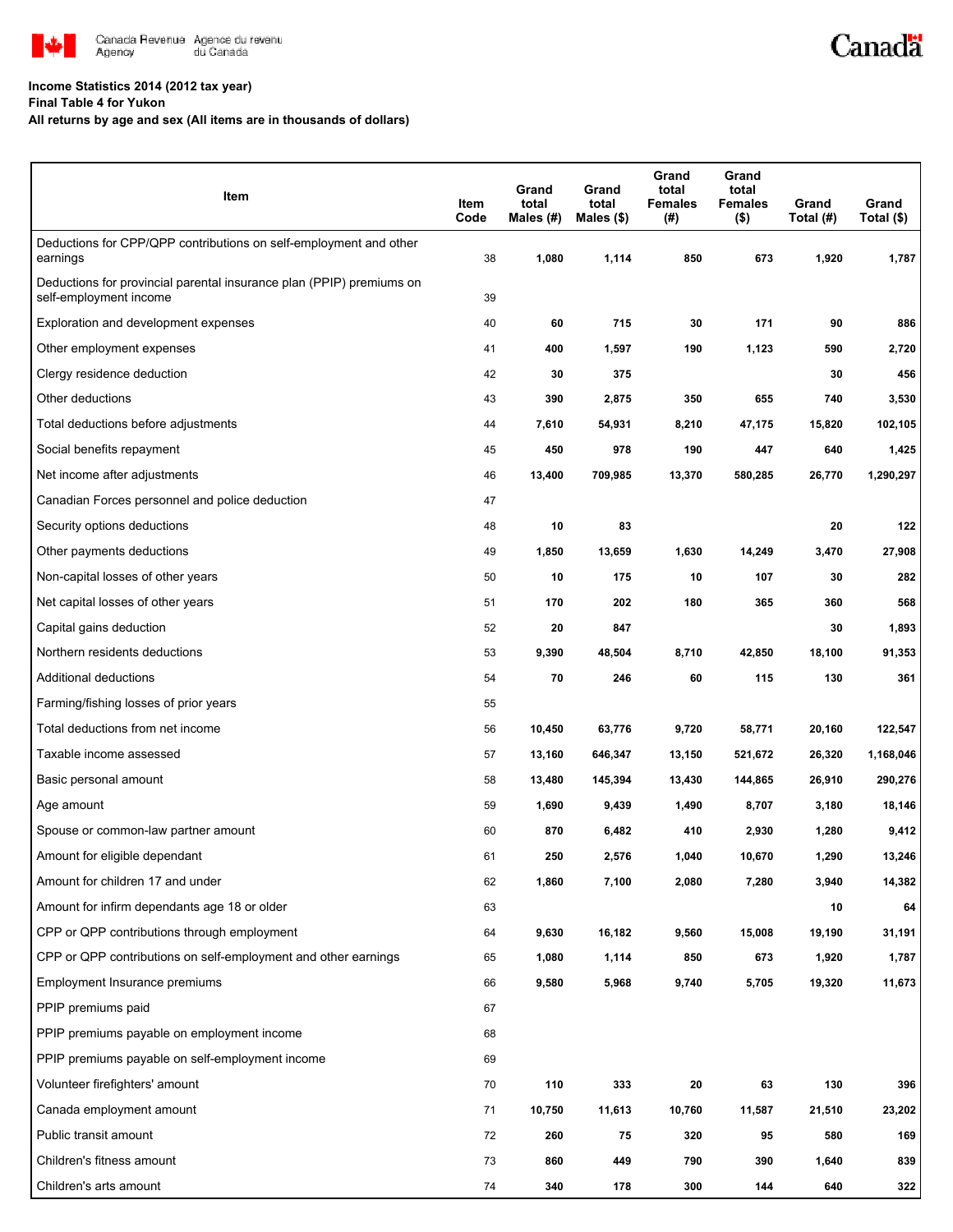**Income Statistics 2014 (2012 tax year)**
**Final Table 4 for Yukon**
**All returns by age and sex (All items are in thousands of dollars)**

| Item | Item Code | Grand total Males (#) | Grand total Males ($) | Grand total Females (#) | Grand total Females ($) | Grand Total (#) | Grand Total ($) |
|---|---|---|---|---|---|---|---|
| Deductions for CPP/QPP contributions on self-employment and other earnings | 38 | 1,080 | 1,114 | 850 | 673 | 1,920 | 1,787 |
| Deductions for provincial parental insurance plan (PPIP) premiums on self-employment income | 39 | | | | | | |
| Exploration and development expenses | 40 | 60 | 715 | 30 | 171 | 90 | 886 |
| Other employment expenses | 41 | 400 | 1,597 | 190 | 1,123 | 590 | 2,720 |
| Clergy residence deduction | 42 | 30 | 375 | | | 30 | 456 |
| Other deductions | 43 | 390 | 2,875 | 350 | 655 | 740 | 3,530 |
| Total deductions before adjustments | 44 | 7,610 | 54,931 | 8,210 | 47,175 | 15,820 | 102,105 |
| Social benefits repayment | 45 | 450 | 978 | 190 | 447 | 640 | 1,425 |
| Net income after adjustments | 46 | 13,400 | 709,985 | 13,370 | 580,285 | 26,770 | 1,290,297 |
| Canadian Forces personnel and police deduction | 47 | | | | | | |
| Security options deductions | 48 | 10 | 83 | | | 20 | 122 |
| Other payments deductions | 49 | 1,850 | 13,659 | 1,630 | 14,249 | 3,470 | 27,908 |
| Non-capital losses of other years | 50 | 10 | 175 | 10 | 107 | 30 | 282 |
| Net capital losses of other years | 51 | 170 | 202 | 180 | 365 | 360 | 568 |
| Capital gains deduction | 52 | 20 | 847 | | | 30 | 1,893 |
| Northern residents deductions | 53 | 9,390 | 48,504 | 8,710 | 42,850 | 18,100 | 91,353 |
| Additional deductions | 54 | 70 | 246 | 60 | 115 | 130 | 361 |
| Farming/fishing losses of prior years | 55 | | | | | | |
| Total deductions from net income | 56 | 10,450 | 63,776 | 9,720 | 58,771 | 20,160 | 122,547 |
| Taxable income assessed | 57 | 13,160 | 646,347 | 13,150 | 521,672 | 26,320 | 1,168,046 |
| Basic personal amount | 58 | 13,480 | 145,394 | 13,430 | 144,865 | 26,910 | 290,276 |
| Age amount | 59 | 1,690 | 9,439 | 1,490 | 8,707 | 3,180 | 18,146 |
| Spouse or common-law partner amount | 60 | 870 | 6,482 | 410 | 2,930 | 1,280 | 9,412 |
| Amount for eligible dependant | 61 | 250 | 2,576 | 1,040 | 10,670 | 1,290 | 13,246 |
| Amount for children 17 and under | 62 | 1,860 | 7,100 | 2,080 | 7,280 | 3,940 | 14,382 |
| Amount for infirm dependants age 18 or older | 63 | | | | | 10 | 64 |
| CPP or QPP contributions through employment | 64 | 9,630 | 16,182 | 9,560 | 15,008 | 19,190 | 31,191 |
| CPP or QPP contributions on self-employment and other earnings | 65 | 1,080 | 1,114 | 850 | 673 | 1,920 | 1,787 |
| Employment Insurance premiums | 66 | 9,580 | 5,968 | 9,740 | 5,705 | 19,320 | 11,673 |
| PPIP premiums paid | 67 | | | | | | |
| PPIP premiums payable on employment income | 68 | | | | | | |
| PPIP premiums payable on self-employment income | 69 | | | | | | |
| Volunteer firefighters' amount | 70 | 110 | 333 | 20 | 63 | 130 | 396 |
| Canada employment amount | 71 | 10,750 | 11,613 | 10,760 | 11,587 | 21,510 | 23,202 |
| Public transit amount | 72 | 260 | 75 | 320 | 95 | 580 | 169 |
| Children's fitness amount | 73 | 860 | 449 | 790 | 390 | 1,640 | 839 |
| Children's arts amount | 74 | 340 | 178 | 300 | 144 | 640 | 322 |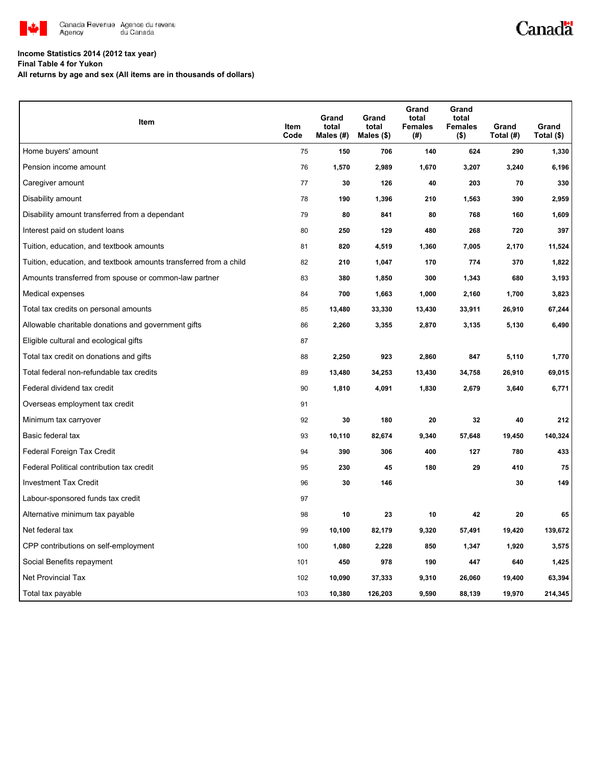**Income Statistics 2014 (2012 tax year)**
**Final Table 4 for Yukon**
**All returns by age and sex (All items are in thousands of dollars)**

| Item | Item Code | Grand total Males (#) | Grand total Males ($) | Grand total Females (#) | Grand total Females ($) | Grand Total (#) | Grand Total ($) |
|---|---|---|---|---|---|---|---|
| Home buyers' amount | 75 | 150 | 706 | 140 | 624 | 290 | 1,330 |
| Pension income amount | 76 | 1,570 | 2,989 | 1,670 | 3,207 | 3,240 | 6,196 |
| Caregiver amount | 77 | 30 | 126 | 40 | 203 | 70 | 330 |
| Disability amount | 78 | 190 | 1,396 | 210 | 1,563 | 390 | 2,959 |
| Disability amount transferred from a dependant | 79 | 80 | 841 | 80 | 768 | 160 | 1,609 |
| Interest paid on student loans | 80 | 250 | 129 | 480 | 268 | 720 | 397 |
| Tuition, education, and textbook amounts | 81 | 820 | 4,519 | 1,360 | 7,005 | 2,170 | 11,524 |
| Tuition, education, and textbook amounts transferred from a child | 82 | 210 | 1,047 | 170 | 774 | 370 | 1,822 |
| Amounts transferred from spouse or common-law partner | 83 | 380 | 1,850 | 300 | 1,343 | 680 | 3,193 |
| Medical expenses | 84 | 700 | 1,663 | 1,000 | 2,160 | 1,700 | 3,823 |
| Total tax credits on personal amounts | 85 | 13,480 | 33,330 | 13,430 | 33,911 | 26,910 | 67,244 |
| Allowable charitable donations and government gifts | 86 | 2,260 | 3,355 | 2,870 | 3,135 | 5,130 | 6,490 |
| Eligible cultural and ecological gifts | 87 | | | | | | |
| Total tax credit on donations and gifts | 88 | 2,250 | 923 | 2,860 | 847 | 5,110 | 1,770 |
| Total federal non-refundable tax credits | 89 | 13,480 | 34,253 | 13,430 | 34,758 | 26,910 | 69,015 |
| Federal dividend tax credit | 90 | 1,810 | 4,091 | 1,830 | 2,679 | 3,640 | 6,771 |
| Overseas employment tax credit | 91 | | | | | | |
| Minimum tax carryover | 92 | 30 | 180 | 20 | 32 | 40 | 212 |
| Basic federal tax | 93 | 10,110 | 82,674 | 9,340 | 57,648 | 19,450 | 140,324 |
| Federal Foreign Tax Credit | 94 | 390 | 306 | 400 | 127 | 780 | 433 |
| Federal Political contribution tax credit | 95 | 230 | 45 | 180 | 29 | 410 | 75 |
| Investment Tax Credit | 96 | 30 | 146 | | | 30 | 149 |
| Labour-sponsored funds tax credit | 97 | | | | | | |
| Alternative minimum tax payable | 98 | 10 | 23 | 10 | 42 | 20 | 65 |
| Net federal tax | 99 | 10,100 | 82,179 | 9,320 | 57,491 | 19,420 | 139,672 |
| CPP contributions on self-employment | 100 | 1,080 | 2,228 | 850 | 1,347 | 1,920 | 3,575 |
| Social Benefits repayment | 101 | 450 | 978 | 190 | 447 | 640 | 1,425 |
| Net Provincial Tax | 102 | 10,090 | 37,333 | 9,310 | 26,060 | 19,400 | 63,394 |
| Total tax payable | 103 | 10,380 | 126,203 | 9,590 | 88,139 | 19,970 | 214,345 |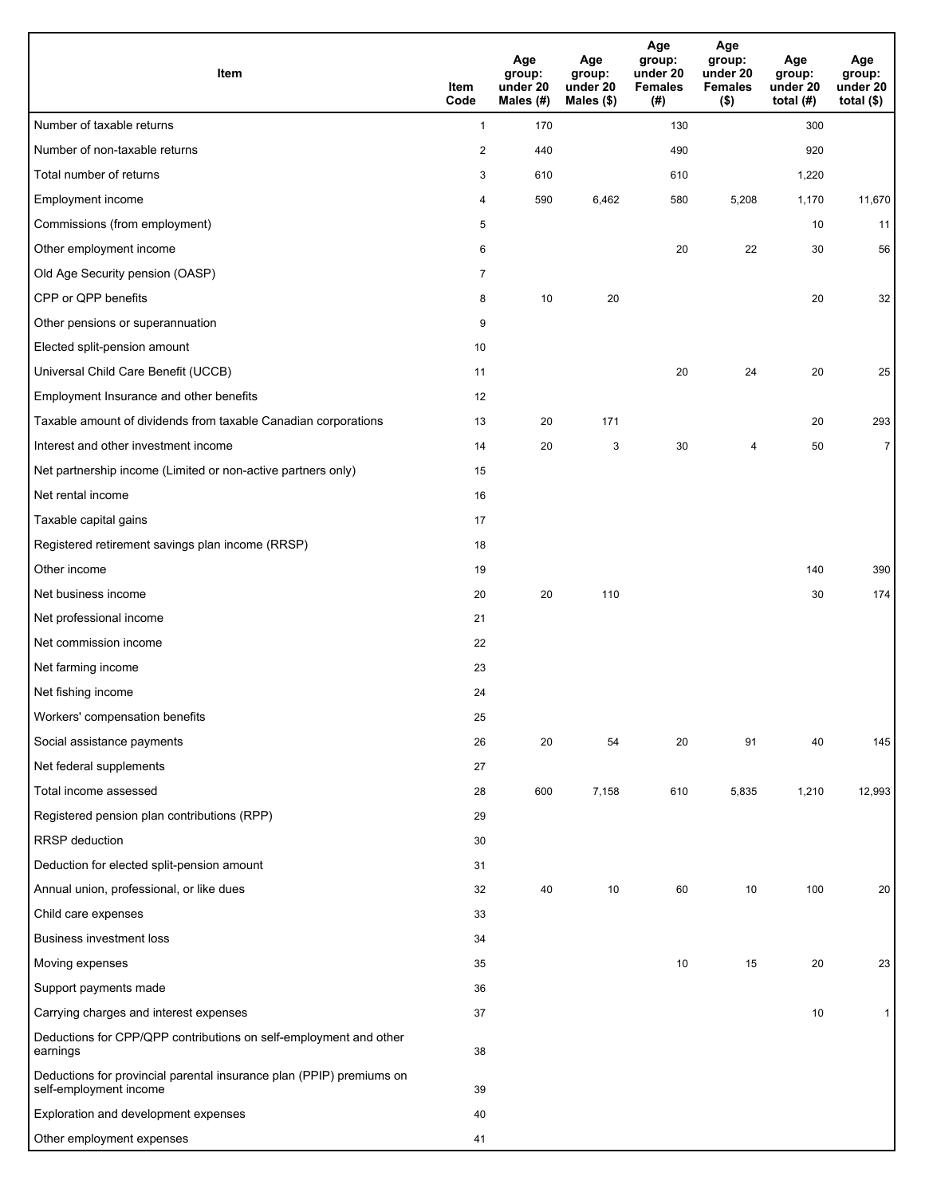| Item | Item Code | Age group: under 20 Males (#) | Age group: under 20 Males ($) | Age group: under 20 Females (#) | Age group: under 20 Females ($) | Age group: under 20 total (#) | Age group: under 20 total ($) |
|---|---|---|---|---|---|---|---|
| Number of taxable returns | 1 | 170 | | 130 | | 300 | |
| Number of non-taxable returns | 2 | 440 | | 490 | | 920 | |
| Total number of returns | 3 | 610 | | 610 | | 1,220 | |
| Employment income | 4 | 590 | 6,462 | 580 | 5,208 | 1,170 | 11,670 |
| Commissions (from employment) | 5 | | | | | 10 | 11 |
| Other employment income | 6 | | | 20 | 22 | 30 | 56 |
| Old Age Security pension (OASP) | 7 | | | | | | |
| CPP or QPP benefits | 8 | 10 | 20 | | | 20 | 32 |
| Other pensions or superannuation | 9 | | | | | | |
| Elected split-pension amount | 10 | | | | | | |
| Universal Child Care Benefit (UCCB) | 11 | | | 20 | 24 | 20 | 25 |
| Employment Insurance and other benefits | 12 | | | | | | |
| Taxable amount of dividends from taxable Canadian corporations | 13 | 20 | 171 | | | 20 | 293 |
| Interest and other investment income | 14 | 20 | 3 | 30 | 4 | 50 | 7 |
| Net partnership income (Limited or non-active partners only) | 15 | | | | | | |
| Net rental income | 16 | | | | | | |
| Taxable capital gains | 17 | | | | | | |
| Registered retirement savings plan income (RRSP) | 18 | | | | | | |
| Other income | 19 | | | | | 140 | 390 |
| Net business income | 20 | 20 | 110 | | | 30 | 174 |
| Net professional income | 21 | | | | | | |
| Net commission income | 22 | | | | | | |
| Net farming income | 23 | | | | | | |
| Net fishing income | 24 | | | | | | |
| Workers' compensation benefits | 25 | | | | | | |
| Social assistance payments | 26 | 20 | 54 | 20 | 91 | 40 | 145 |
| Net federal supplements | 27 | | | | | | |
| Total income assessed | 28 | 600 | 7,158 | 610 | 5,835 | 1,210 | 12,993 |
| Registered pension plan contributions (RPP) | 29 | | | | | | |
| RRSP deduction | 30 | | | | | | |
| Deduction for elected split-pension amount | 31 | | | | | | |
| Annual union, professional, or like dues | 32 | 40 | 10 | 60 | 10 | 100 | 20 |
| Child care expenses | 33 | | | | | | |
| Business investment loss | 34 | | | | | | |
| Moving expenses | 35 | | | 10 | 15 | 20 | 23 |
| Support payments made | 36 | | | | | | |
| Carrying charges and interest expenses | 37 | | | | | 10 | 1 |
| Deductions for CPP/QPP contributions on self-employment and other earnings | 38 | | | | | | |
| Deductions for provincial parental insurance plan (PPIP) premiums on self-employment income | 39 | | | | | | |
| Exploration and development expenses | 40 | | | | | | |
| Other employment expenses | 41 | | | | | | |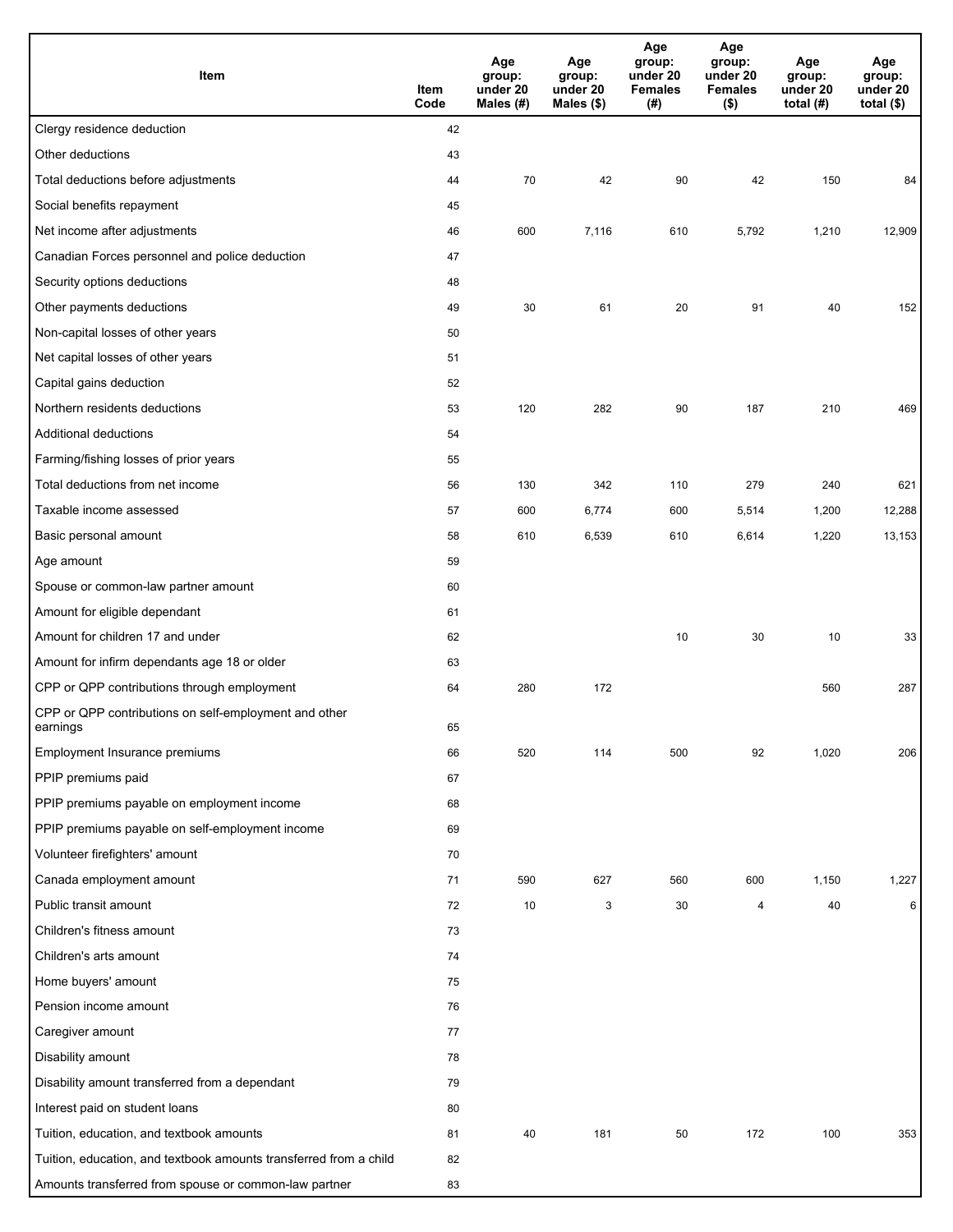| Item | Item Code | Age group: under 20 Males (#) | Age group: under 20 Males ($) | Age group: under 20 Females (#) | Age group: under 20 Females ($) | Age group: under 20 total (#) | Age group: under 20 total ($) |
|---|---|---|---|---|---|---|---|
| Clergy residence deduction | 42 | | | | | | |
| Other deductions | 43 | | | | | | |
| Total deductions before adjustments | 44 | 70 | 42 | 90 | 42 | 150 | 84 |
| Social benefits repayment | 45 | | | | | | |
| Net income after adjustments | 46 | 600 | 7,116 | 610 | 5,792 | 1,210 | 12,909 |
| Canadian Forces personnel and police deduction | 47 | | | | | | |
| Security options deductions | 48 | | | | | | |
| Other payments deductions | 49 | 30 | 61 | 20 | 91 | 40 | 152 |
| Non-capital losses of other years | 50 | | | | | | |
| Net capital losses of other years | 51 | | | | | | |
| Capital gains deduction | 52 | | | | | | |
| Northern residents deductions | 53 | 120 | 282 | 90 | 187 | 210 | 469 |
| Additional deductions | 54 | | | | | | |
| Farming/fishing losses of prior years | 55 | | | | | | |
| Total deductions from net income | 56 | 130 | 342 | 110 | 279 | 240 | 621 |
| Taxable income assessed | 57 | 600 | 6,774 | 600 | 5,514 | 1,200 | 12,288 |
| Basic personal amount | 58 | 610 | 6,539 | 610 | 6,614 | 1,220 | 13,153 |
| Age amount | 59 | | | | | | |
| Spouse or common-law partner amount | 60 | | | | | | |
| Amount for eligible dependant | 61 | | | | | | |
| Amount for children 17 and under | 62 | | | 10 | 30 | 10 | 33 |
| Amount for infirm dependants age 18 or older | 63 | | | | | | |
| CPP or QPP contributions through employment | 64 | 280 | 172 | | | 560 | 287 |
| CPP or QPP contributions on self-employment and other earnings | 65 | | | | | | |
| Employment Insurance premiums | 66 | 520 | 114 | 500 | 92 | 1,020 | 206 |
| PPIP premiums paid | 67 | | | | | | |
| PPIP premiums payable on employment income | 68 | | | | | | |
| PPIP premiums payable on self-employment income | 69 | | | | | | |
| Volunteer firefighters' amount | 70 | | | | | | |
| Canada employment amount | 71 | 590 | 627 | 560 | 600 | 1,150 | 1,227 |
| Public transit amount | 72 | 10 | 3 | 30 | 4 | 40 | 6 |
| Children's fitness amount | 73 | | | | | | |
| Children's arts amount | 74 | | | | | | |
| Home buyers' amount | 75 | | | | | | |
| Pension income amount | 76 | | | | | | |
| Caregiver amount | 77 | | | | | | |
| Disability amount | 78 | | | | | | |
| Disability amount transferred from a dependant | 79 | | | | | | |
| Interest paid on student loans | 80 | | | | | | |
| Tuition, education, and textbook amounts | 81 | 40 | 181 | 50 | 172 | 100 | 353 |
| Tuition, education, and textbook amounts transferred from a child | 82 | | | | | | |
| Amounts transferred from spouse or common-law partner | 83 | | | | | | |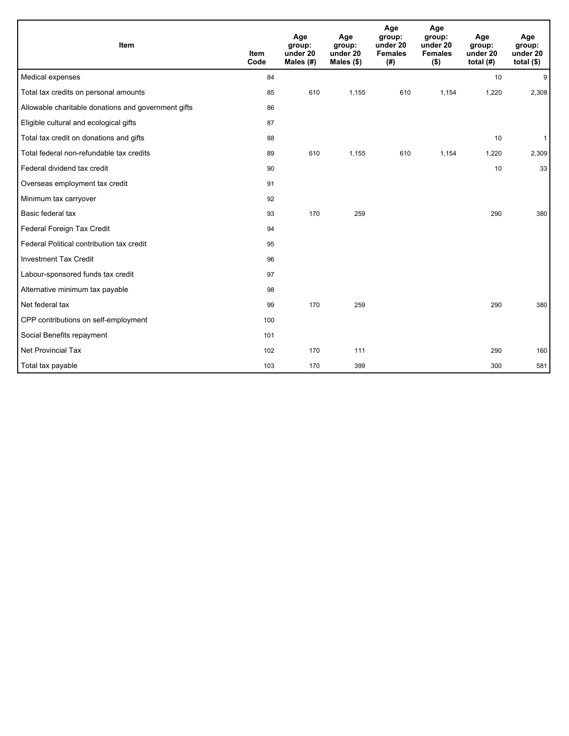| Item | Item Code | Age group: under 20 Males (#) | Age group: under 20 Males ($) | Age group: under 20 Females (#) | Age group: under 20 Females ($) | Age group: under 20 total (#) | Age group: under 20 total ($) |
| --- | --- | --- | --- | --- | --- | --- | --- |
| Medical expenses | 84 | | | | | 10 | 9 |
| Total tax credits on personal amounts | 85 | 610 | 1,155 | 610 | 1,154 | 1,220 | 2,308 |
| Allowable charitable donations and government gifts | 86 | | | | | | |
| Eligible cultural and ecological gifts | 87 | | | | | | |
| Total tax credit on donations and gifts | 88 | | | | | 10 | 1 |
| Total federal non-refundable tax credits | 89 | 610 | 1,155 | 610 | 1,154 | 1,220 | 2,309 |
| Federal dividend tax credit | 90 | | | | | 10 | 33 |
| Overseas employment tax credit | 91 | | | | | | |
| Minimum tax carryover | 92 | | | | | | |
| Basic federal tax | 93 | 170 | 259 | | | 290 | 380 |
| Federal Foreign Tax Credit | 94 | | | | | | |
| Federal Political contribution tax credit | 95 | | | | | | |
| Investment Tax Credit | 96 | | | | | | |
| Labour-sponsored funds tax credit | 97 | | | | | | |
| Alternative minimum tax payable | 98 | | | | | | |
| Net federal tax | 99 | 170 | 259 | | | 290 | 380 |
| CPP contributions on self-employment | 100 | | | | | | |
| Social Benefits repayment | 101 | | | | | | |
| Net Provincial Tax | 102 | 170 | 111 | | | 290 | 160 |
| Total tax payable | 103 | 170 | 399 | | | 300 | 581 |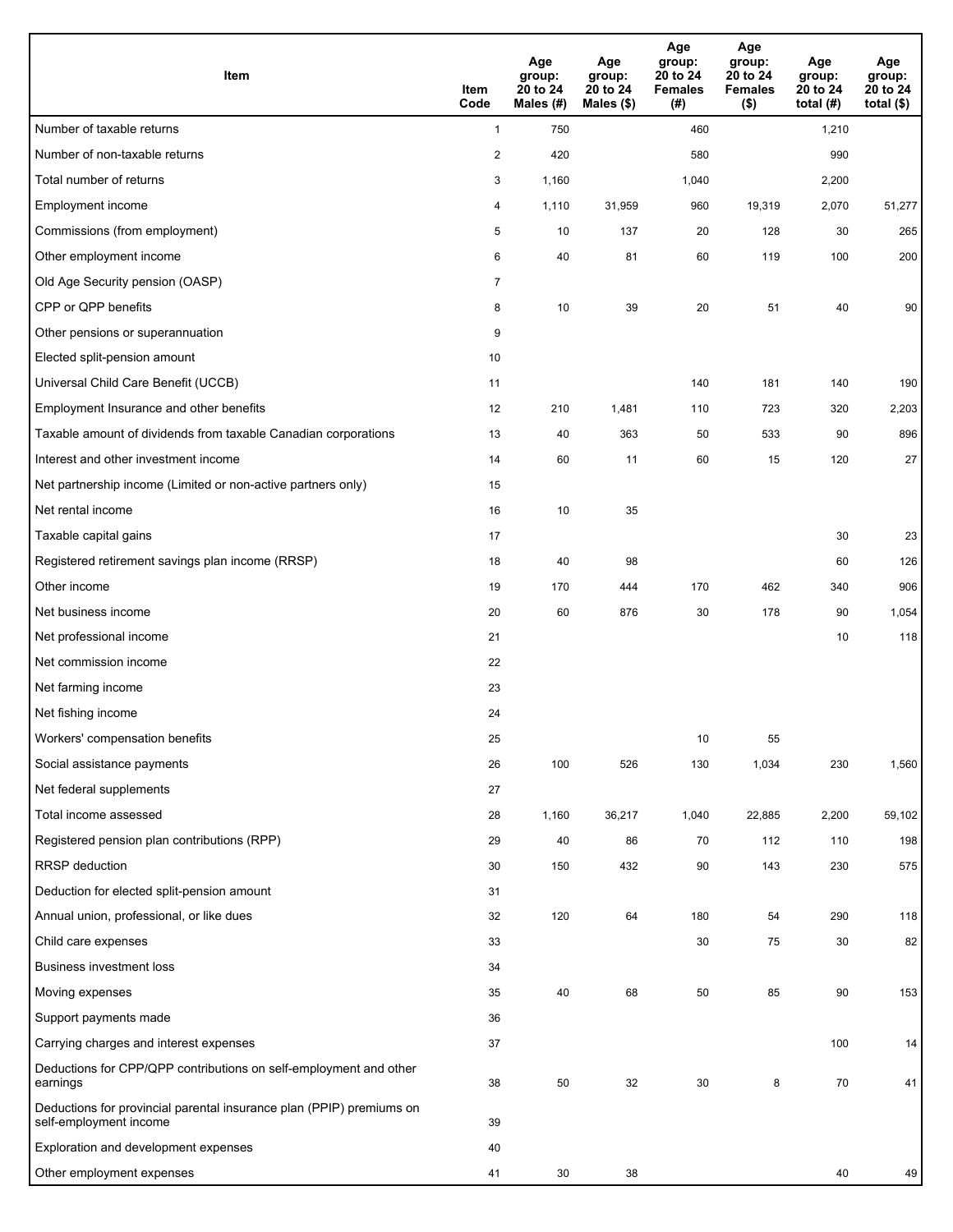| Item | Item Code | Age group: 20 to 24 Males (#) | Age group: 20 to 24 Males ($) | Age group: 20 to 24 Females (#) | Age group: 20 to 24 Females ($) | Age group: 20 to 24 total (#) | Age group: 20 to 24 total ($) |
|---|---|---|---|---|---|---|---|
| Number of taxable returns | 1 | 750 | | 460 | | 1,210 | |
| Number of non-taxable returns | 2 | 420 | | 580 | | 990 | |
| Total number of returns | 3 | 1,160 | | 1,040 | | 2,200 | |
| Employment income | 4 | 1,110 | 31,959 | 960 | 19,319 | 2,070 | 51,277 |
| Commissions (from employment) | 5 | 10 | 137 | 20 | 128 | 30 | 265 |
| Other employment income | 6 | 40 | 81 | 60 | 119 | 100 | 200 |
| Old Age Security pension (OASP) | 7 | | | | | | |
| CPP or QPP benefits | 8 | 10 | 39 | 20 | 51 | 40 | 90 |
| Other pensions or superannuation | 9 | | | | | | |
| Elected split-pension amount | 10 | | | | | | |
| Universal Child Care Benefit (UCCB) | 11 | | | 140 | 181 | 140 | 190 |
| Employment Insurance and other benefits | 12 | 210 | 1,481 | 110 | 723 | 320 | 2,203 |
| Taxable amount of dividends from taxable Canadian corporations | 13 | 40 | 363 | 50 | 533 | 90 | 896 |
| Interest and other investment income | 14 | 60 | 11 | 60 | 15 | 120 | 27 |
| Net partnership income (Limited or non-active partners only) | 15 | | | | | | |
| Net rental income | 16 | 10 | 35 | | | | |
| Taxable capital gains | 17 | | | | | 30 | 23 |
| Registered retirement savings plan income (RRSP) | 18 | 40 | 98 | | | 60 | 126 |
| Other income | 19 | 170 | 444 | 170 | 462 | 340 | 906 |
| Net business income | 20 | 60 | 876 | 30 | 178 | 90 | 1,054 |
| Net professional income | 21 | | | | | 10 | 118 |
| Net commission income | 22 | | | | | | |
| Net farming income | 23 | | | | | | |
| Net fishing income | 24 | | | | | | |
| Workers' compensation benefits | 25 | | | 10 | 55 | | |
| Social assistance payments | 26 | 100 | 526 | 130 | 1,034 | 230 | 1,560 |
| Net federal supplements | 27 | | | | | | |
| Total income assessed | 28 | 1,160 | 36,217 | 1,040 | 22,885 | 2,200 | 59,102 |
| Registered pension plan contributions (RPP) | 29 | 40 | 86 | 70 | 112 | 110 | 198 |
| RRSP deduction | 30 | 150 | 432 | 90 | 143 | 230 | 575 |
| Deduction for elected split-pension amount | 31 | | | | | | |
| Annual union, professional, or like dues | 32 | 120 | 64 | 180 | 54 | 290 | 118 |
| Child care expenses | 33 | | | 30 | 75 | 30 | 82 |
| Business investment loss | 34 | | | | | | |
| Moving expenses | 35 | 40 | 68 | 50 | 85 | 90 | 153 |
| Support payments made | 36 | | | | | | |
| Carrying charges and interest expenses | 37 | | | | | 100 | 14 |
| Deductions for CPP/QPP contributions on self-employment and other earnings | 38 | 50 | 32 | 30 | 8 | 70 | 41 |
| Deductions for provincial parental insurance plan (PPIP) premiums on self-employment income | 39 | | | | | | |
| Exploration and development expenses | 40 | | | | | | |
| Other employment expenses | 41 | 30 | 38 | | | 40 | 49 |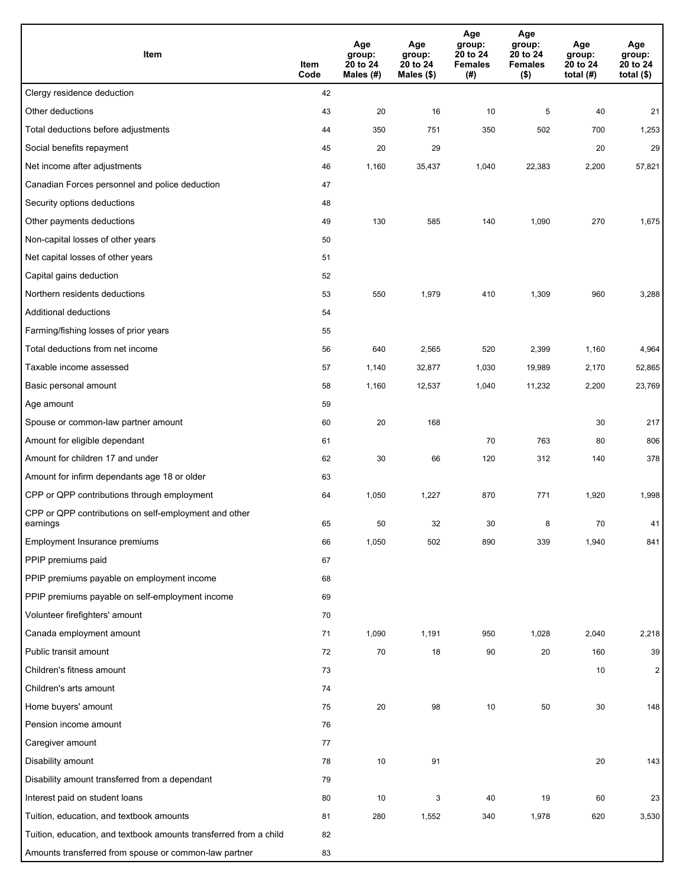| Item | Item Code | Age group: 20 to 24 Males (#) | Age group: 20 to 24 Males ($) | Age group: 20 to 24 Females (#) | Age group: 20 to 24 Females ($) | Age group: 20 to 24 total (#) | Age group: 20 to 24 total ($) |
|---|---|---|---|---|---|---|---|
| Clergy residence deduction | 42 | | | | | | |
| Other deductions | 43 | 20 | 16 | 10 | 5 | 40 | 21 |
| Total deductions before adjustments | 44 | 350 | 751 | 350 | 502 | 700 | 1,253 |
| Social benefits repayment | 45 | 20 | 29 | | | 20 | 29 |
| Net income after adjustments | 46 | 1,160 | 35,437 | 1,040 | 22,383 | 2,200 | 57,821 |
| Canadian Forces personnel and police deduction | 47 | | | | | | |
| Security options deductions | 48 | | | | | | |
| Other payments deductions | 49 | 130 | 585 | 140 | 1,090 | 270 | 1,675 |
| Non-capital losses of other years | 50 | | | | | | |
| Net capital losses of other years | 51 | | | | | | |
| Capital gains deduction | 52 | | | | | | |
| Northern residents deductions | 53 | 550 | 1,979 | 410 | 1,309 | 960 | 3,288 |
| Additional deductions | 54 | | | | | | |
| Farming/fishing losses of prior years | 55 | | | | | | |
| Total deductions from net income | 56 | 640 | 2,565 | 520 | 2,399 | 1,160 | 4,964 |
| Taxable income assessed | 57 | 1,140 | 32,877 | 1,030 | 19,989 | 2,170 | 52,865 |
| Basic personal amount | 58 | 1,160 | 12,537 | 1,040 | 11,232 | 2,200 | 23,769 |
| Age amount | 59 | | | | | | |
| Spouse or common-law partner amount | 60 | 20 | 168 | | | 30 | 217 |
| Amount for eligible dependant | 61 | | | 70 | 763 | 80 | 806 |
| Amount for children 17 and under | 62 | 30 | 66 | 120 | 312 | 140 | 378 |
| Amount for infirm dependants age 18 or older | 63 | | | | | | |
| CPP or QPP contributions through employment | 64 | 1,050 | 1,227 | 870 | 771 | 1,920 | 1,998 |
| CPP or QPP contributions on self-employment and other earnings | 65 | 50 | 32 | 30 | 8 | 70 | 41 |
| Employment Insurance premiums | 66 | 1,050 | 502 | 890 | 339 | 1,940 | 841 |
| PPIP premiums paid | 67 | | | | | | |
| PPIP premiums payable on employment income | 68 | | | | | | |
| PPIP premiums payable on self-employment income | 69 | | | | | | |
| Volunteer firefighters' amount | 70 | | | | | | |
| Canada employment amount | 71 | 1,090 | 1,191 | 950 | 1,028 | 2,040 | 2,218 |
| Public transit amount | 72 | 70 | 18 | 90 | 20 | 160 | 39 |
| Children's fitness amount | 73 | | | | | 10 | 2 |
| Children's arts amount | 74 | | | | | | |
| Home buyers' amount | 75 | 20 | 98 | 10 | 50 | 30 | 148 |
| Pension income amount | 76 | | | | | | |
| Caregiver amount | 77 | | | | | | |
| Disability amount | 78 | 10 | 91 | | | 20 | 143 |
| Disability amount transferred from a dependant | 79 | | | | | | |
| Interest paid on student loans | 80 | 10 | 3 | 40 | 19 | 60 | 23 |
| Tuition, education, and textbook amounts | 81 | 280 | 1,552 | 340 | 1,978 | 620 | 3,530 |
| Tuition, education, and textbook amounts transferred from a child | 82 | | | | | | |
| Amounts transferred from spouse or common-law partner | 83 | | | | | | |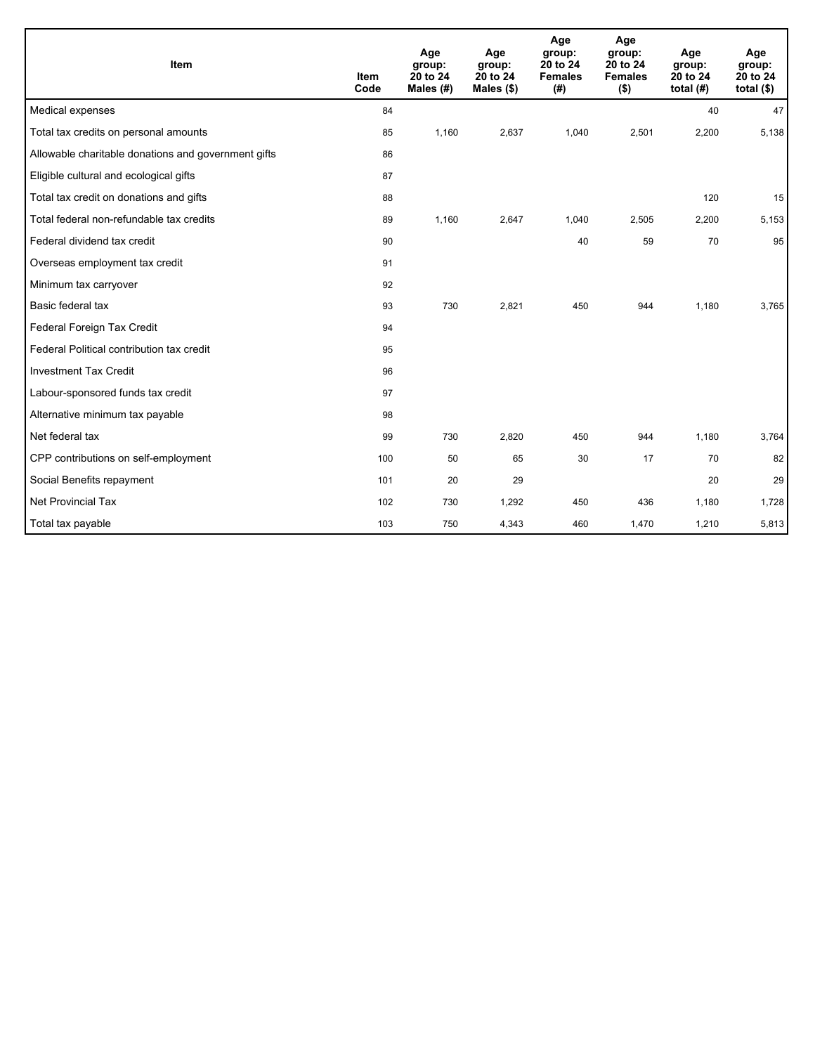| Item | Item Code | Age group: 20 to 24 Males (#) | Age group: 20 to 24 Males ($) | Age group: 20 to 24 Females (#) | Age group: 20 to 24 Females ($) | Age group: 20 to 24 total (#) | Age group: 20 to 24 total ($) |
|---|---|---|---|---|---|---|---|
| Medical expenses | 84 | | | | | 40 | 47 |
| Total tax credits on personal amounts | 85 | 1,160 | 2,637 | 1,040 | 2,501 | 2,200 | 5,138 |
| Allowable charitable donations and government gifts | 86 | | | | | | |
| Eligible cultural and ecological gifts | 87 | | | | | | |
| Total tax credit on donations and gifts | 88 | | | | | 120 | 15 |
| Total federal non-refundable tax credits | 89 | 1,160 | 2,647 | 1,040 | 2,505 | 2,200 | 5,153 |
| Federal dividend tax credit | 90 | | | 40 | 59 | 70 | 95 |
| Overseas employment tax credit | 91 | | | | | | |
| Minimum tax carryover | 92 | | | | | | |
| Basic federal tax | 93 | 730 | 2,821 | 450 | 944 | 1,180 | 3,765 |
| Federal Foreign Tax Credit | 94 | | | | | | |
| Federal Political contribution tax credit | 95 | | | | | | |
| Investment Tax Credit | 96 | | | | | | |
| Labour-sponsored funds tax credit | 97 | | | | | | |
| Alternative minimum tax payable | 98 | | | | | | |
| Net federal tax | 99 | 730 | 2,820 | 450 | 944 | 1,180 | 3,764 |
| CPP contributions on self-employment | 100 | 50 | 65 | 30 | 17 | 70 | 82 |
| Social Benefits repayment | 101 | 20 | 29 | | | 20 | 29 |
| Net Provincial Tax | 102 | 730 | 1,292 | 450 | 436 | 1,180 | 1,728 |
| Total tax payable | 103 | 750 | 4,343 | 460 | 1,470 | 1,210 | 5,813 |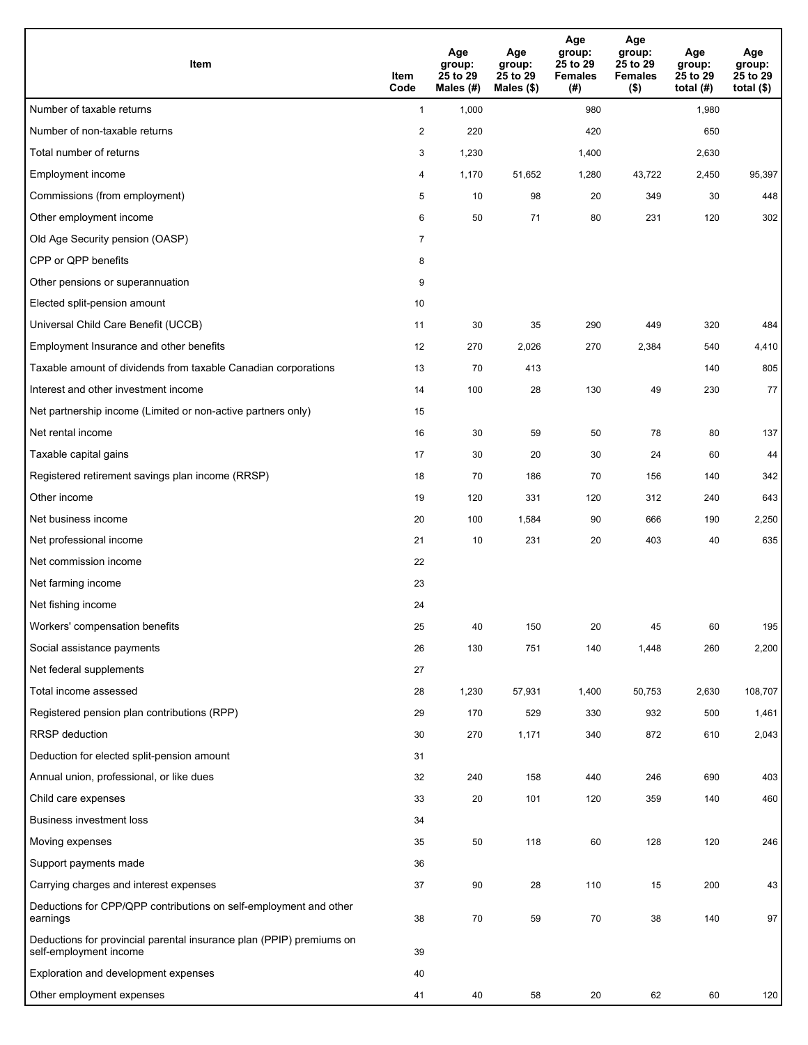| Item | Item Code | Age group: 25 to 29 Males (#) | Age group: 25 to 29 Males ($) | Age group: 25 to 29 Females (#) | Age group: 25 to 29 Females ($) | Age group: 25 to 29 total (#) | Age group: 25 to 29 total ($) |
|---|---|---|---|---|---|---|---|
| Number of taxable returns | 1 | 1,000 | | 980 | | 1,980 | |
| Number of non-taxable returns | 2 | 220 | | 420 | | 650 | |
| Total number of returns | 3 | 1,230 | | 1,400 | | 2,630 | |
| Employment income | 4 | 1,170 | 51,652 | 1,280 | 43,722 | 2,450 | 95,397 |
| Commissions (from employment) | 5 | 10 | 98 | 20 | 349 | 30 | 448 |
| Other employment income | 6 | 50 | 71 | 80 | 231 | 120 | 302 |
| Old Age Security pension (OASP) | 7 | | | | | | |
| CPP or QPP benefits | 8 | | | | | | |
| Other pensions or superannuation | 9 | | | | | | |
| Elected split-pension amount | 10 | | | | | | |
| Universal Child Care Benefit (UCCB) | 11 | 30 | 35 | 290 | 449 | 320 | 484 |
| Employment Insurance and other benefits | 12 | 270 | 2,026 | 270 | 2,384 | 540 | 4,410 |
| Taxable amount of dividends from taxable Canadian corporations | 13 | 70 | 413 | | | 140 | 805 |
| Interest and other investment income | 14 | 100 | 28 | 130 | 49 | 230 | 77 |
| Net partnership income (Limited or non-active partners only) | 15 | | | | | | |
| Net rental income | 16 | 30 | 59 | 50 | 78 | 80 | 137 |
| Taxable capital gains | 17 | 30 | 20 | 30 | 24 | 60 | 44 |
| Registered retirement savings plan income (RRSP) | 18 | 70 | 186 | 70 | 156 | 140 | 342 |
| Other income | 19 | 120 | 331 | 120 | 312 | 240 | 643 |
| Net business income | 20 | 100 | 1,584 | 90 | 666 | 190 | 2,250 |
| Net professional income | 21 | 10 | 231 | 20 | 403 | 40 | 635 |
| Net commission income | 22 | | | | | | |
| Net farming income | 23 | | | | | | |
| Net fishing income | 24 | | | | | | |
| Workers' compensation benefits | 25 | 40 | 150 | 20 | 45 | 60 | 195 |
| Social assistance payments | 26 | 130 | 751 | 140 | 1,448 | 260 | 2,200 |
| Net federal supplements | 27 | | | | | | |
| Total income assessed | 28 | 1,230 | 57,931 | 1,400 | 50,753 | 2,630 | 108,707 |
| Registered pension plan contributions (RPP) | 29 | 170 | 529 | 330 | 932 | 500 | 1,461 |
| RRSP deduction | 30 | 270 | 1,171 | 340 | 872 | 610 | 2,043 |
| Deduction for elected split-pension amount | 31 | | | | | | |
| Annual union, professional, or like dues | 32 | 240 | 158 | 440 | 246 | 690 | 403 |
| Child care expenses | 33 | 20 | 101 | 120 | 359 | 140 | 460 |
| Business investment loss | 34 | | | | | | |
| Moving expenses | 35 | 50 | 118 | 60 | 128 | 120 | 246 |
| Support payments made | 36 | | | | | | |
| Carrying charges and interest expenses | 37 | 90 | 28 | 110 | 15 | 200 | 43 |
| Deductions for CPP/QPP contributions on self-employment and other earnings | 38 | 70 | 59 | 70 | 38 | 140 | 97 |
| Deductions for provincial parental insurance plan (PPIP) premiums on self-employment income | 39 | | | | | | |
| Exploration and development expenses | 40 | | | | | | |
| Other employment expenses | 41 | 40 | 58 | 20 | 62 | 60 | 120 |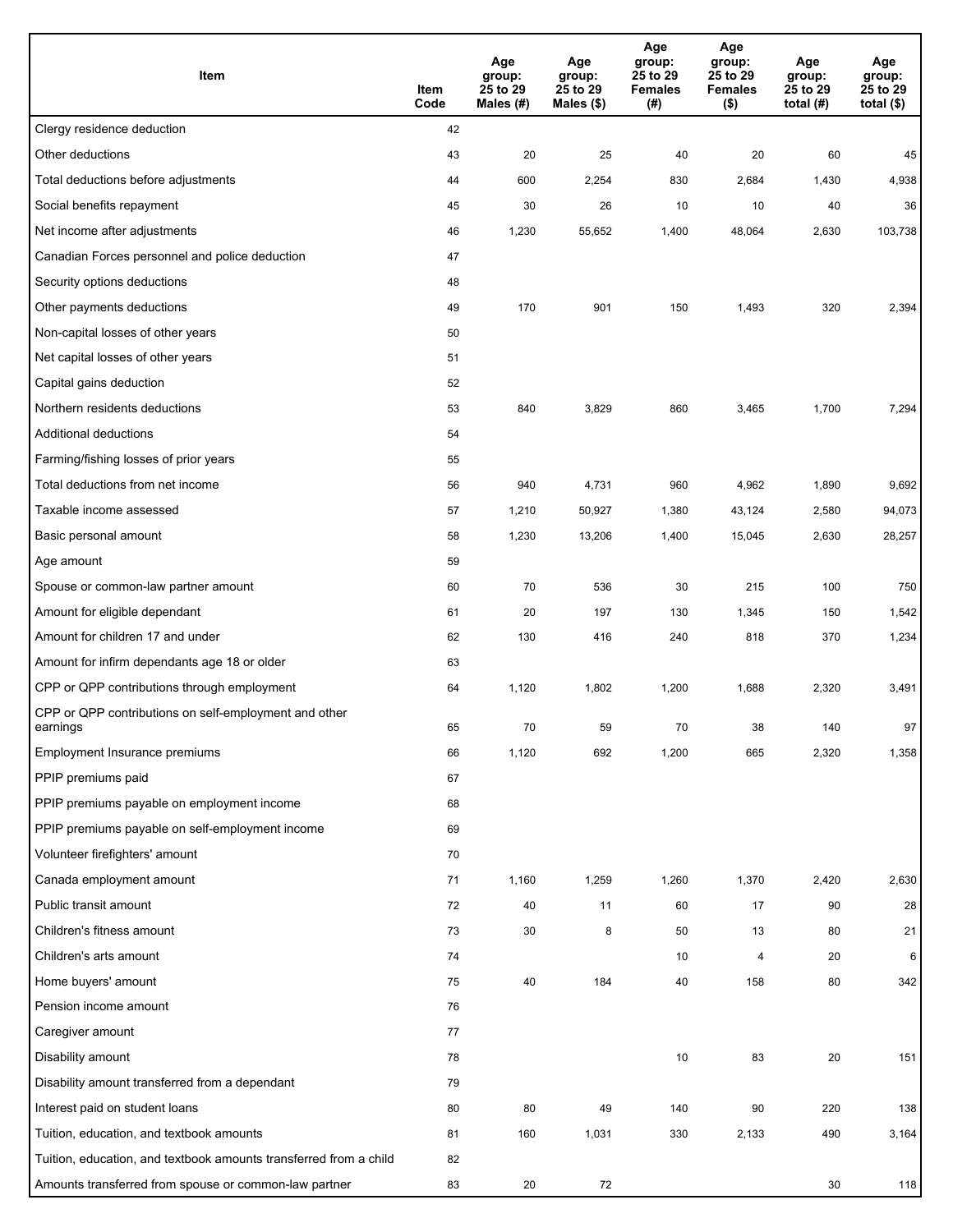| Item | Item Code | Age group: 25 to 29 Males (#) | Age group: 25 to 29 Males ($) | Age group: 25 to 29 Females (#) | Age group: 25 to 29 Females ($) | Age group: 25 to 29 total (#) | Age group: 25 to 29 total ($) |
|---|---|---|---|---|---|---|---|
| Clergy residence deduction | 42 | | | | | | |
| Other deductions | 43 | 20 | 25 | 40 | 20 | 60 | 45 |
| Total deductions before adjustments | 44 | 600 | 2,254 | 830 | 2,684 | 1,430 | 4,938 |
| Social benefits repayment | 45 | 30 | 26 | 10 | 10 | 40 | 36 |
| Net income after adjustments | 46 | 1,230 | 55,652 | 1,400 | 48,064 | 2,630 | 103,738 |
| Canadian Forces personnel and police deduction | 47 | | | | | | |
| Security options deductions | 48 | | | | | | |
| Other payments deductions | 49 | 170 | 901 | 150 | 1,493 | 320 | 2,394 |
| Non-capital losses of other years | 50 | | | | | | |
| Net capital losses of other years | 51 | | | | | | |
| Capital gains deduction | 52 | | | | | | |
| Northern residents deductions | 53 | 840 | 3,829 | 860 | 3,465 | 1,700 | 7,294 |
| Additional deductions | 54 | | | | | | |
| Farming/fishing losses of prior years | 55 | | | | | | |
| Total deductions from net income | 56 | 940 | 4,731 | 960 | 4,962 | 1,890 | 9,692 |
| Taxable income assessed | 57 | 1,210 | 50,927 | 1,380 | 43,124 | 2,580 | 94,073 |
| Basic personal amount | 58 | 1,230 | 13,206 | 1,400 | 15,045 | 2,630 | 28,257 |
| Age amount | 59 | | | | | | |
| Spouse or common-law partner amount | 60 | 70 | 536 | 30 | 215 | 100 | 750 |
| Amount for eligible dependant | 61 | 20 | 197 | 130 | 1,345 | 150 | 1,542 |
| Amount for children 17 and under | 62 | 130 | 416 | 240 | 818 | 370 | 1,234 |
| Amount for infirm dependants age 18 or older | 63 | | | | | | |
| CPP or QPP contributions through employment | 64 | 1,120 | 1,802 | 1,200 | 1,688 | 2,320 | 3,491 |
| CPP or QPP contributions on self-employment and other earnings | 65 | 70 | 59 | 70 | 38 | 140 | 97 |
| Employment Insurance premiums | 66 | 1,120 | 692 | 1,200 | 665 | 2,320 | 1,358 |
| PPIP premiums paid | 67 | | | | | | |
| PPIP premiums payable on employment income | 68 | | | | | | |
| PPIP premiums payable on self-employment income | 69 | | | | | | |
| Volunteer firefighters' amount | 70 | | | | | | |
| Canada employment amount | 71 | 1,160 | 1,259 | 1,260 | 1,370 | 2,420 | 2,630 |
| Public transit amount | 72 | 40 | 11 | 60 | 17 | 90 | 28 |
| Children's fitness amount | 73 | 30 | 8 | 50 | 13 | 80 | 21 |
| Children's arts amount | 74 | | | 10 | 4 | 20 | 6 |
| Home buyers' amount | 75 | 40 | 184 | 40 | 158 | 80 | 342 |
| Pension income amount | 76 | | | | | | |
| Caregiver amount | 77 | | | | | | |
| Disability amount | 78 | | | 10 | 83 | 20 | 151 |
| Disability amount transferred from a dependant | 79 | | | | | | |
| Interest paid on student loans | 80 | 80 | 49 | 140 | 90 | 220 | 138 |
| Tuition, education, and textbook amounts | 81 | 160 | 1,031 | 330 | 2,133 | 490 | 3,164 |
| Tuition, education, and textbook amounts transferred from a child | 82 | | | | | | |
| Amounts transferred from spouse or common-law partner | 83 | 20 | 72 | | | 30 | 118 |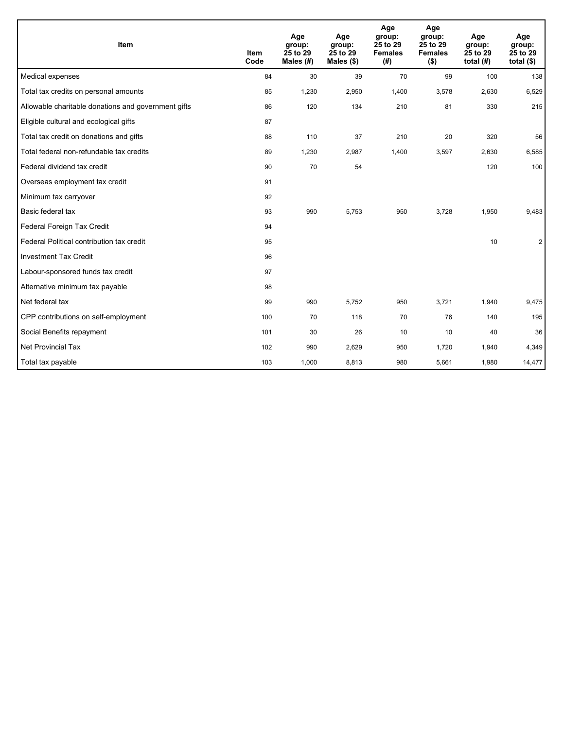| Item | Item Code | Age group: 25 to 29 Males (#) | Age group: 25 to 29 Males ($) | Age group: 25 to 29 Females (#) | Age group: 25 to 29 Females ($) | Age group: 25 to 29 total (#) | Age group: 25 to 29 total ($) |
|---|---|---|---|---|---|---|---|
| Medical expenses | 84 | 30 | 39 | 70 | 99 | 100 | 138 |
| Total tax credits on personal amounts | 85 | 1,230 | 2,950 | 1,400 | 3,578 | 2,630 | 6,529 |
| Allowable charitable donations and government gifts | 86 | 120 | 134 | 210 | 81 | 330 | 215 |
| Eligible cultural and ecological gifts | 87 | | | | | | |
| Total tax credit on donations and gifts | 88 | 110 | 37 | 210 | 20 | 320 | 56 |
| Total federal non-refundable tax credits | 89 | 1,230 | 2,987 | 1,400 | 3,597 | 2,630 | 6,585 |
| Federal dividend tax credit | 90 | 70 | 54 | | | 120 | 100 |
| Overseas employment tax credit | 91 | | | | | | |
| Minimum tax carryover | 92 | | | | | | |
| Basic federal tax | 93 | 990 | 5,753 | 950 | 3,728 | 1,950 | 9,483 |
| Federal Foreign Tax Credit | 94 | | | | | | |
| Federal Political contribution tax credit | 95 | | | | | 10 | 2 |
| Investment Tax Credit | 96 | | | | | | |
| Labour-sponsored funds tax credit | 97 | | | | | | |
| Alternative minimum tax payable | 98 | | | | | | |
| Net federal tax | 99 | 990 | 5,752 | 950 | 3,721 | 1,940 | 9,475 |
| CPP contributions on self-employment | 100 | 70 | 118 | 70 | 76 | 140 | 195 |
| Social Benefits repayment | 101 | 30 | 26 | 10 | 10 | 40 | 36 |
| Net Provincial Tax | 102 | 990 | 2,629 | 950 | 1,720 | 1,940 | 4,349 |
| Total tax payable | 103 | 1,000 | 8,813 | 980 | 5,661 | 1,980 | 14,477 |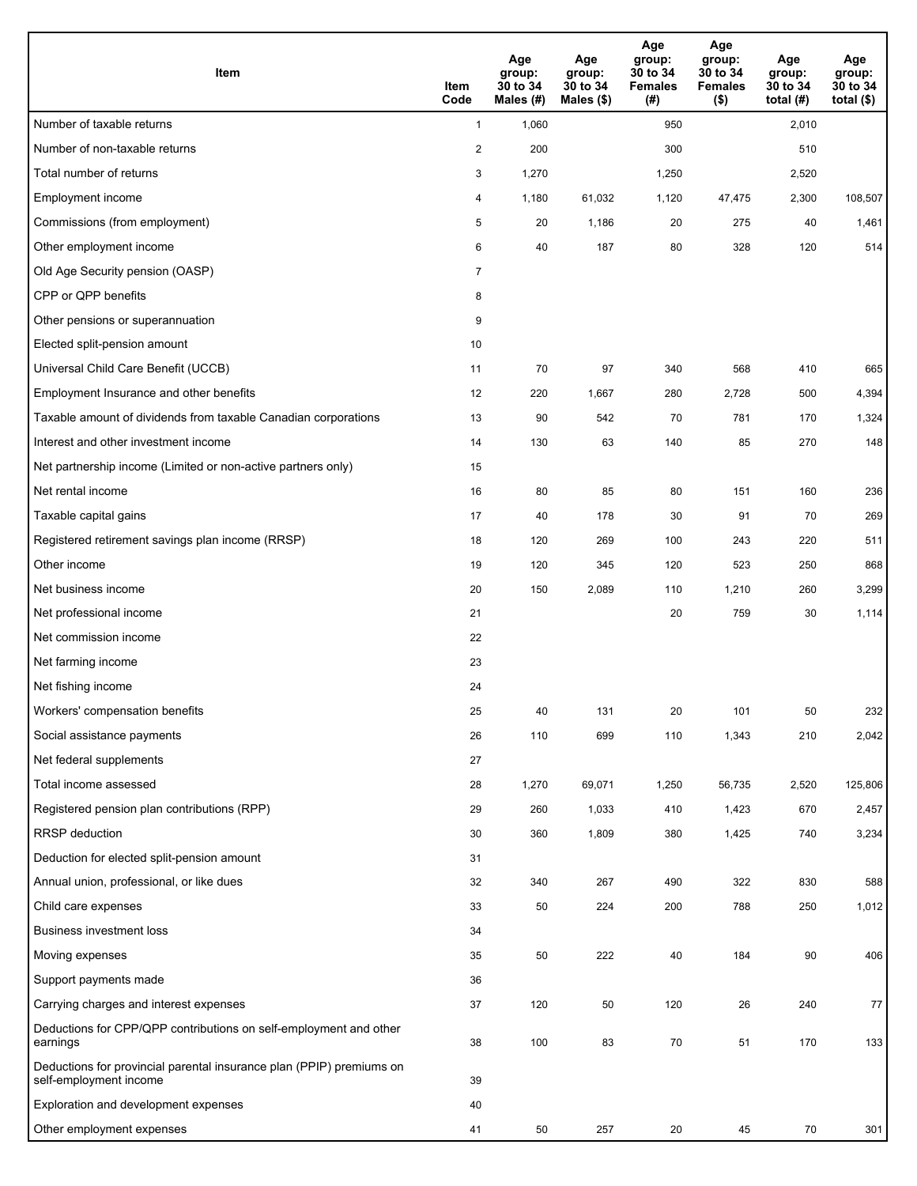| Item | Item Code | Age group: 30 to 34 Males (#) | Age group: 30 to 34 Males ($) | Age group: 30 to 34 Females (#) | Age group: 30 to 34 Females ($) | Age group: 30 to 34 total (#) | Age group: 30 to 34 total ($) |
|---|---|---|---|---|---|---|---|
| Number of taxable returns | 1 | 1,060 | | 950 | | 2,010 | |
| Number of non-taxable returns | 2 | 200 | | 300 | | 510 | |
| Total number of returns | 3 | 1,270 | | 1,250 | | 2,520 | |
| Employment income | 4 | 1,180 | 61,032 | 1,120 | 47,475 | 2,300 | 108,507 |
| Commissions (from employment) | 5 | 20 | 1,186 | 20 | 275 | 40 | 1,461 |
| Other employment income | 6 | 40 | 187 | 80 | 328 | 120 | 514 |
| Old Age Security pension (OASP) | 7 | | | | | | |
| CPP or QPP benefits | 8 | | | | | | |
| Other pensions or superannuation | 9 | | | | | | |
| Elected split-pension amount | 10 | | | | | | |
| Universal Child Care Benefit (UCCB) | 11 | 70 | 97 | 340 | 568 | 410 | 665 |
| Employment Insurance and other benefits | 12 | 220 | 1,667 | 280 | 2,728 | 500 | 4,394 |
| Taxable amount of dividends from taxable Canadian corporations | 13 | 90 | 542 | 70 | 781 | 170 | 1,324 |
| Interest and other investment income | 14 | 130 | 63 | 140 | 85 | 270 | 148 |
| Net partnership income (Limited or non-active partners only) | 15 | | | | | | |
| Net rental income | 16 | 80 | 85 | 80 | 151 | 160 | 236 |
| Taxable capital gains | 17 | 40 | 178 | 30 | 91 | 70 | 269 |
| Registered retirement savings plan income (RRSP) | 18 | 120 | 269 | 100 | 243 | 220 | 511 |
| Other income | 19 | 120 | 345 | 120 | 523 | 250 | 868 |
| Net business income | 20 | 150 | 2,089 | 110 | 1,210 | 260 | 3,299 |
| Net professional income | 21 | | | 20 | 759 | 30 | 1,114 |
| Net commission income | 22 | | | | | | |
| Net farming income | 23 | | | | | | |
| Net fishing income | 24 | | | | | | |
| Workers' compensation benefits | 25 | 40 | 131 | 20 | 101 | 50 | 232 |
| Social assistance payments | 26 | 110 | 699 | 110 | 1,343 | 210 | 2,042 |
| Net federal supplements | 27 | | | | | | |
| Total income assessed | 28 | 1,270 | 69,071 | 1,250 | 56,735 | 2,520 | 125,806 |
| Registered pension plan contributions (RPP) | 29 | 260 | 1,033 | 410 | 1,423 | 670 | 2,457 |
| RRSP deduction | 30 | 360 | 1,809 | 380 | 1,425 | 740 | 3,234 |
| Deduction for elected split-pension amount | 31 | | | | | | |
| Annual union, professional, or like dues | 32 | 340 | 267 | 490 | 322 | 830 | 588 |
| Child care expenses | 33 | 50 | 224 | 200 | 788 | 250 | 1,012 |
| Business investment loss | 34 | | | | | | |
| Moving expenses | 35 | 50 | 222 | 40 | 184 | 90 | 406 |
| Support payments made | 36 | | | | | | |
| Carrying charges and interest expenses | 37 | 120 | 50 | 120 | 26 | 240 | 77 |
| Deductions for CPP/QPP contributions on self-employment and other earnings | 38 | 100 | 83 | 70 | 51 | 170 | 133 |
| Deductions for provincial parental insurance plan (PPIP) premiums on self-employment income | 39 | | | | | | |
| Exploration and development expenses | 40 | | | | | | |
| Other employment expenses | 41 | 50 | 257 | 20 | 45 | 70 | 301 |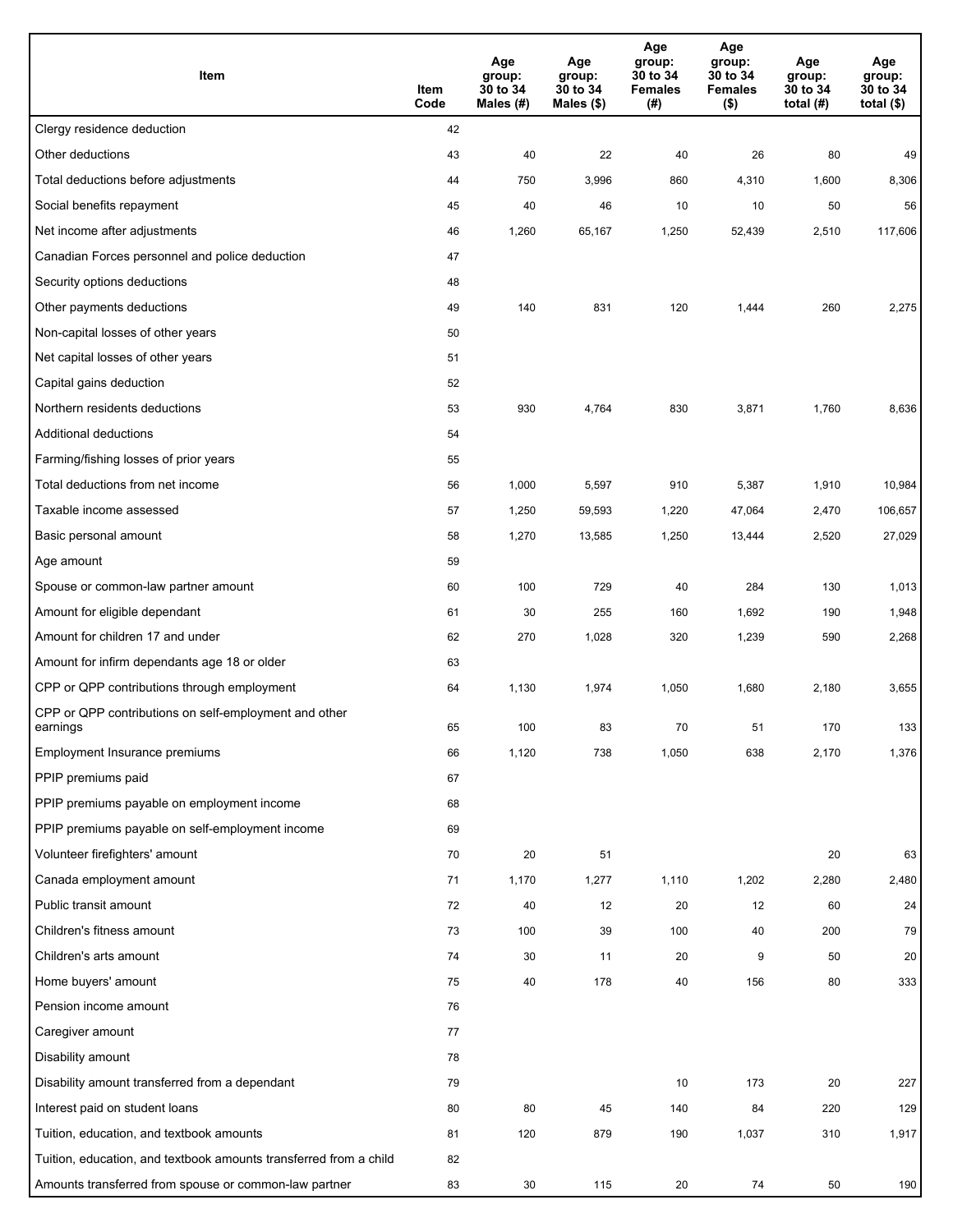| Item | Item Code | Age group: 30 to 34 Males (#) | Age group: 30 to 34 Males ($) | Age group: 30 to 34 Females (#) | Age group: 30 to 34 Females ($) | Age group: 30 to 34 total (#) | Age group: 30 to 34 total ($) |
|---|---|---|---|---|---|---|---|
| Clergy residence deduction | 42 | | | | | | |
| Other deductions | 43 | 40 | 22 | 40 | 26 | 80 | 49 |
| Total deductions before adjustments | 44 | 750 | 3,996 | 860 | 4,310 | 1,600 | 8,306 |
| Social benefits repayment | 45 | 40 | 46 | 10 | 10 | 50 | 56 |
| Net income after adjustments | 46 | 1,260 | 65,167 | 1,250 | 52,439 | 2,510 | 117,606 |
| Canadian Forces personnel and police deduction | 47 | | | | | | |
| Security options deductions | 48 | | | | | | |
| Other payments deductions | 49 | 140 | 831 | 120 | 1,444 | 260 | 2,275 |
| Non-capital losses of other years | 50 | | | | | | |
| Net capital losses of other years | 51 | | | | | | |
| Capital gains deduction | 52 | | | | | | |
| Northern residents deductions | 53 | 930 | 4,764 | 830 | 3,871 | 1,760 | 8,636 |
| Additional deductions | 54 | | | | | | |
| Farming/fishing losses of prior years | 55 | | | | | | |
| Total deductions from net income | 56 | 1,000 | 5,597 | 910 | 5,387 | 1,910 | 10,984 |
| Taxable income assessed | 57 | 1,250 | 59,593 | 1,220 | 47,064 | 2,470 | 106,657 |
| Basic personal amount | 58 | 1,270 | 13,585 | 1,250 | 13,444 | 2,520 | 27,029 |
| Age amount | 59 | | | | | | |
| Spouse or common-law partner amount | 60 | 100 | 729 | 40 | 284 | 130 | 1,013 |
| Amount for eligible dependant | 61 | 30 | 255 | 160 | 1,692 | 190 | 1,948 |
| Amount for children 17 and under | 62 | 270 | 1,028 | 320 | 1,239 | 590 | 2,268 |
| Amount for infirm dependants age 18 or older | 63 | | | | | | |
| CPP or QPP contributions through employment | 64 | 1,130 | 1,974 | 1,050 | 1,680 | 2,180 | 3,655 |
| CPP or QPP contributions on self-employment and other earnings | 65 | 100 | 83 | 70 | 51 | 170 | 133 |
| Employment Insurance premiums | 66 | 1,120 | 738 | 1,050 | 638 | 2,170 | 1,376 |
| PPIP premiums paid | 67 | | | | | | |
| PPIP premiums payable on employment income | 68 | | | | | | |
| PPIP premiums payable on self-employment income | 69 | | | | | | |
| Volunteer firefighters' amount | 70 | 20 | 51 | | | 20 | 63 |
| Canada employment amount | 71 | 1,170 | 1,277 | 1,110 | 1,202 | 2,280 | 2,480 |
| Public transit amount | 72 | 40 | 12 | 20 | 12 | 60 | 24 |
| Children's fitness amount | 73 | 100 | 39 | 100 | 40 | 200 | 79 |
| Children's arts amount | 74 | 30 | 11 | 20 | 9 | 50 | 20 |
| Home buyers' amount | 75 | 40 | 178 | 40 | 156 | 80 | 333 |
| Pension income amount | 76 | | | | | | |
| Caregiver amount | 77 | | | | | | |
| Disability amount | 78 | | | | | | |
| Disability amount transferred from a dependant | 79 | | | 10 | 173 | 20 | 227 |
| Interest paid on student loans | 80 | 80 | 45 | 140 | 84 | 220 | 129 |
| Tuition, education, and textbook amounts | 81 | 120 | 879 | 190 | 1,037 | 310 | 1,917 |
| Tuition, education, and textbook amounts transferred from a child | 82 | | | | | | |
| Amounts transferred from spouse or common-law partner | 83 | 30 | 115 | 20 | 74 | 50 | 190 |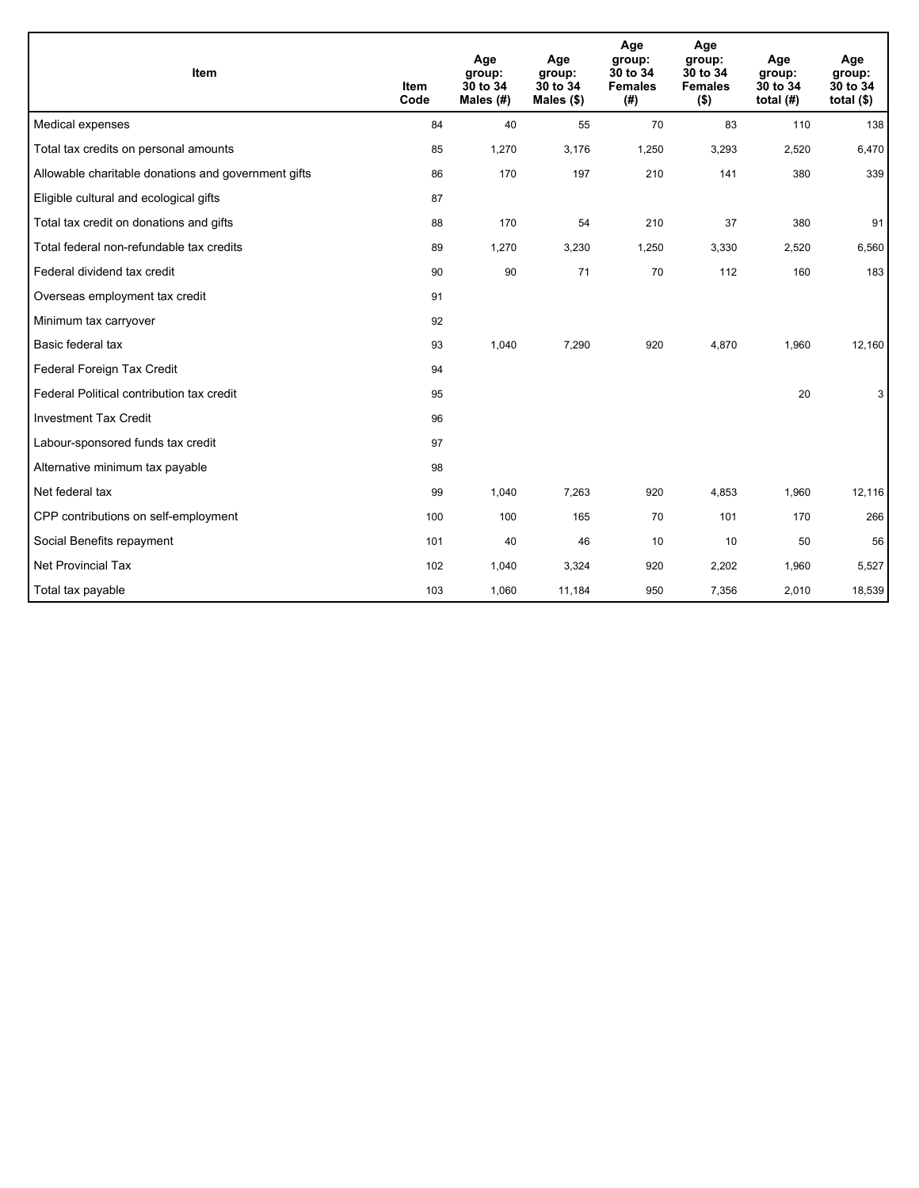| Item | Item Code | Age group: 30 to 34 Males (#) | Age group: 30 to 34 Males ($) | Age group: 30 to 34 Females (#) | Age group: 30 to 34 Females ($) | Age group: 30 to 34 total (#) | Age group: 30 to 34 total ($) |
| --- | --- | --- | --- | --- | --- | --- | --- |
| Medical expenses | 84 | 40 | 55 | 70 | 83 | 110 | 138 |
| Total tax credits on personal amounts | 85 | 1,270 | 3,176 | 1,250 | 3,293 | 2,520 | 6,470 |
| Allowable charitable donations and government gifts | 86 | 170 | 197 | 210 | 141 | 380 | 339 |
| Eligible cultural and ecological gifts | 87 | | | | | | |
| Total tax credit on donations and gifts | 88 | 170 | 54 | 210 | 37 | 380 | 91 |
| Total federal non-refundable tax credits | 89 | 1,270 | 3,230 | 1,250 | 3,330 | 2,520 | 6,560 |
| Federal dividend tax credit | 90 | 90 | 71 | 70 | 112 | 160 | 183 |
| Overseas employment tax credit | 91 | | | | | | |
| Minimum tax carryover | 92 | | | | | | |
| Basic federal tax | 93 | 1,040 | 7,290 | 920 | 4,870 | 1,960 | 12,160 |
| Federal Foreign Tax Credit | 94 | | | | | | |
| Federal Political contribution tax credit | 95 | | | | | 20 | 3 |
| Investment Tax Credit | 96 | | | | | | |
| Labour-sponsored funds tax credit | 97 | | | | | | |
| Alternative minimum tax payable | 98 | | | | | | |
| Net federal tax | 99 | 1,040 | 7,263 | 920 | 4,853 | 1,960 | 12,116 |
| CPP contributions on self-employment | 100 | 100 | 165 | 70 | 101 | 170 | 266 |
| Social Benefits repayment | 101 | 40 | 46 | 10 | 10 | 50 | 56 |
| Net Provincial Tax | 102 | 1,040 | 3,324 | 920 | 2,202 | 1,960 | 5,527 |
| Total tax payable | 103 | 1,060 | 11,184 | 950 | 7,356 | 2,010 | 18,539 |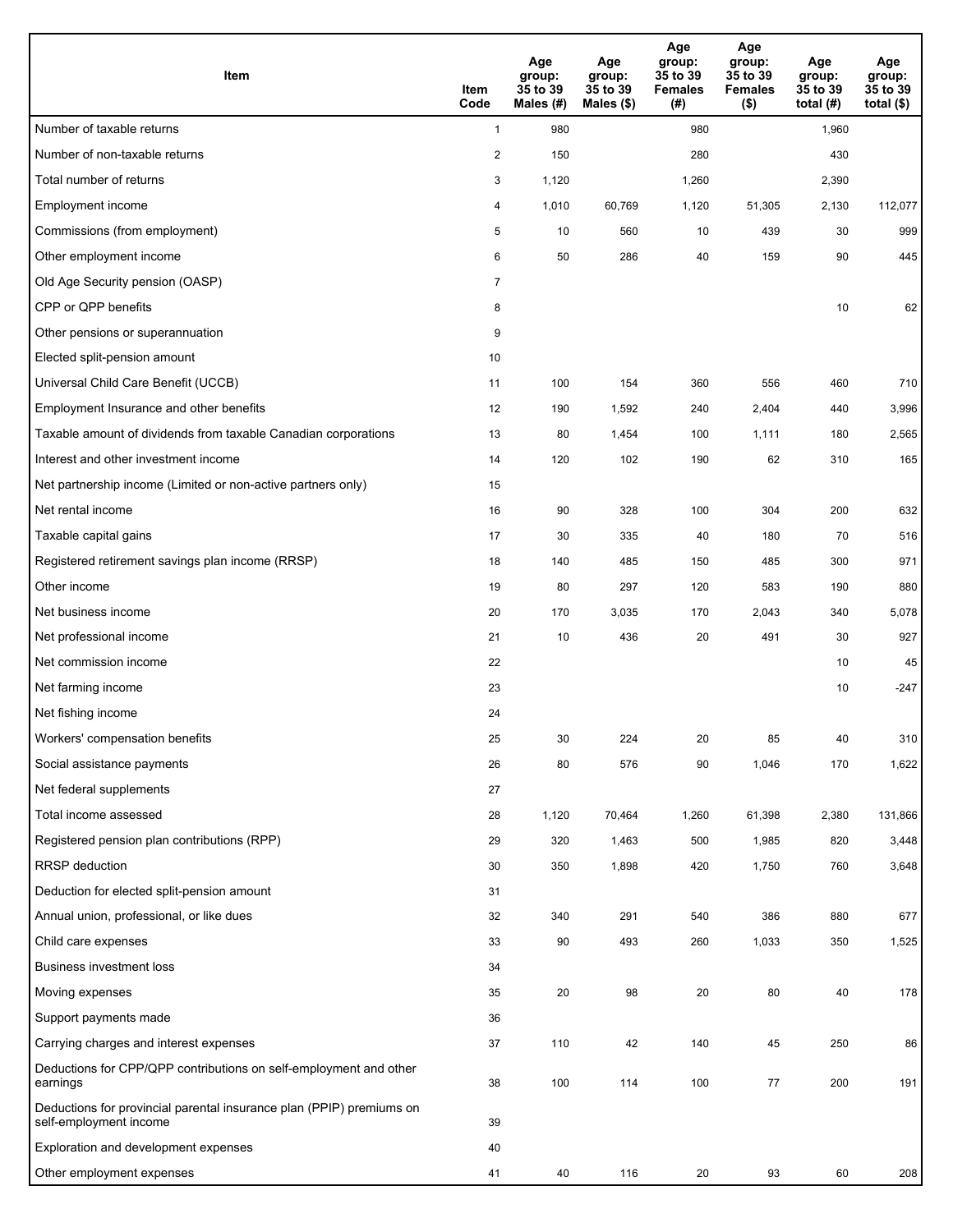| Item | Item Code | Age group: 35 to 39 Males (#) | Age group: 35 to 39 Males ($) | Age group: 35 to 39 Females (#) | Age group: 35 to 39 Females ($) | Age group: 35 to 39 total (#) | Age group: 35 to 39 total ($) |
|---|---|---|---|---|---|---|---|
| Number of taxable returns | 1 | 980 | | 980 | | 1,960 | |
| Number of non-taxable returns | 2 | 150 | | 280 | | 430 | |
| Total number of returns | 3 | 1,120 | | 1,260 | | 2,390 | |
| Employment income | 4 | 1,010 | 60,769 | 1,120 | 51,305 | 2,130 | 112,077 |
| Commissions (from employment) | 5 | 10 | 560 | 10 | 439 | 30 | 999 |
| Other employment income | 6 | 50 | 286 | 40 | 159 | 90 | 445 |
| Old Age Security pension (OASP) | 7 | | | | | | |
| CPP or QPP benefits | 8 | | | | | 10 | 62 |
| Other pensions or superannuation | 9 | | | | | | |
| Elected split-pension amount | 10 | | | | | | |
| Universal Child Care Benefit (UCCB) | 11 | 100 | 154 | 360 | 556 | 460 | 710 |
| Employment Insurance and other benefits | 12 | 190 | 1,592 | 240 | 2,404 | 440 | 3,996 |
| Taxable amount of dividends from taxable Canadian corporations | 13 | 80 | 1,454 | 100 | 1,111 | 180 | 2,565 |
| Interest and other investment income | 14 | 120 | 102 | 190 | 62 | 310 | 165 |
| Net partnership income (Limited or non-active partners only) | 15 | | | | | | |
| Net rental income | 16 | 90 | 328 | 100 | 304 | 200 | 632 |
| Taxable capital gains | 17 | 30 | 335 | 40 | 180 | 70 | 516 |
| Registered retirement savings plan income (RRSP) | 18 | 140 | 485 | 150 | 485 | 300 | 971 |
| Other income | 19 | 80 | 297 | 120 | 583 | 190 | 880 |
| Net business income | 20 | 170 | 3,035 | 170 | 2,043 | 340 | 5,078 |
| Net professional income | 21 | 10 | 436 | 20 | 491 | 30 | 927 |
| Net commission income | 22 | | | | | 10 | 45 |
| Net farming income | 23 | | | | | 10 | -247 |
| Net fishing income | 24 | | | | | | |
| Workers' compensation benefits | 25 | 30 | 224 | 20 | 85 | 40 | 310 |
| Social assistance payments | 26 | 80 | 576 | 90 | 1,046 | 170 | 1,622 |
| Net federal supplements | 27 | | | | | | |
| Total income assessed | 28 | 1,120 | 70,464 | 1,260 | 61,398 | 2,380 | 131,866 |
| Registered pension plan contributions (RPP) | 29 | 320 | 1,463 | 500 | 1,985 | 820 | 3,448 |
| RRSP deduction | 30 | 350 | 1,898 | 420 | 1,750 | 760 | 3,648 |
| Deduction for elected split-pension amount | 31 | | | | | | |
| Annual union, professional, or like dues | 32 | 340 | 291 | 540 | 386 | 880 | 677 |
| Child care expenses | 33 | 90 | 493 | 260 | 1,033 | 350 | 1,525 |
| Business investment loss | 34 | | | | | | |
| Moving expenses | 35 | 20 | 98 | 20 | 80 | 40 | 178 |
| Support payments made | 36 | | | | | | |
| Carrying charges and interest expenses | 37 | 110 | 42 | 140 | 45 | 250 | 86 |
| Deductions for CPP/QPP contributions on self-employment and other earnings | 38 | 100 | 114 | 100 | 77 | 200 | 191 |
| Deductions for provincial parental insurance plan (PPIP) premiums on self-employment income | 39 | | | | | | |
| Exploration and development expenses | 40 | | | | | | |
| Other employment expenses | 41 | 40 | 116 | 20 | 93 | 60 | 208 |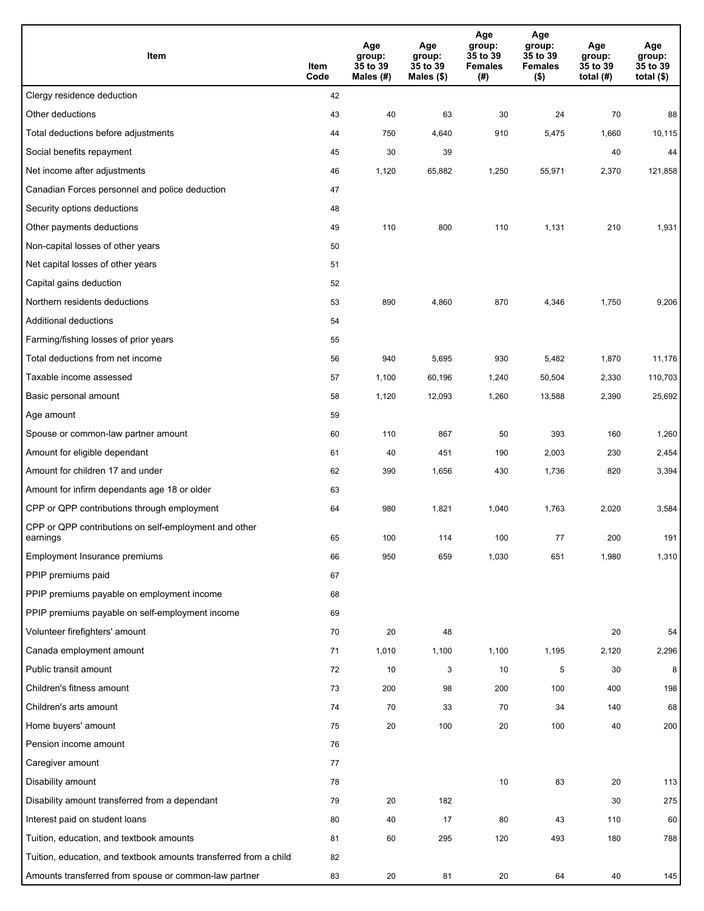| Item | Item Code | Age group: 35 to 39 Males (#) | Age group: 35 to 39 Males ($) | Age group: 35 to 39 Females (#) | Age group: 35 to 39 Females ($) | Age group: 35 to 39 total (#) | Age group: 35 to 39 total ($) |
|---|---|---|---|---|---|---|---|
| Clergy residence deduction | 42 | | | | | | |
| Other deductions | 43 | 40 | 63 | 30 | 24 | 70 | 88 |
| Total deductions before adjustments | 44 | 750 | 4,640 | 910 | 5,475 | 1,660 | 10,115 |
| Social benefits repayment | 45 | 30 | 39 | | | 40 | 44 |
| Net income after adjustments | 46 | 1,120 | 65,882 | 1,250 | 55,971 | 2,370 | 121,858 |
| Canadian Forces personnel and police deduction | 47 | | | | | | |
| Security options deductions | 48 | | | | | | |
| Other payments deductions | 49 | 110 | 800 | 110 | 1,131 | 210 | 1,931 |
| Non-capital losses of other years | 50 | | | | | | |
| Net capital losses of other years | 51 | | | | | | |
| Capital gains deduction | 52 | | | | | | |
| Northern residents deductions | 53 | 890 | 4,860 | 870 | 4,346 | 1,750 | 9,206 |
| Additional deductions | 54 | | | | | | |
| Farming/fishing losses of prior years | 55 | | | | | | |
| Total deductions from net income | 56 | 940 | 5,695 | 930 | 5,482 | 1,870 | 11,176 |
| Taxable income assessed | 57 | 1,100 | 60,196 | 1,240 | 50,504 | 2,330 | 110,703 |
| Basic personal amount | 58 | 1,120 | 12,093 | 1,260 | 13,588 | 2,390 | 25,692 |
| Age amount | 59 | | | | | | |
| Spouse or common-law partner amount | 60 | 110 | 867 | 50 | 393 | 160 | 1,260 |
| Amount for eligible dependant | 61 | 40 | 451 | 190 | 2,003 | 230 | 2,454 |
| Amount for children 17 and under | 62 | 390 | 1,656 | 430 | 1,736 | 820 | 3,394 |
| Amount for infirm dependants age 18 or older | 63 | | | | | | |
| CPP or QPP contributions through employment | 64 | 980 | 1,821 | 1,040 | 1,763 | 2,020 | 3,584 |
| CPP or QPP contributions on self-employment and other earnings | 65 | 100 | 114 | 100 | 77 | 200 | 191 |
| Employment Insurance premiums | 66 | 950 | 659 | 1,030 | 651 | 1,980 | 1,310 |
| PPIP premiums paid | 67 | | | | | | |
| PPIP premiums payable on employment income | 68 | | | | | | |
| PPIP premiums payable on self-employment income | 69 | | | | | | |
| Volunteer firefighters' amount | 70 | 20 | 48 | | | 20 | 54 |
| Canada employment amount | 71 | 1,010 | 1,100 | 1,100 | 1,195 | 2,120 | 2,296 |
| Public transit amount | 72 | 10 | 3 | 10 | 5 | 30 | 8 |
| Children's fitness amount | 73 | 200 | 98 | 200 | 100 | 400 | 198 |
| Children's arts amount | 74 | 70 | 33 | 70 | 34 | 140 | 68 |
| Home buyers' amount | 75 | 20 | 100 | 20 | 100 | 40 | 200 |
| Pension income amount | 76 | | | | | | |
| Caregiver amount | 77 | | | | | | |
| Disability amount | 78 | | | 10 | 83 | 20 | 113 |
| Disability amount transferred from a dependant | 79 | 20 | 182 | | | 30 | 275 |
| Interest paid on student loans | 80 | 40 | 17 | 80 | 43 | 110 | 60 |
| Tuition, education, and textbook amounts | 81 | 60 | 295 | 120 | 493 | 180 | 788 |
| Tuition, education, and textbook amounts transferred from a child | 82 | | | | | | |
| Amounts transferred from spouse or common-law partner | 83 | 20 | 81 | 20 | 64 | 40 | 145 |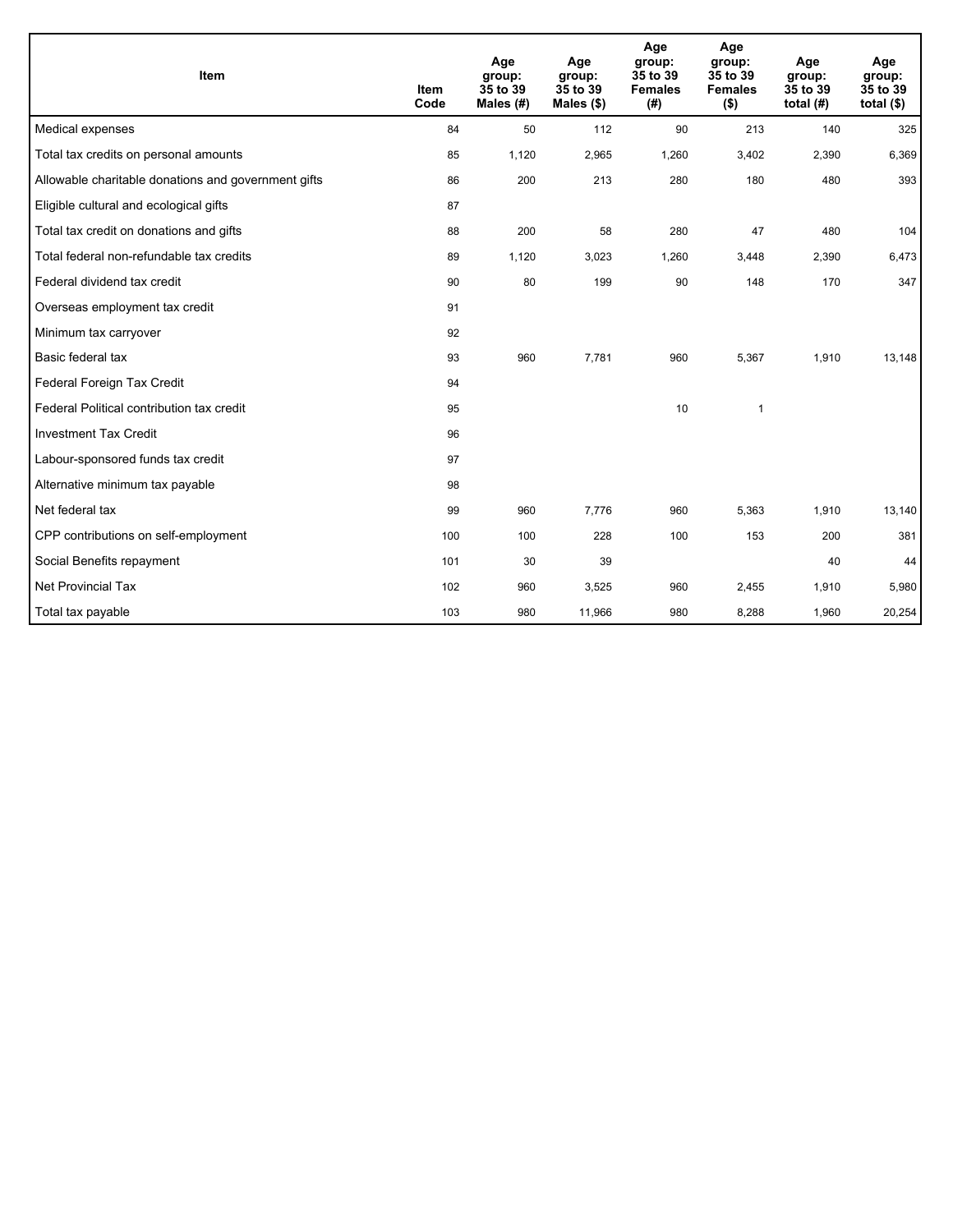| Item | Item Code | Age group: 35 to 39 Males (#) | Age group: 35 to 39 Males ($) | Age group: 35 to 39 Females (#) | Age group: 35 to 39 Females ($) | Age group: 35 to 39 total (#) | Age group: 35 to 39 total ($) |
|---|---|---|---|---|---|---|---|
| Medical expenses | 84 | 50 | 112 | 90 | 213 | 140 | 325 |
| Total tax credits on personal amounts | 85 | 1,120 | 2,965 | 1,260 | 3,402 | 2,390 | 6,369 |
| Allowable charitable donations and government gifts | 86 | 200 | 213 | 280 | 180 | 480 | 393 |
| Eligible cultural and ecological gifts | 87 | | | | | | |
| Total tax credit on donations and gifts | 88 | 200 | 58 | 280 | 47 | 480 | 104 |
| Total federal non-refundable tax credits | 89 | 1,120 | 3,023 | 1,260 | 3,448 | 2,390 | 6,473 |
| Federal dividend tax credit | 90 | 80 | 199 | 90 | 148 | 170 | 347 |
| Overseas employment tax credit | 91 | | | | | | |
| Minimum tax carryover | 92 | | | | | | |
| Basic federal tax | 93 | 960 | 7,781 | 960 | 5,367 | 1,910 | 13,148 |
| Federal Foreign Tax Credit | 94 | | | | | | |
| Federal Political contribution tax credit | 95 | | | 10 | 1 | | |
| Investment Tax Credit | 96 | | | | | | |
| Labour-sponsored funds tax credit | 97 | | | | | | |
| Alternative minimum tax payable | 98 | | | | | | |
| Net federal tax | 99 | 960 | 7,776 | 960 | 5,363 | 1,910 | 13,140 |
| CPP contributions on self-employment | 100 | 100 | 228 | 100 | 153 | 200 | 381 |
| Social Benefits repayment | 101 | 30 | 39 | | | 40 | 44 |
| Net Provincial Tax | 102 | 960 | 3,525 | 960 | 2,455 | 1,910 | 5,980 |
| Total tax payable | 103 | 980 | 11,966 | 980 | 8,288 | 1,960 | 20,254 |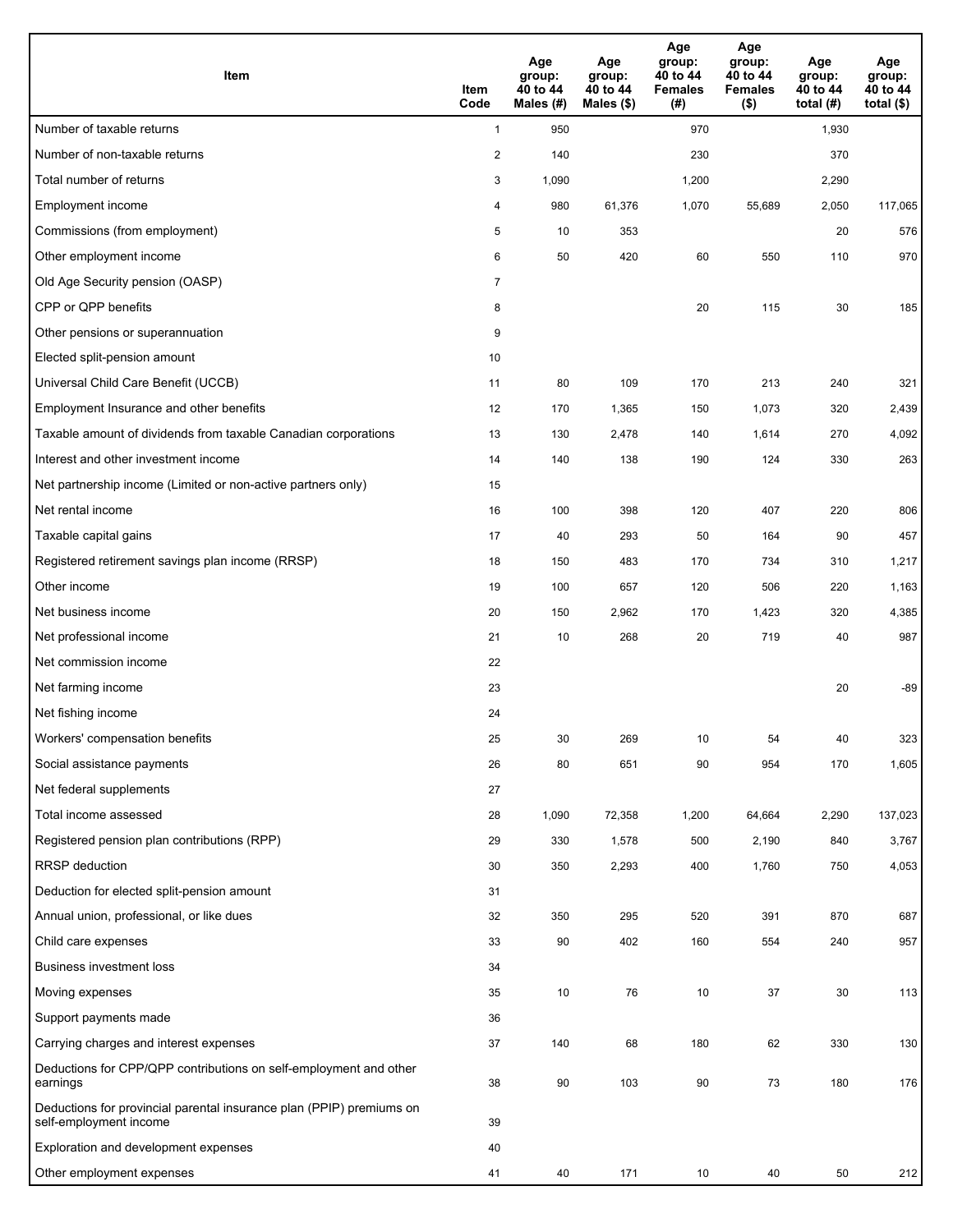| Item | Item Code | Age group: 40 to 44 Males (#) | Age group: 40 to 44 Males ($) | Age group: 40 to 44 Females (#) | Age group: 40 to 44 Females ($) | Age group: 40 to 44 total (#) | Age group: 40 to 44 total ($) |
|---|---|---|---|---|---|---|---|
| Number of taxable returns | 1 | 950 | | 970 | | 1,930 | |
| Number of non-taxable returns | 2 | 140 | | 230 | | 370 | |
| Total number of returns | 3 | 1,090 | | 1,200 | | 2,290 | |
| Employment income | 4 | 980 | 61,376 | 1,070 | 55,689 | 2,050 | 117,065 |
| Commissions (from employment) | 5 | 10 | 353 | | | 20 | 576 |
| Other employment income | 6 | 50 | 420 | 60 | 550 | 110 | 970 |
| Old Age Security pension (OASP) | 7 | | | | | | |
| CPP or QPP benefits | 8 | | | 20 | 115 | 30 | 185 |
| Other pensions or superannuation | 9 | | | | | | |
| Elected split-pension amount | 10 | | | | | | |
| Universal Child Care Benefit (UCCB) | 11 | 80 | 109 | 170 | 213 | 240 | 321 |
| Employment Insurance and other benefits | 12 | 170 | 1,365 | 150 | 1,073 | 320 | 2,439 |
| Taxable amount of dividends from taxable Canadian corporations | 13 | 130 | 2,478 | 140 | 1,614 | 270 | 4,092 |
| Interest and other investment income | 14 | 140 | 138 | 190 | 124 | 330 | 263 |
| Net partnership income (Limited or non-active partners only) | 15 | | | | | | |
| Net rental income | 16 | 100 | 398 | 120 | 407 | 220 | 806 |
| Taxable capital gains | 17 | 40 | 293 | 50 | 164 | 90 | 457 |
| Registered retirement savings plan income (RRSP) | 18 | 150 | 483 | 170 | 734 | 310 | 1,217 |
| Other income | 19 | 100 | 657 | 120 | 506 | 220 | 1,163 |
| Net business income | 20 | 150 | 2,962 | 170 | 1,423 | 320 | 4,385 |
| Net professional income | 21 | 10 | 268 | 20 | 719 | 40 | 987 |
| Net commission income | 22 | | | | | | |
| Net farming income | 23 | | | | | 20 | -89 |
| Net fishing income | 24 | | | | | | |
| Workers' compensation benefits | 25 | 30 | 269 | 10 | 54 | 40 | 323 |
| Social assistance payments | 26 | 80 | 651 | 90 | 954 | 170 | 1,605 |
| Net federal supplements | 27 | | | | | | |
| Total income assessed | 28 | 1,090 | 72,358 | 1,200 | 64,664 | 2,290 | 137,023 |
| Registered pension plan contributions (RPP) | 29 | 330 | 1,578 | 500 | 2,190 | 840 | 3,767 |
| RRSP deduction | 30 | 350 | 2,293 | 400 | 1,760 | 750 | 4,053 |
| Deduction for elected split-pension amount | 31 | | | | | | |
| Annual union, professional, or like dues | 32 | 350 | 295 | 520 | 391 | 870 | 687 |
| Child care expenses | 33 | 90 | 402 | 160 | 554 | 240 | 957 |
| Business investment loss | 34 | | | | | | |
| Moving expenses | 35 | 10 | 76 | 10 | 37 | 30 | 113 |
| Support payments made | 36 | | | | | | |
| Carrying charges and interest expenses | 37 | 140 | 68 | 180 | 62 | 330 | 130 |
| Deductions for CPP/QPP contributions on self-employment and other earnings | 38 | 90 | 103 | 90 | 73 | 180 | 176 |
| Deductions for provincial parental insurance plan (PPIP) premiums on self-employment income | 39 | | | | | | |
| Exploration and development expenses | 40 | | | | | | |
| Other employment expenses | 41 | 40 | 171 | 10 | 40 | 50 | 212 |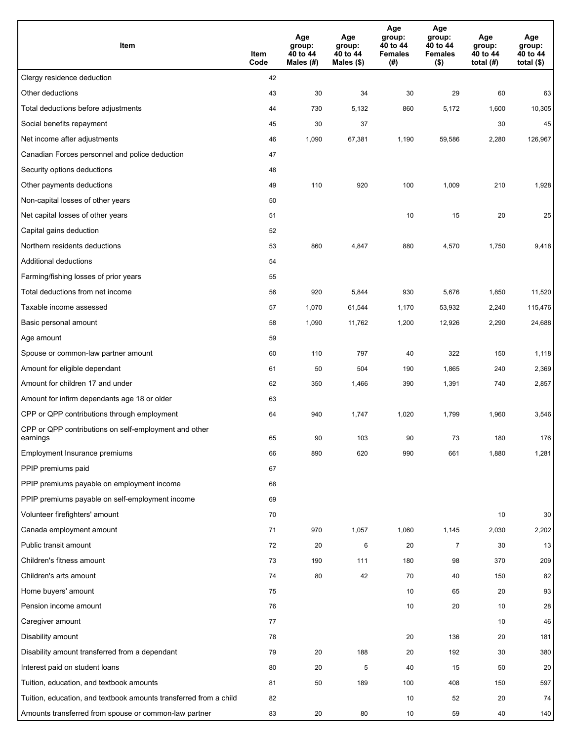| Item | Item Code | Age group: 40 to 44 Males (#) | Age group: 40 to 44 Males ($) | Age group: 40 to 44 Females (#) | Age group: 40 to 44 Females ($) | Age group: 40 to 44 total (#) | Age group: 40 to 44 total ($) |
|---|---|---|---|---|---|---|---|
| Clergy residence deduction | 42 | | | | | | |
| Other deductions | 43 | 30 | 34 | 30 | 29 | 60 | 63 |
| Total deductions before adjustments | 44 | 730 | 5,132 | 860 | 5,172 | 1,600 | 10,305 |
| Social benefits repayment | 45 | 30 | 37 | | | 30 | 45 |
| Net income after adjustments | 46 | 1,090 | 67,381 | 1,190 | 59,586 | 2,280 | 126,967 |
| Canadian Forces personnel and police deduction | 47 | | | | | | |
| Security options deductions | 48 | | | | | | |
| Other payments deductions | 49 | 110 | 920 | 100 | 1,009 | 210 | 1,928 |
| Non-capital losses of other years | 50 | | | | | | |
| Net capital losses of other years | 51 | | | 10 | 15 | 20 | 25 |
| Capital gains deduction | 52 | | | | | | |
| Northern residents deductions | 53 | 860 | 4,847 | 880 | 4,570 | 1,750 | 9,418 |
| Additional deductions | 54 | | | | | | |
| Farming/fishing losses of prior years | 55 | | | | | | |
| Total deductions from net income | 56 | 920 | 5,844 | 930 | 5,676 | 1,850 | 11,520 |
| Taxable income assessed | 57 | 1,070 | 61,544 | 1,170 | 53,932 | 2,240 | 115,476 |
| Basic personal amount | 58 | 1,090 | 11,762 | 1,200 | 12,926 | 2,290 | 24,688 |
| Age amount | 59 | | | | | | |
| Spouse or common-law partner amount | 60 | 110 | 797 | 40 | 322 | 150 | 1,118 |
| Amount for eligible dependant | 61 | 50 | 504 | 190 | 1,865 | 240 | 2,369 |
| Amount for children 17 and under | 62 | 350 | 1,466 | 390 | 1,391 | 740 | 2,857 |
| Amount for infirm dependants age 18 or older | 63 | | | | | | |
| CPP or QPP contributions through employment | 64 | 940 | 1,747 | 1,020 | 1,799 | 1,960 | 3,546 |
| CPP or QPP contributions on self-employment and other earnings | 65 | 90 | 103 | 90 | 73 | 180 | 176 |
| Employment Insurance premiums | 66 | 890 | 620 | 990 | 661 | 1,880 | 1,281 |
| PPIP premiums paid | 67 | | | | | | |
| PPIP premiums payable on employment income | 68 | | | | | | |
| PPIP premiums payable on self-employment income | 69 | | | | | | |
| Volunteer firefighters' amount | 70 | | | | | 10 | 30 |
| Canada employment amount | 71 | 970 | 1,057 | 1,060 | 1,145 | 2,030 | 2,202 |
| Public transit amount | 72 | 20 | 6 | 20 | 7 | 30 | 13 |
| Children's fitness amount | 73 | 190 | 111 | 180 | 98 | 370 | 209 |
| Children's arts amount | 74 | 80 | 42 | 70 | 40 | 150 | 82 |
| Home buyers' amount | 75 | | | 10 | 65 | 20 | 93 |
| Pension income amount | 76 | | | 10 | 20 | 10 | 28 |
| Caregiver amount | 77 | | | | | 10 | 46 |
| Disability amount | 78 | | | 20 | 136 | 20 | 181 |
| Disability amount transferred from a dependant | 79 | 20 | 188 | 20 | 192 | 30 | 380 |
| Interest paid on student loans | 80 | 20 | 5 | 40 | 15 | 50 | 20 |
| Tuition, education, and textbook amounts | 81 | 50 | 189 | 100 | 408 | 150 | 597 |
| Tuition, education, and textbook amounts transferred from a child | 82 | | | 10 | 52 | 20 | 74 |
| Amounts transferred from spouse or common-law partner | 83 | 20 | 80 | 10 | 59 | 40 | 140 |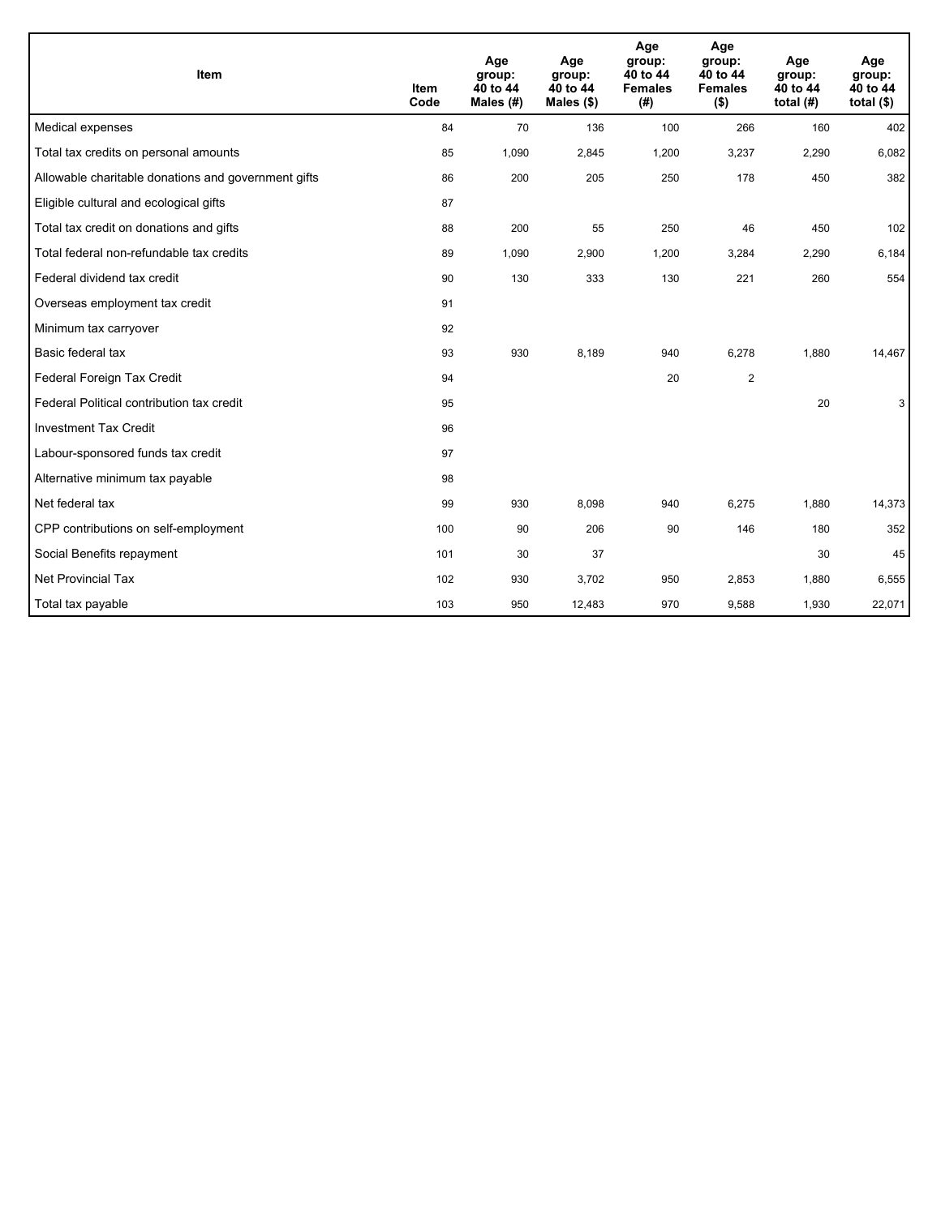| Item | Item Code | Age group: 40 to 44 Males (#) | Age group: 40 to 44 Males ($) | Age group: 40 to 44 Females (#) | Age group: 40 to 44 Females ($) | Age group: 40 to 44 total (#) | Age group: 40 to 44 total ($) |
|---|---|---|---|---|---|---|---|
| Medical expenses | 84 | 70 | 136 | 100 | 266 | 160 | 402 |
| Total tax credits on personal amounts | 85 | 1,090 | 2,845 | 1,200 | 3,237 | 2,290 | 6,082 |
| Allowable charitable donations and government gifts | 86 | 200 | 205 | 250 | 178 | 450 | 382 |
| Eligible cultural and ecological gifts | 87 | | | | | | |
| Total tax credit on donations and gifts | 88 | 200 | 55 | 250 | 46 | 450 | 102 |
| Total federal non-refundable tax credits | 89 | 1,090 | 2,900 | 1,200 | 3,284 | 2,290 | 6,184 |
| Federal dividend tax credit | 90 | 130 | 333 | 130 | 221 | 260 | 554 |
| Overseas employment tax credit | 91 | | | | | | |
| Minimum tax carryover | 92 | | | | | | |
| Basic federal tax | 93 | 930 | 8,189 | 940 | 6,278 | 1,880 | 14,467 |
| Federal Foreign Tax Credit | 94 | | | 20 | 2 | | |
| Federal Political contribution tax credit | 95 | | | | | 20 | 3 |
| Investment Tax Credit | 96 | | | | | | |
| Labour-sponsored funds tax credit | 97 | | | | | | |
| Alternative minimum tax payable | 98 | | | | | | |
| Net federal tax | 99 | 930 | 8,098 | 940 | 6,275 | 1,880 | 14,373 |
| CPP contributions on self-employment | 100 | 90 | 206 | 90 | 146 | 180 | 352 |
| Social Benefits repayment | 101 | 30 | 37 | | | 30 | 45 |
| Net Provincial Tax | 102 | 930 | 3,702 | 950 | 2,853 | 1,880 | 6,555 |
| Total tax payable | 103 | 950 | 12,483 | 970 | 9,588 | 1,930 | 22,071 |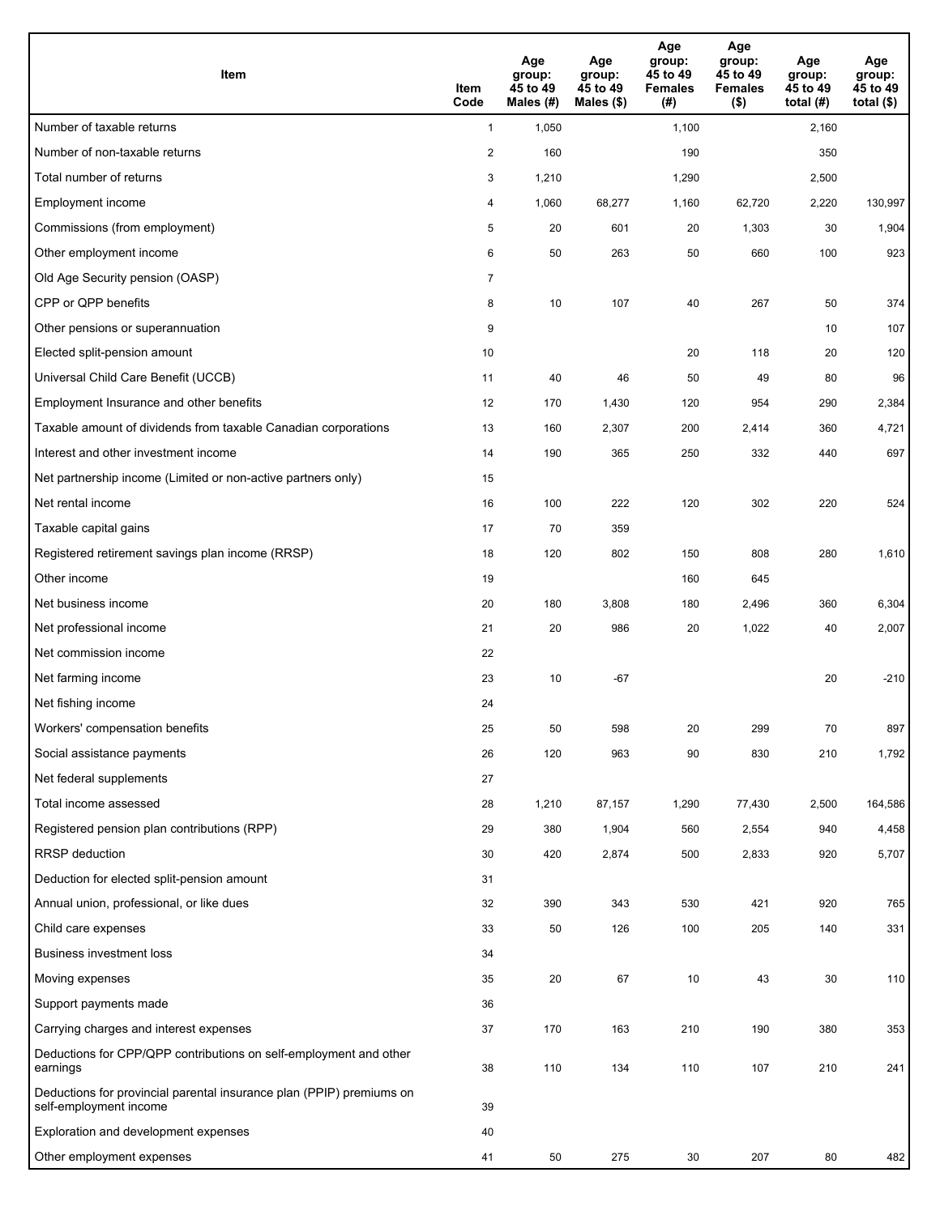| Item | Item Code | Age group: 45 to 49 Males (#) | Age group: 45 to 49 Males ($) | Age group: 45 to 49 Females (#) | Age group: 45 to 49 Females ($) | Age group: 45 to 49 total (#) | Age group: 45 to 49 total ($) |
|---|---|---|---|---|---|---|---|
| Number of taxable returns | 1 | 1,050 | | 1,100 | | 2,160 | |
| Number of non-taxable returns | 2 | 160 | | 190 | | 350 | |
| Total number of returns | 3 | 1,210 | | 1,290 | | 2,500 | |
| Employment income | 4 | 1,060 | 68,277 | 1,160 | 62,720 | 2,220 | 130,997 |
| Commissions (from employment) | 5 | 20 | 601 | 20 | 1,303 | 30 | 1,904 |
| Other employment income | 6 | 50 | 263 | 50 | 660 | 100 | 923 |
| Old Age Security pension (OASP) | 7 | | | | | | |
| CPP or QPP benefits | 8 | 10 | 107 | 40 | 267 | 50 | 374 |
| Other pensions or superannuation | 9 | | | | | 10 | 107 |
| Elected split-pension amount | 10 | | | 20 | 118 | 20 | 120 |
| Universal Child Care Benefit (UCCB) | 11 | 40 | 46 | 50 | 49 | 80 | 96 |
| Employment Insurance and other benefits | 12 | 170 | 1,430 | 120 | 954 | 290 | 2,384 |
| Taxable amount of dividends from taxable Canadian corporations | 13 | 160 | 2,307 | 200 | 2,414 | 360 | 4,721 |
| Interest and other investment income | 14 | 190 | 365 | 250 | 332 | 440 | 697 |
| Net partnership income (Limited or non-active partners only) | 15 | | | | | | |
| Net rental income | 16 | 100 | 222 | 120 | 302 | 220 | 524 |
| Taxable capital gains | 17 | 70 | 359 | | | | |
| Registered retirement savings plan income (RRSP) | 18 | 120 | 802 | 150 | 808 | 280 | 1,610 |
| Other income | 19 | | | 160 | 645 | | |
| Net business income | 20 | 180 | 3,808 | 180 | 2,496 | 360 | 6,304 |
| Net professional income | 21 | 20 | 986 | 20 | 1,022 | 40 | 2,007 |
| Net commission income | 22 | | | | | | |
| Net farming income | 23 | 10 | -67 | | | 20 | -210 |
| Net fishing income | 24 | | | | | | |
| Workers' compensation benefits | 25 | 50 | 598 | 20 | 299 | 70 | 897 |
| Social assistance payments | 26 | 120 | 963 | 90 | 830 | 210 | 1,792 |
| Net federal supplements | 27 | | | | | | |
| Total income assessed | 28 | 1,210 | 87,157 | 1,290 | 77,430 | 2,500 | 164,586 |
| Registered pension plan contributions (RPP) | 29 | 380 | 1,904 | 560 | 2,554 | 940 | 4,458 |
| RRSP deduction | 30 | 420 | 2,874 | 500 | 2,833 | 920 | 5,707 |
| Deduction for elected split-pension amount | 31 | | | | | | |
| Annual union, professional, or like dues | 32 | 390 | 343 | 530 | 421 | 920 | 765 |
| Child care expenses | 33 | 50 | 126 | 100 | 205 | 140 | 331 |
| Business investment loss | 34 | | | | | | |
| Moving expenses | 35 | 20 | 67 | 10 | 43 | 30 | 110 |
| Support payments made | 36 | | | | | | |
| Carrying charges and interest expenses | 37 | 170 | 163 | 210 | 190 | 380 | 353 |
| Deductions for CPP/QPP contributions on self-employment and other earnings | 38 | 110 | 134 | 110 | 107 | 210 | 241 |
| Deductions for provincial parental insurance plan (PPIP) premiums on self-employment income | 39 | | | | | | |
| Exploration and development expenses | 40 | | | | | | |
| Other employment expenses | 41 | 50 | 275 | 30 | 207 | 80 | 482 |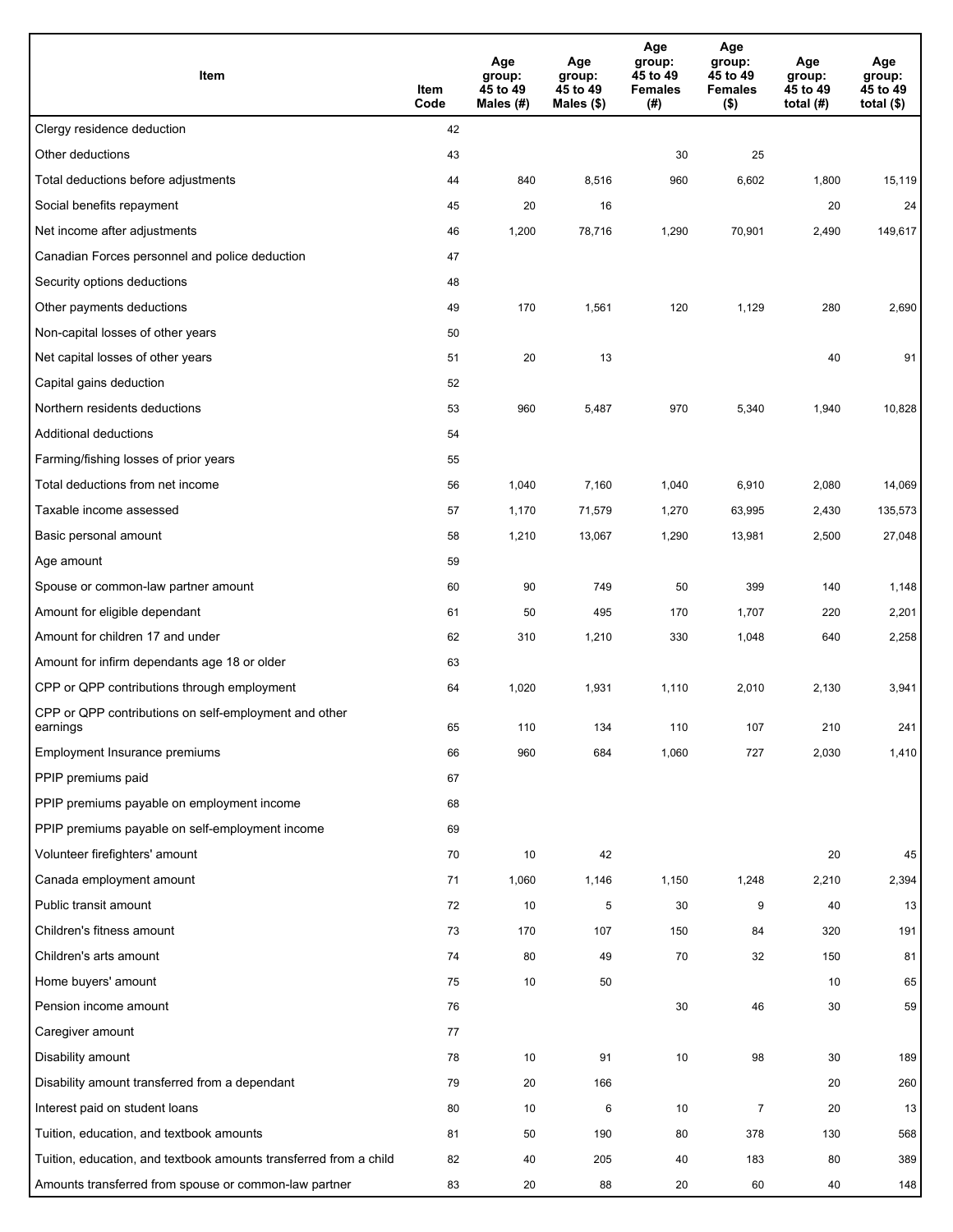| Item | Item Code | Age group: 45 to 49 Males (#) | Age group: 45 to 49 Males ($) | Age group: 45 to 49 Females (#) | Age group: 45 to 49 Females ($) | Age group: 45 to 49 total (#) | Age group: 45 to 49 total ($) |
|---|---|---|---|---|---|---|---|
| Clergy residence deduction | 42 | | | | | | |
| Other deductions | 43 | | | 30 | 25 | | |
| Total deductions before adjustments | 44 | 840 | 8,516 | 960 | 6,602 | 1,800 | 15,119 |
| Social benefits repayment | 45 | 20 | 16 | | | 20 | 24 |
| Net income after adjustments | 46 | 1,200 | 78,716 | 1,290 | 70,901 | 2,490 | 149,617 |
| Canadian Forces personnel and police deduction | 47 | | | | | | |
| Security options deductions | 48 | | | | | | |
| Other payments deductions | 49 | 170 | 1,561 | 120 | 1,129 | 280 | 2,690 |
| Non-capital losses of other years | 50 | | | | | | |
| Net capital losses of other years | 51 | 20 | 13 | | | 40 | 91 |
| Capital gains deduction | 52 | | | | | | |
| Northern residents deductions | 53 | 960 | 5,487 | 970 | 5,340 | 1,940 | 10,828 |
| Additional deductions | 54 | | | | | | |
| Farming/fishing losses of prior years | 55 | | | | | | |
| Total deductions from net income | 56 | 1,040 | 7,160 | 1,040 | 6,910 | 2,080 | 14,069 |
| Taxable income assessed | 57 | 1,170 | 71,579 | 1,270 | 63,995 | 2,430 | 135,573 |
| Basic personal amount | 58 | 1,210 | 13,067 | 1,290 | 13,981 | 2,500 | 27,048 |
| Age amount | 59 | | | | | | |
| Spouse or common-law partner amount | 60 | 90 | 749 | 50 | 399 | 140 | 1,148 |
| Amount for eligible dependant | 61 | 50 | 495 | 170 | 1,707 | 220 | 2,201 |
| Amount for children 17 and under | 62 | 310 | 1,210 | 330 | 1,048 | 640 | 2,258 |
| Amount for infirm dependants age 18 or older | 63 | | | | | | |
| CPP or QPP contributions through employment | 64 | 1,020 | 1,931 | 1,110 | 2,010 | 2,130 | 3,941 |
| CPP or QPP contributions on self-employment and other earnings | 65 | 110 | 134 | 110 | 107 | 210 | 241 |
| Employment Insurance premiums | 66 | 960 | 684 | 1,060 | 727 | 2,030 | 1,410 |
| PPIP premiums paid | 67 | | | | | | |
| PPIP premiums payable on employment income | 68 | | | | | | |
| PPIP premiums payable on self-employment income | 69 | | | | | | |
| Volunteer firefighters' amount | 70 | 10 | 42 | | | 20 | 45 |
| Canada employment amount | 71 | 1,060 | 1,146 | 1,150 | 1,248 | 2,210 | 2,394 |
| Public transit amount | 72 | 10 | 5 | 30 | 9 | 40 | 13 |
| Children's fitness amount | 73 | 170 | 107 | 150 | 84 | 320 | 191 |
| Children's arts amount | 74 | 80 | 49 | 70 | 32 | 150 | 81 |
| Home buyers' amount | 75 | 10 | 50 | | | 10 | 65 |
| Pension income amount | 76 | | | 30 | 46 | 30 | 59 |
| Caregiver amount | 77 | | | | | | |
| Disability amount | 78 | 10 | 91 | 10 | 98 | 30 | 189 |
| Disability amount transferred from a dependant | 79 | 20 | 166 | | | 20 | 260 |
| Interest paid on student loans | 80 | 10 | 6 | 10 | 7 | 20 | 13 |
| Tuition, education, and textbook amounts | 81 | 50 | 190 | 80 | 378 | 130 | 568 |
| Tuition, education, and textbook amounts transferred from a child | 82 | 40 | 205 | 40 | 183 | 80 | 389 |
| Amounts transferred from spouse or common-law partner | 83 | 20 | 88 | 20 | 60 | 40 | 148 |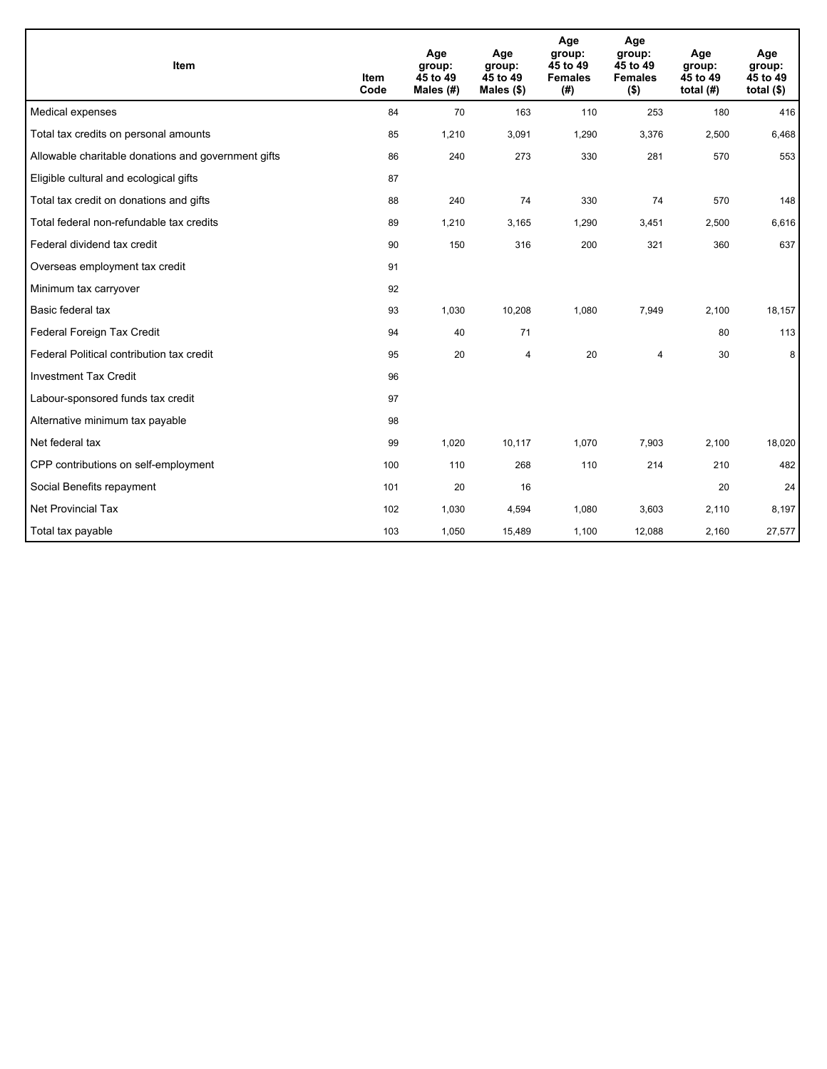| Item | Item Code | Age group: 45 to 49 Males (#) | Age group: 45 to 49 Males ($) | Age group: 45 to 49 Females (#) | Age group: 45 to 49 Females ($) | Age group: 45 to 49 total (#) | Age group: 45 to 49 total ($) |
|---|---|---|---|---|---|---|---|
| Medical expenses | 84 | 70 | 163 | 110 | 253 | 180 | 416 |
| Total tax credits on personal amounts | 85 | 1,210 | 3,091 | 1,290 | 3,376 | 2,500 | 6,468 |
| Allowable charitable donations and government gifts | 86 | 240 | 273 | 330 | 281 | 570 | 553 |
| Eligible cultural and ecological gifts | 87 | | | | | | |
| Total tax credit on donations and gifts | 88 | 240 | 74 | 330 | 74 | 570 | 148 |
| Total federal non-refundable tax credits | 89 | 1,210 | 3,165 | 1,290 | 3,451 | 2,500 | 6,616 |
| Federal dividend tax credit | 90 | 150 | 316 | 200 | 321 | 360 | 637 |
| Overseas employment tax credit | 91 | | | | | | |
| Minimum tax carryover | 92 | | | | | | |
| Basic federal tax | 93 | 1,030 | 10,208 | 1,080 | 7,949 | 2,100 | 18,157 |
| Federal Foreign Tax Credit | 94 | 40 | 71 | | | 80 | 113 |
| Federal Political contribution tax credit | 95 | 20 | 4 | 20 | 4 | 30 | 8 |
| Investment Tax Credit | 96 | | | | | | |
| Labour-sponsored funds tax credit | 97 | | | | | | |
| Alternative minimum tax payable | 98 | | | | | | |
| Net federal tax | 99 | 1,020 | 10,117 | 1,070 | 7,903 | 2,100 | 18,020 |
| CPP contributions on self-employment | 100 | 110 | 268 | 110 | 214 | 210 | 482 |
| Social Benefits repayment | 101 | 20 | 16 | | | 20 | 24 |
| Net Provincial Tax | 102 | 1,030 | 4,594 | 1,080 | 3,603 | 2,110 | 8,197 |
| Total tax payable | 103 | 1,050 | 15,489 | 1,100 | 12,088 | 2,160 | 27,577 |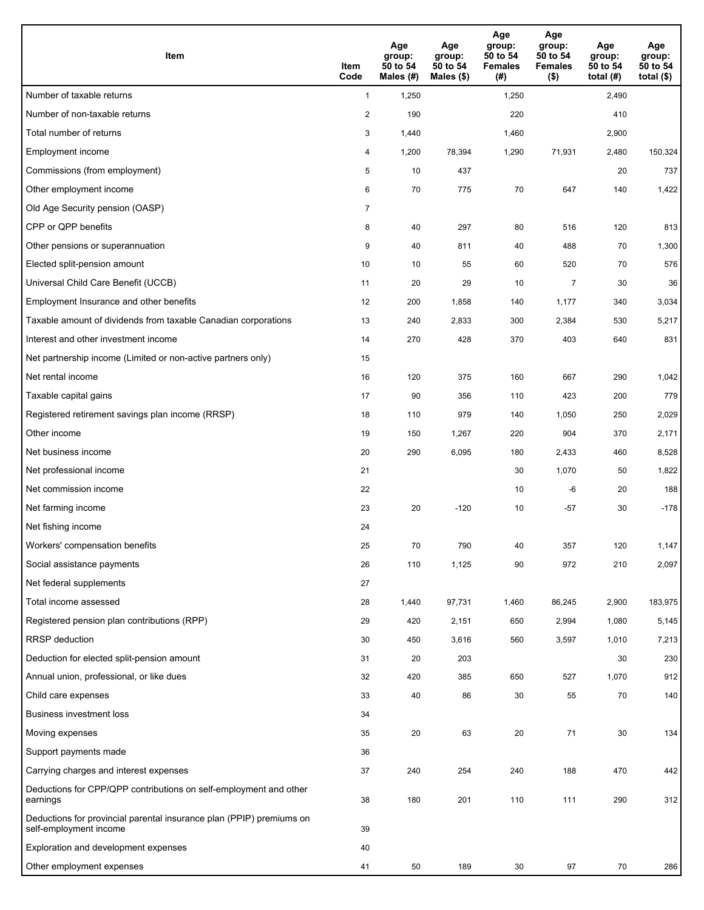| Item | Item Code | Age group: 50 to 54 Males (#) | Age group: 50 to 54 Males ($) | Age group: 50 to 54 Females (#) | Age group: 50 to 54 Females ($) | Age group: 50 to 54 total (#) | Age group: 50 to 54 total ($) |
|---|---|---|---|---|---|---|---|
| Number of taxable returns | 1 | 1,250 | | 1,250 | | 2,490 | |
| Number of non-taxable returns | 2 | 190 | | 220 | | 410 | |
| Total number of returns | 3 | 1,440 | | 1,460 | | 2,900 | |
| Employment income | 4 | 1,200 | 78,394 | 1,290 | 71,931 | 2,480 | 150,324 |
| Commissions (from employment) | 5 | 10 | 437 | | | 20 | 737 |
| Other employment income | 6 | 70 | 775 | 70 | 647 | 140 | 1,422 |
| Old Age Security pension (OASP) | 7 | | | | | | |
| CPP or QPP benefits | 8 | 40 | 297 | 80 | 516 | 120 | 813 |
| Other pensions or superannuation | 9 | 40 | 811 | 40 | 488 | 70 | 1,300 |
| Elected split-pension amount | 10 | 10 | 55 | 60 | 520 | 70 | 576 |
| Universal Child Care Benefit (UCCB) | 11 | 20 | 29 | 10 | 7 | 30 | 36 |
| Employment Insurance and other benefits | 12 | 200 | 1,858 | 140 | 1,177 | 340 | 3,034 |
| Taxable amount of dividends from taxable Canadian corporations | 13 | 240 | 2,833 | 300 | 2,384 | 530 | 5,217 |
| Interest and other investment income | 14 | 270 | 428 | 370 | 403 | 640 | 831 |
| Net partnership income (Limited or non-active partners only) | 15 | | | | | | |
| Net rental income | 16 | 120 | 375 | 160 | 667 | 290 | 1,042 |
| Taxable capital gains | 17 | 90 | 356 | 110 | 423 | 200 | 779 |
| Registered retirement savings plan income (RRSP) | 18 | 110 | 979 | 140 | 1,050 | 250 | 2,029 |
| Other income | 19 | 150 | 1,267 | 220 | 904 | 370 | 2,171 |
| Net business income | 20 | 290 | 6,095 | 180 | 2,433 | 460 | 8,528 |
| Net professional income | 21 | | | 30 | 1,070 | 50 | 1,822 |
| Net commission income | 22 | | | 10 | -6 | 20 | 188 |
| Net farming income | 23 | 20 | -120 | 10 | -57 | 30 | -178 |
| Net fishing income | 24 | | | | | | |
| Workers' compensation benefits | 25 | 70 | 790 | 40 | 357 | 120 | 1,147 |
| Social assistance payments | 26 | 110 | 1,125 | 90 | 972 | 210 | 2,097 |
| Net federal supplements | 27 | | | | | | |
| Total income assessed | 28 | 1,440 | 97,731 | 1,460 | 86,245 | 2,900 | 183,975 |
| Registered pension plan contributions (RPP) | 29 | 420 | 2,151 | 650 | 2,994 | 1,080 | 5,145 |
| RRSP deduction | 30 | 450 | 3,616 | 560 | 3,597 | 1,010 | 7,213 |
| Deduction for elected split-pension amount | 31 | 20 | 203 | | | 30 | 230 |
| Annual union, professional, or like dues | 32 | 420 | 385 | 650 | 527 | 1,070 | 912 |
| Child care expenses | 33 | 40 | 86 | 30 | 55 | 70 | 140 |
| Business investment loss | 34 | | | | | | |
| Moving expenses | 35 | 20 | 63 | 20 | 71 | 30 | 134 |
| Support payments made | 36 | | | | | | |
| Carrying charges and interest expenses | 37 | 240 | 254 | 240 | 188 | 470 | 442 |
| Deductions for CPP/QPP contributions on self-employment and other earnings | 38 | 180 | 201 | 110 | 111 | 290 | 312 |
| Deductions for provincial parental insurance plan (PPIP) premiums on self-employment income | 39 | | | | | | |
| Exploration and development expenses | 40 | | | | | | |
| Other employment expenses | 41 | 50 | 189 | 30 | 97 | 70 | 286 |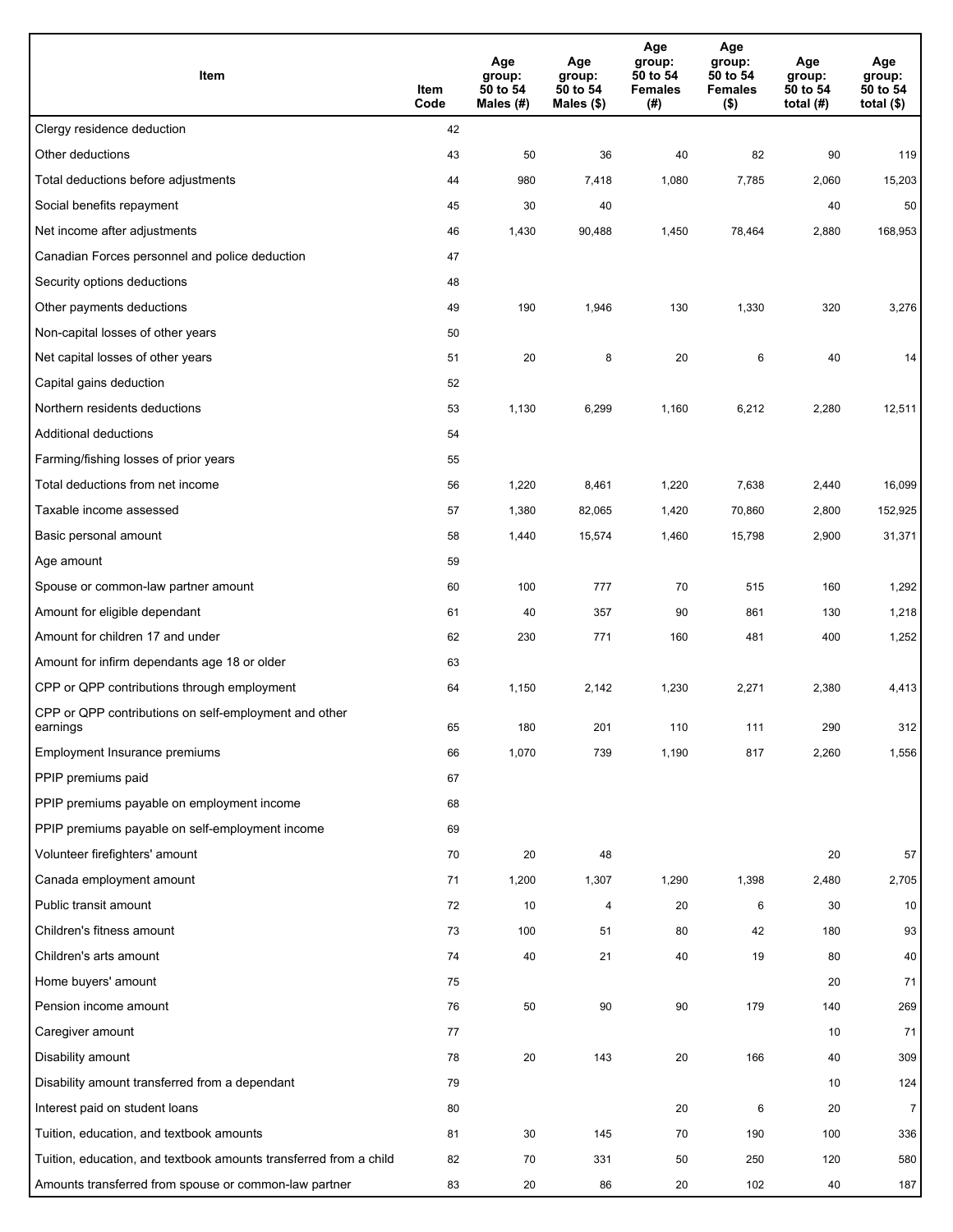| Item | Item Code | Age group: 50 to 54 Males (#) | Age group: 50 to 54 Males ($) | Age group: 50 to 54 Females (#) | Age group: 50 to 54 Females ($) | Age group: 50 to 54 total (#) | Age group: 50 to 54 total ($) |
|---|---|---|---|---|---|---|---|
| Clergy residence deduction | 42 | | | | | | |
| Other deductions | 43 | 50 | 36 | 40 | 82 | 90 | 119 |
| Total deductions before adjustments | 44 | 980 | 7,418 | 1,080 | 7,785 | 2,060 | 15,203 |
| Social benefits repayment | 45 | 30 | 40 | | | 40 | 50 |
| Net income after adjustments | 46 | 1,430 | 90,488 | 1,450 | 78,464 | 2,880 | 168,953 |
| Canadian Forces personnel and police deduction | 47 | | | | | | |
| Security options deductions | 48 | | | | | | |
| Other payments deductions | 49 | 190 | 1,946 | 130 | 1,330 | 320 | 3,276 |
| Non-capital losses of other years | 50 | | | | | | |
| Net capital losses of other years | 51 | 20 | 8 | 20 | 6 | 40 | 14 |
| Capital gains deduction | 52 | | | | | | |
| Northern residents deductions | 53 | 1,130 | 6,299 | 1,160 | 6,212 | 2,280 | 12,511 |
| Additional deductions | 54 | | | | | | |
| Farming/fishing losses of prior years | 55 | | | | | | |
| Total deductions from net income | 56 | 1,220 | 8,461 | 1,220 | 7,638 | 2,440 | 16,099 |
| Taxable income assessed | 57 | 1,380 | 82,065 | 1,420 | 70,860 | 2,800 | 152,925 |
| Basic personal amount | 58 | 1,440 | 15,574 | 1,460 | 15,798 | 2,900 | 31,371 |
| Age amount | 59 | | | | | | |
| Spouse or common-law partner amount | 60 | 100 | 777 | 70 | 515 | 160 | 1,292 |
| Amount for eligible dependant | 61 | 40 | 357 | 90 | 861 | 130 | 1,218 |
| Amount for children 17 and under | 62 | 230 | 771 | 160 | 481 | 400 | 1,252 |
| Amount for infirm dependants age 18 or older | 63 | | | | | | |
| CPP or QPP contributions through employment | 64 | 1,150 | 2,142 | 1,230 | 2,271 | 2,380 | 4,413 |
| CPP or QPP contributions on self-employment and other earnings | 65 | 180 | 201 | 110 | 111 | 290 | 312 |
| Employment Insurance premiums | 66 | 1,070 | 739 | 1,190 | 817 | 2,260 | 1,556 |
| PPIP premiums paid | 67 | | | | | | |
| PPIP premiums payable on employment income | 68 | | | | | | |
| PPIP premiums payable on self-employment income | 69 | | | | | | |
| Volunteer firefighters' amount | 70 | 20 | 48 | | | 20 | 57 |
| Canada employment amount | 71 | 1,200 | 1,307 | 1,290 | 1,398 | 2,480 | 2,705 |
| Public transit amount | 72 | 10 | 4 | 20 | 6 | 30 | 10 |
| Children's fitness amount | 73 | 100 | 51 | 80 | 42 | 180 | 93 |
| Children's arts amount | 74 | 40 | 21 | 40 | 19 | 80 | 40 |
| Home buyers' amount | 75 | | | | | 20 | 71 |
| Pension income amount | 76 | 50 | 90 | 90 | 179 | 140 | 269 |
| Caregiver amount | 77 | | | | | 10 | 71 |
| Disability amount | 78 | 20 | 143 | 20 | 166 | 40 | 309 |
| Disability amount transferred from a dependant | 79 | | | | | 10 | 124 |
| Interest paid on student loans | 80 | | | 20 | 6 | 20 | 7 |
| Tuition, education, and textbook amounts | 81 | 30 | 145 | 70 | 190 | 100 | 336 |
| Tuition, education, and textbook amounts transferred from a child | 82 | 70 | 331 | 50 | 250 | 120 | 580 |
| Amounts transferred from spouse or common-law partner | 83 | 20 | 86 | 20 | 102 | 40 | 187 |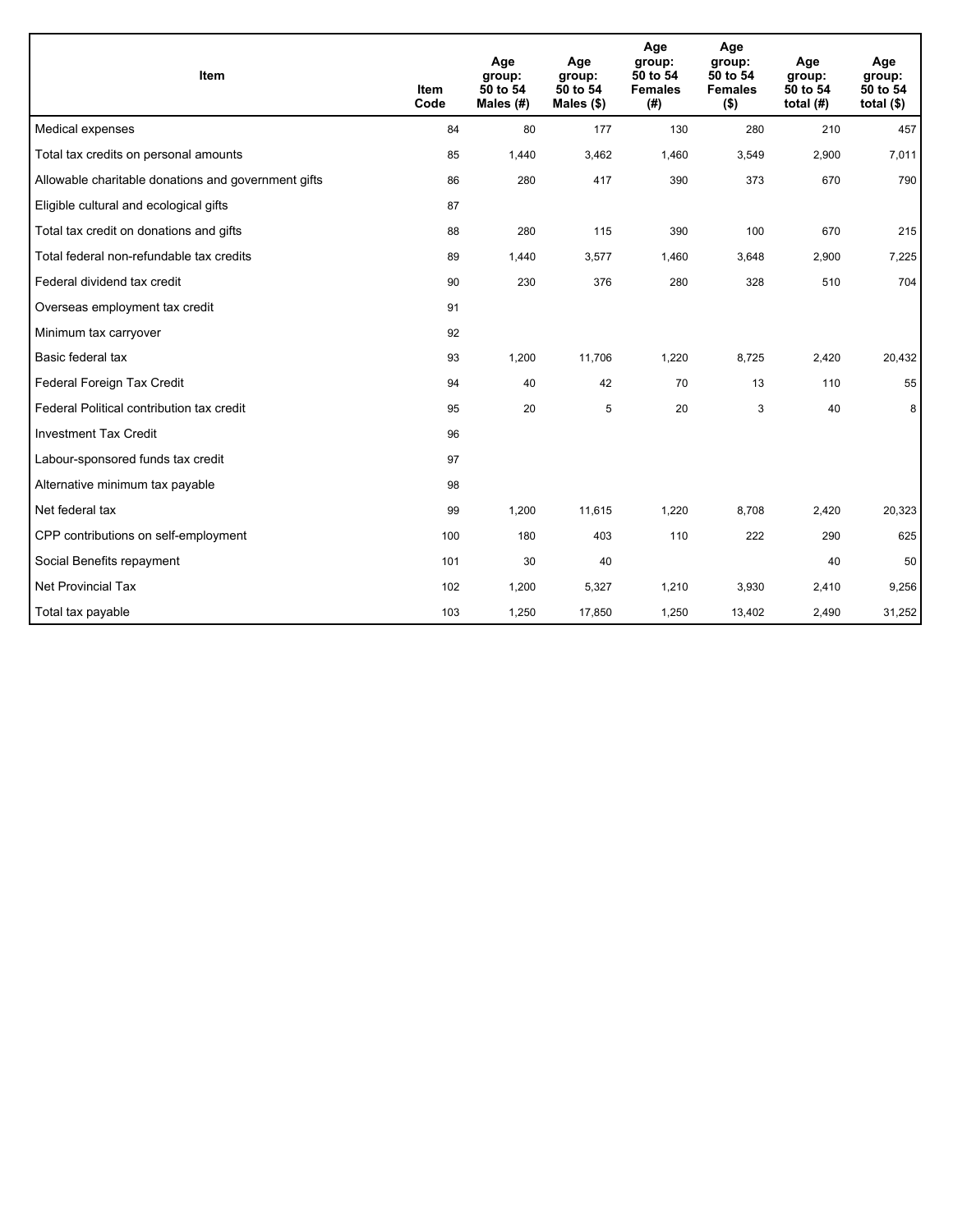| Item | Item Code | Age group: 50 to 54 Males (#) | Age group: 50 to 54 Males ($) | Age group: 50 to 54 Females (#) | Age group: 50 to 54 Females ($) | Age group: 50 to 54 total (#) | Age group: 50 to 54 total ($) |
|---|---|---|---|---|---|---|---|
| Medical expenses | 84 | 80 | 177 | 130 | 280 | 210 | 457 |
| Total tax credits on personal amounts | 85 | 1,440 | 3,462 | 1,460 | 3,549 | 2,900 | 7,011 |
| Allowable charitable donations and government gifts | 86 | 280 | 417 | 390 | 373 | 670 | 790 |
| Eligible cultural and ecological gifts | 87 | | | | | | |
| Total tax credit on donations and gifts | 88 | 280 | 115 | 390 | 100 | 670 | 215 |
| Total federal non-refundable tax credits | 89 | 1,440 | 3,577 | 1,460 | 3,648 | 2,900 | 7,225 |
| Federal dividend tax credit | 90 | 230 | 376 | 280 | 328 | 510 | 704 |
| Overseas employment tax credit | 91 | | | | | | |
| Minimum tax carryover | 92 | | | | | | |
| Basic federal tax | 93 | 1,200 | 11,706 | 1,220 | 8,725 | 2,420 | 20,432 |
| Federal Foreign Tax Credit | 94 | 40 | 42 | 70 | 13 | 110 | 55 |
| Federal Political contribution tax credit | 95 | 20 | 5 | 20 | 3 | 40 | 8 |
| Investment Tax Credit | 96 | | | | | | |
| Labour-sponsored funds tax credit | 97 | | | | | | |
| Alternative minimum tax payable | 98 | | | | | | |
| Net federal tax | 99 | 1,200 | 11,615 | 1,220 | 8,708 | 2,420 | 20,323 |
| CPP contributions on self-employment | 100 | 180 | 403 | 110 | 222 | 290 | 625 |
| Social Benefits repayment | 101 | 30 | 40 | | | 40 | 50 |
| Net Provincial Tax | 102 | 1,200 | 5,327 | 1,210 | 3,930 | 2,410 | 9,256 |
| Total tax payable | 103 | 1,250 | 17,850 | 1,250 | 13,402 | 2,490 | 31,252 |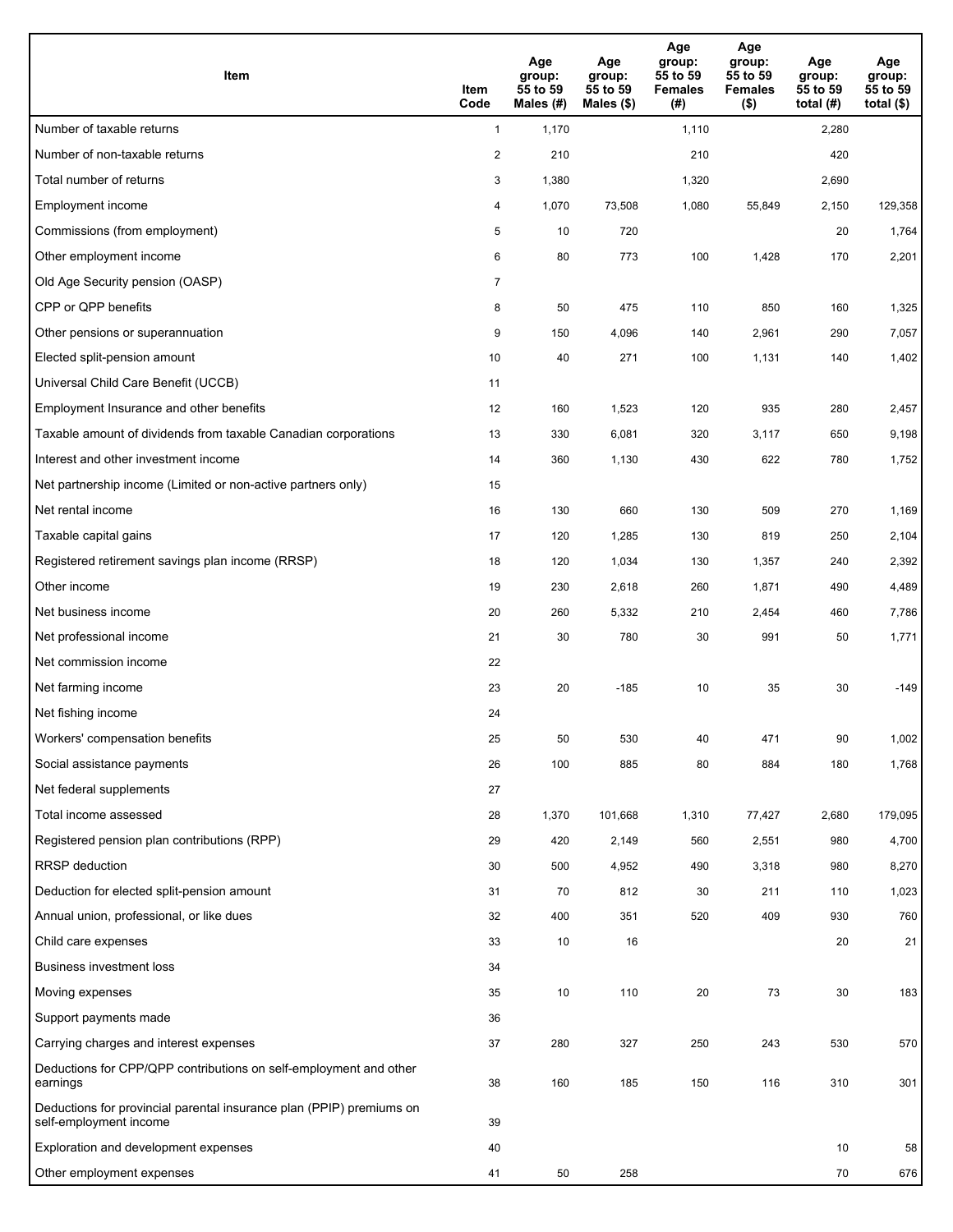| Item | Item Code | Age group: 55 to 59 Males (#) | Age group: 55 to 59 Males ($) | Age group: 55 to 59 Females (#) | Age group: 55 to 59 Females ($) | Age group: 55 to 59 total (#) | Age group: 55 to 59 total ($) |
|---|---|---|---|---|---|---|---|
| Number of taxable returns | 1 | 1,170 | | 1,110 | | 2,280 | |
| Number of non-taxable returns | 2 | 210 | | 210 | | 420 | |
| Total number of returns | 3 | 1,380 | | 1,320 | | 2,690 | |
| Employment income | 4 | 1,070 | 73,508 | 1,080 | 55,849 | 2,150 | 129,358 |
| Commissions (from employment) | 5 | 10 | 720 | | | 20 | 1,764 |
| Other employment income | 6 | 80 | 773 | 100 | 1,428 | 170 | 2,201 |
| Old Age Security pension (OASP) | 7 | | | | | | |
| CPP or QPP benefits | 8 | 50 | 475 | 110 | 850 | 160 | 1,325 |
| Other pensions or superannuation | 9 | 150 | 4,096 | 140 | 2,961 | 290 | 7,057 |
| Elected split-pension amount | 10 | 40 | 271 | 100 | 1,131 | 140 | 1,402 |
| Universal Child Care Benefit (UCCB) | 11 | | | | | | |
| Employment Insurance and other benefits | 12 | 160 | 1,523 | 120 | 935 | 280 | 2,457 |
| Taxable amount of dividends from taxable Canadian corporations | 13 | 330 | 6,081 | 320 | 3,117 | 650 | 9,198 |
| Interest and other investment income | 14 | 360 | 1,130 | 430 | 622 | 780 | 1,752 |
| Net partnership income (Limited or non-active partners only) | 15 | | | | | | |
| Net rental income | 16 | 130 | 660 | 130 | 509 | 270 | 1,169 |
| Taxable capital gains | 17 | 120 | 1,285 | 130 | 819 | 250 | 2,104 |
| Registered retirement savings plan income (RRSP) | 18 | 120 | 1,034 | 130 | 1,357 | 240 | 2,392 |
| Other income | 19 | 230 | 2,618 | 260 | 1,871 | 490 | 4,489 |
| Net business income | 20 | 260 | 5,332 | 210 | 2,454 | 460 | 7,786 |
| Net professional income | 21 | 30 | 780 | 30 | 991 | 50 | 1,771 |
| Net commission income | 22 | | | | | | |
| Net farming income | 23 | 20 | -185 | 10 | 35 | 30 | -149 |
| Net fishing income | 24 | | | | | | |
| Workers' compensation benefits | 25 | 50 | 530 | 40 | 471 | 90 | 1,002 |
| Social assistance payments | 26 | 100 | 885 | 80 | 884 | 180 | 1,768 |
| Net federal supplements | 27 | | | | | | |
| Total income assessed | 28 | 1,370 | 101,668 | 1,310 | 77,427 | 2,680 | 179,095 |
| Registered pension plan contributions (RPP) | 29 | 420 | 2,149 | 560 | 2,551 | 980 | 4,700 |
| RRSP deduction | 30 | 500 | 4,952 | 490 | 3,318 | 980 | 8,270 |
| Deduction for elected split-pension amount | 31 | 70 | 812 | 30 | 211 | 110 | 1,023 |
| Annual union, professional, or like dues | 32 | 400 | 351 | 520 | 409 | 930 | 760 |
| Child care expenses | 33 | 10 | 16 | | | 20 | 21 |
| Business investment loss | 34 | | | | | | |
| Moving expenses | 35 | 10 | 110 | 20 | 73 | 30 | 183 |
| Support payments made | 36 | | | | | | |
| Carrying charges and interest expenses | 37 | 280 | 327 | 250 | 243 | 530 | 570 |
| Deductions for CPP/QPP contributions on self-employment and other earnings | 38 | 160 | 185 | 150 | 116 | 310 | 301 |
| Deductions for provincial parental insurance plan (PPIP) premiums on self-employment income | 39 | | | | | | |
| Exploration and development expenses | 40 | | | | | 10 | 58 |
| Other employment expenses | 41 | 50 | 258 | | | 70 | 676 |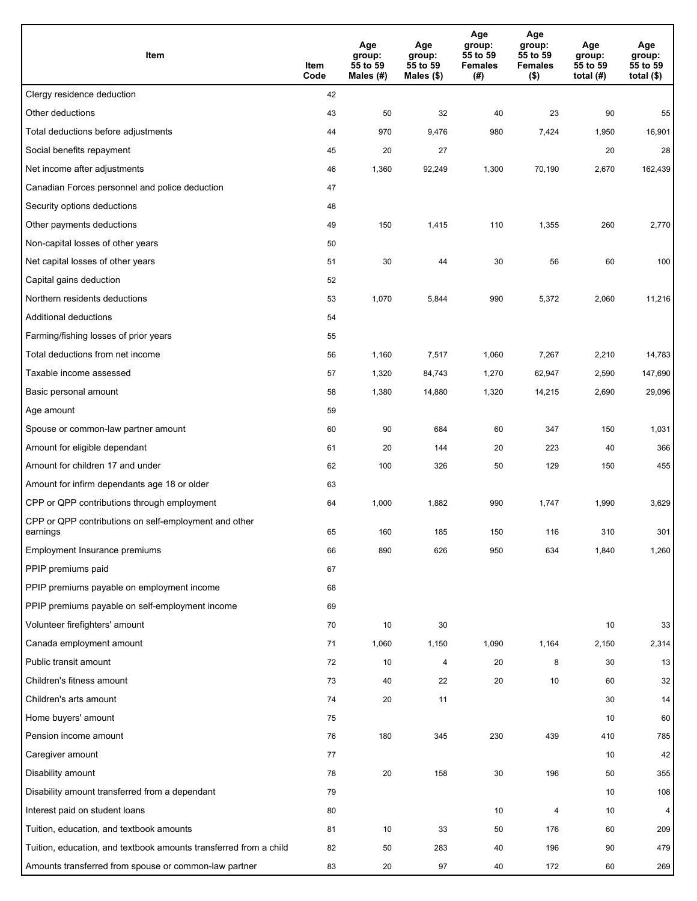| Item | Item Code | Age group: 55 to 59 Males (#) | Age group: 55 to 59 Males ($) | Age group: 55 to 59 Females (#) | Age group: 55 to 59 Females ($) | Age group: 55 to 59 total (#) | Age group: 55 to 59 total ($) |
|---|---|---|---|---|---|---|---|
| Clergy residence deduction | 42 | | | | | | |
| Other deductions | 43 | 50 | 32 | 40 | 23 | 90 | 55 |
| Total deductions before adjustments | 44 | 970 | 9,476 | 980 | 7,424 | 1,950 | 16,901 |
| Social benefits repayment | 45 | 20 | 27 | | | 20 | 28 |
| Net income after adjustments | 46 | 1,360 | 92,249 | 1,300 | 70,190 | 2,670 | 162,439 |
| Canadian Forces personnel and police deduction | 47 | | | | | | |
| Security options deductions | 48 | | | | | | |
| Other payments deductions | 49 | 150 | 1,415 | 110 | 1,355 | 260 | 2,770 |
| Non-capital losses of other years | 50 | | | | | | |
| Net capital losses of other years | 51 | 30 | 44 | 30 | 56 | 60 | 100 |
| Capital gains deduction | 52 | | | | | | |
| Northern residents deductions | 53 | 1,070 | 5,844 | 990 | 5,372 | 2,060 | 11,216 |
| Additional deductions | 54 | | | | | | |
| Farming/fishing losses of prior years | 55 | | | | | | |
| Total deductions from net income | 56 | 1,160 | 7,517 | 1,060 | 7,267 | 2,210 | 14,783 |
| Taxable income assessed | 57 | 1,320 | 84,743 | 1,270 | 62,947 | 2,590 | 147,690 |
| Basic personal amount | 58 | 1,380 | 14,880 | 1,320 | 14,215 | 2,690 | 29,096 |
| Age amount | 59 | | | | | | |
| Spouse or common-law partner amount | 60 | 90 | 684 | 60 | 347 | 150 | 1,031 |
| Amount for eligible dependant | 61 | 20 | 144 | 20 | 223 | 40 | 366 |
| Amount for children 17 and under | 62 | 100 | 326 | 50 | 129 | 150 | 455 |
| Amount for infirm dependants age 18 or older | 63 | | | | | | |
| CPP or QPP contributions through employment | 64 | 1,000 | 1,882 | 990 | 1,747 | 1,990 | 3,629 |
| CPP or QPP contributions on self-employment and other earnings | 65 | 160 | 185 | 150 | 116 | 310 | 301 |
| Employment Insurance premiums | 66 | 890 | 626 | 950 | 634 | 1,840 | 1,260 |
| PPIP premiums paid | 67 | | | | | | |
| PPIP premiums payable on employment income | 68 | | | | | | |
| PPIP premiums payable on self-employment income | 69 | | | | | | |
| Volunteer firefighters' amount | 70 | 10 | 30 | | | 10 | 33 |
| Canada employment amount | 71 | 1,060 | 1,150 | 1,090 | 1,164 | 2,150 | 2,314 |
| Public transit amount | 72 | 10 | 4 | 20 | 8 | 30 | 13 |
| Children's fitness amount | 73 | 40 | 22 | 20 | 10 | 60 | 32 |
| Children's arts amount | 74 | 20 | 11 | | | 30 | 14 |
| Home buyers' amount | 75 | | | | | 10 | 60 |
| Pension income amount | 76 | 180 | 345 | 230 | 439 | 410 | 785 |
| Caregiver amount | 77 | | | | | 10 | 42 |
| Disability amount | 78 | 20 | 158 | 30 | 196 | 50 | 355 |
| Disability amount transferred from a dependant | 79 | | | | | 10 | 108 |
| Interest paid on student loans | 80 | | | 10 | 4 | 10 | 4 |
| Tuition, education, and textbook amounts | 81 | 10 | 33 | 50 | 176 | 60 | 209 |
| Tuition, education, and textbook amounts transferred from a child | 82 | 50 | 283 | 40 | 196 | 90 | 479 |
| Amounts transferred from spouse or common-law partner | 83 | 20 | 97 | 40 | 172 | 60 | 269 |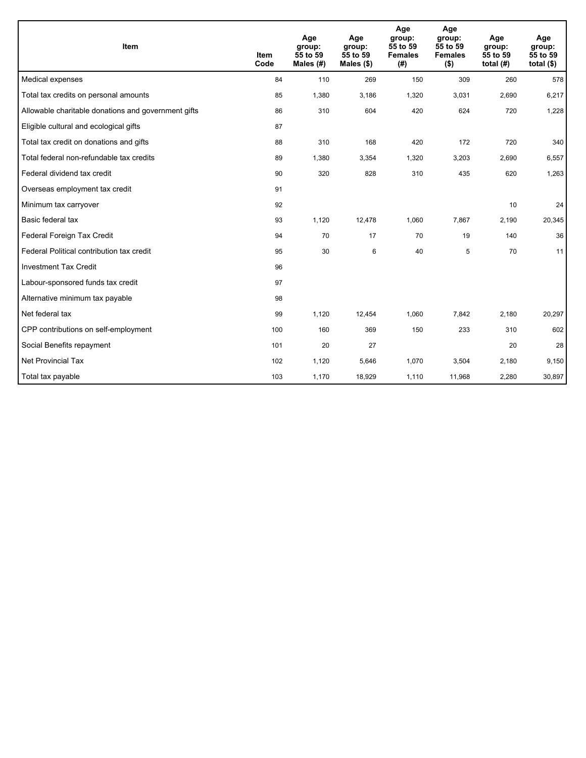| Item | Item Code | Age group: 55 to 59 Males (#) | Age group: 55 to 59 Males ($) | Age group: 55 to 59 Females (#) | Age group: 55 to 59 Females ($) | Age group: 55 to 59 total (#) | Age group: 55 to 59 total ($) |
|---|---|---|---|---|---|---|---|
| Medical expenses | 84 | 110 | 269 | 150 | 309 | 260 | 578 |
| Total tax credits on personal amounts | 85 | 1,380 | 3,186 | 1,320 | 3,031 | 2,690 | 6,217 |
| Allowable charitable donations and government gifts | 86 | 310 | 604 | 420 | 624 | 720 | 1,228 |
| Eligible cultural and ecological gifts | 87 | | | | | | |
| Total tax credit on donations and gifts | 88 | 310 | 168 | 420 | 172 | 720 | 340 |
| Total federal non-refundable tax credits | 89 | 1,380 | 3,354 | 1,320 | 3,203 | 2,690 | 6,557 |
| Federal dividend tax credit | 90 | 320 | 828 | 310 | 435 | 620 | 1,263 |
| Overseas employment tax credit | 91 | | | | | | |
| Minimum tax carryover | 92 | | | | | 10 | 24 |
| Basic federal tax | 93 | 1,120 | 12,478 | 1,060 | 7,867 | 2,190 | 20,345 |
| Federal Foreign Tax Credit | 94 | 70 | 17 | 70 | 19 | 140 | 36 |
| Federal Political contribution tax credit | 95 | 30 | 6 | 40 | 5 | 70 | 11 |
| Investment Tax Credit | 96 | | | | | | |
| Labour-sponsored funds tax credit | 97 | | | | | | |
| Alternative minimum tax payable | 98 | | | | | | |
| Net federal tax | 99 | 1,120 | 12,454 | 1,060 | 7,842 | 2,180 | 20,297 |
| CPP contributions on self-employment | 100 | 160 | 369 | 150 | 233 | 310 | 602 |
| Social Benefits repayment | 101 | 20 | 27 | | | 20 | 28 |
| Net Provincial Tax | 102 | 1,120 | 5,646 | 1,070 | 3,504 | 2,180 | 9,150 |
| Total tax payable | 103 | 1,170 | 18,929 | 1,110 | 11,968 | 2,280 | 30,897 |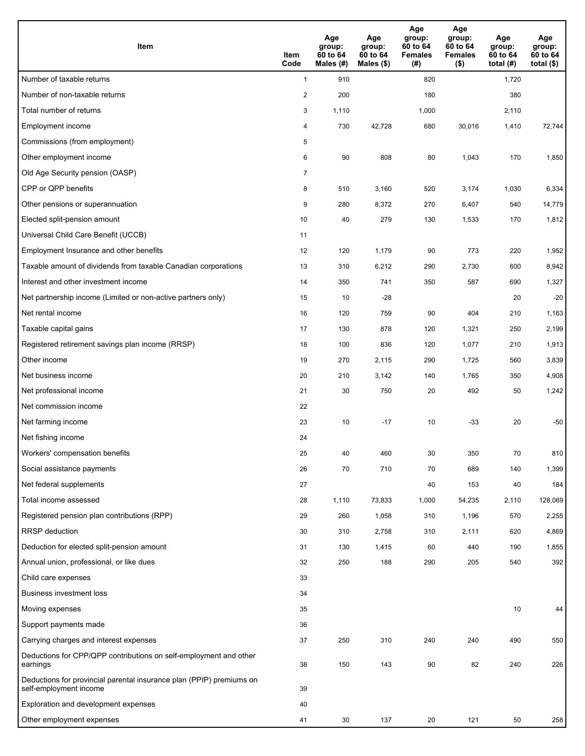| Item | Item Code | Age group: 60 to 64 Males (#) | Age group: 60 to 64 Males ($) | Age group: 60 to 64 Females (#) | Age group: 60 to 64 Females ($) | Age group: 60 to 64 total (#) | Age group: 60 to 64 total ($) |
|---|---|---|---|---|---|---|---|
| Number of taxable returns | 1 | 910 | | 820 | | 1,720 | |
| Number of non-taxable returns | 2 | 200 | | 180 | | 380 | |
| Total number of returns | 3 | 1,110 | | 1,000 | | 2,110 | |
| Employment income | 4 | 730 | 42,728 | 680 | 30,016 | 1,410 | 72,744 |
| Commissions (from employment) | 5 | | | | | | |
| Other employment income | 6 | 90 | 808 | 80 | 1,043 | 170 | 1,850 |
| Old Age Security pension (OASP) | 7 | | | | | | |
| CPP or QPP benefits | 8 | 510 | 3,160 | 520 | 3,174 | 1,030 | 6,334 |
| Other pensions or superannuation | 9 | 280 | 8,372 | 270 | 6,407 | 540 | 14,779 |
| Elected split-pension amount | 10 | 40 | 279 | 130 | 1,533 | 170 | 1,812 |
| Universal Child Care Benefit (UCCB) | 11 | | | | | | |
| Employment Insurance and other benefits | 12 | 120 | 1,179 | 90 | 773 | 220 | 1,952 |
| Taxable amount of dividends from taxable Canadian corporations | 13 | 310 | 6,212 | 290 | 2,730 | 600 | 8,942 |
| Interest and other investment income | 14 | 350 | 741 | 350 | 587 | 690 | 1,327 |
| Net partnership income (Limited or non-active partners only) | 15 | 10 | -28 | | | 20 | -20 |
| Net rental income | 16 | 120 | 759 | 90 | 404 | 210 | 1,163 |
| Taxable capital gains | 17 | 130 | 878 | 120 | 1,321 | 250 | 2,199 |
| Registered retirement savings plan income (RRSP) | 18 | 100 | 836 | 120 | 1,077 | 210 | 1,913 |
| Other income | 19 | 270 | 2,115 | 290 | 1,725 | 560 | 3,839 |
| Net business income | 20 | 210 | 3,142 | 140 | 1,765 | 350 | 4,908 |
| Net professional income | 21 | 30 | 750 | 20 | 492 | 50 | 1,242 |
| Net commission income | 22 | | | | | | |
| Net farming income | 23 | 10 | -17 | 10 | -33 | 20 | -50 |
| Net fishing income | 24 | | | | | | |
| Workers' compensation benefits | 25 | 40 | 460 | 30 | 350 | 70 | 810 |
| Social assistance payments | 26 | 70 | 710 | 70 | 689 | 140 | 1,399 |
| Net federal supplements | 27 | | | 40 | 153 | 40 | 184 |
| Total income assessed | 28 | 1,110 | 73,833 | 1,000 | 54,235 | 2,110 | 128,069 |
| Registered pension plan contributions (RPP) | 29 | 260 | 1,058 | 310 | 1,196 | 570 | 2,255 |
| RRSP deduction | 30 | 310 | 2,758 | 310 | 2,111 | 620 | 4,869 |
| Deduction for elected split-pension amount | 31 | 130 | 1,415 | 60 | 440 | 190 | 1,855 |
| Annual union, professional, or like dues | 32 | 250 | 188 | 290 | 205 | 540 | 392 |
| Child care expenses | 33 | | | | | | |
| Business investment loss | 34 | | | | | | |
| Moving expenses | 35 | | | | | 10 | 44 |
| Support payments made | 36 | | | | | | |
| Carrying charges and interest expenses | 37 | 250 | 310 | 240 | 240 | 490 | 550 |
| Deductions for CPP/QPP contributions on self-employment and other earnings | 38 | 150 | 143 | 90 | 82 | 240 | 226 |
| Deductions for provincial parental insurance plan (PPIP) premiums on self-employment income | 39 | | | | | | |
| Exploration and development expenses | 40 | | | | | | |
| Other employment expenses | 41 | 30 | 137 | 20 | 121 | 50 | 258 |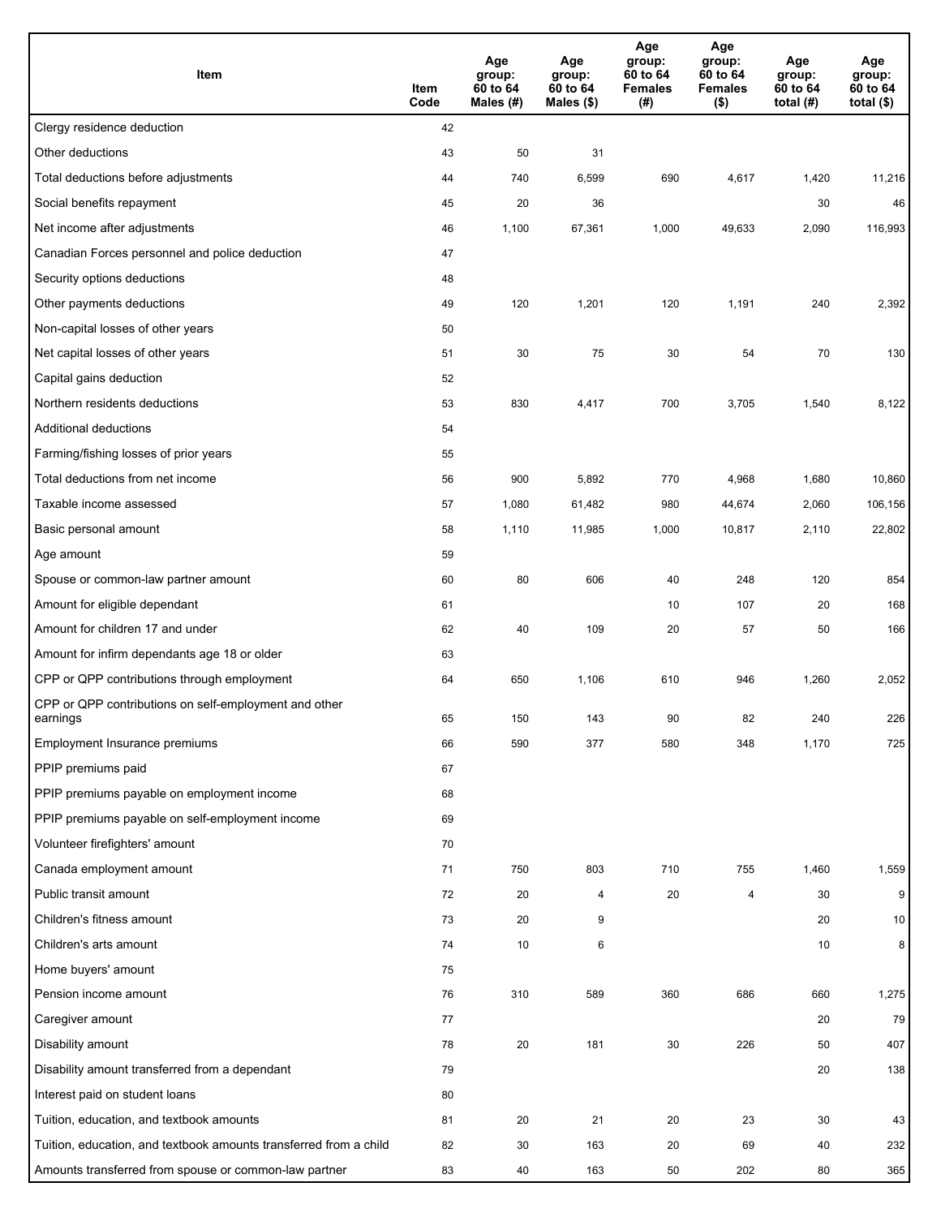| Item | Item Code | Age group: 60 to 64 Males (#) | Age group: 60 to 64 Males ($) | Age group: 60 to 64 Females (#) | Age group: 60 to 64 Females ($) | Age group: 60 to 64 total (#) | Age group: 60 to 64 total ($) |
|---|---|---|---|---|---|---|---|
| Clergy residence deduction | 42 | | | | | | |
| Other deductions | 43 | 50 | 31 | | | | |
| Total deductions before adjustments | 44 | 740 | 6,599 | 690 | 4,617 | 1,420 | 11,216 |
| Social benefits repayment | 45 | 20 | 36 | | | 30 | 46 |
| Net income after adjustments | 46 | 1,100 | 67,361 | 1,000 | 49,633 | 2,090 | 116,993 |
| Canadian Forces personnel and police deduction | 47 | | | | | | |
| Security options deductions | 48 | | | | | | |
| Other payments deductions | 49 | 120 | 1,201 | 120 | 1,191 | 240 | 2,392 |
| Non-capital losses of other years | 50 | | | | | | |
| Net capital losses of other years | 51 | 30 | 75 | 30 | 54 | 70 | 130 |
| Capital gains deduction | 52 | | | | | | |
| Northern residents deductions | 53 | 830 | 4,417 | 700 | 3,705 | 1,540 | 8,122 |
| Additional deductions | 54 | | | | | | |
| Farming/fishing losses of prior years | 55 | | | | | | |
| Total deductions from net income | 56 | 900 | 5,892 | 770 | 4,968 | 1,680 | 10,860 |
| Taxable income assessed | 57 | 1,080 | 61,482 | 980 | 44,674 | 2,060 | 106,156 |
| Basic personal amount | 58 | 1,110 | 11,985 | 1,000 | 10,817 | 2,110 | 22,802 |
| Age amount | 59 | | | | | | |
| Spouse or common-law partner amount | 60 | 80 | 606 | 40 | 248 | 120 | 854 |
| Amount for eligible dependant | 61 | | | 10 | 107 | 20 | 168 |
| Amount for children 17 and under | 62 | 40 | 109 | 20 | 57 | 50 | 166 |
| Amount for infirm dependants age 18 or older | 63 | | | | | | |
| CPP or QPP contributions through employment | 64 | 650 | 1,106 | 610 | 946 | 1,260 | 2,052 |
| CPP or QPP contributions on self-employment and other earnings | 65 | 150 | 143 | 90 | 82 | 240 | 226 |
| Employment Insurance premiums | 66 | 590 | 377 | 580 | 348 | 1,170 | 725 |
| PPIP premiums paid | 67 | | | | | | |
| PPIP premiums payable on employment income | 68 | | | | | | |
| PPIP premiums payable on self-employment income | 69 | | | | | | |
| Volunteer firefighters' amount | 70 | | | | | | |
| Canada employment amount | 71 | 750 | 803 | 710 | 755 | 1,460 | 1,559 |
| Public transit amount | 72 | 20 | 4 | 20 | 4 | 30 | 9 |
| Children's fitness amount | 73 | 20 | 9 | | | 20 | 10 |
| Children's arts amount | 74 | 10 | 6 | | | 10 | 8 |
| Home buyers' amount | 75 | | | | | | |
| Pension income amount | 76 | 310 | 589 | 360 | 686 | 660 | 1,275 |
| Caregiver amount | 77 | | | | | 20 | 79 |
| Disability amount | 78 | 20 | 181 | 30 | 226 | 50 | 407 |
| Disability amount transferred from a dependant | 79 | | | | | 20 | 138 |
| Interest paid on student loans | 80 | | | | | | |
| Tuition, education, and textbook amounts | 81 | 20 | 21 | 20 | 23 | 30 | 43 |
| Tuition, education, and textbook amounts transferred from a child | 82 | 30 | 163 | 20 | 69 | 40 | 232 |
| Amounts transferred from spouse or common-law partner | 83 | 40 | 163 | 50 | 202 | 80 | 365 |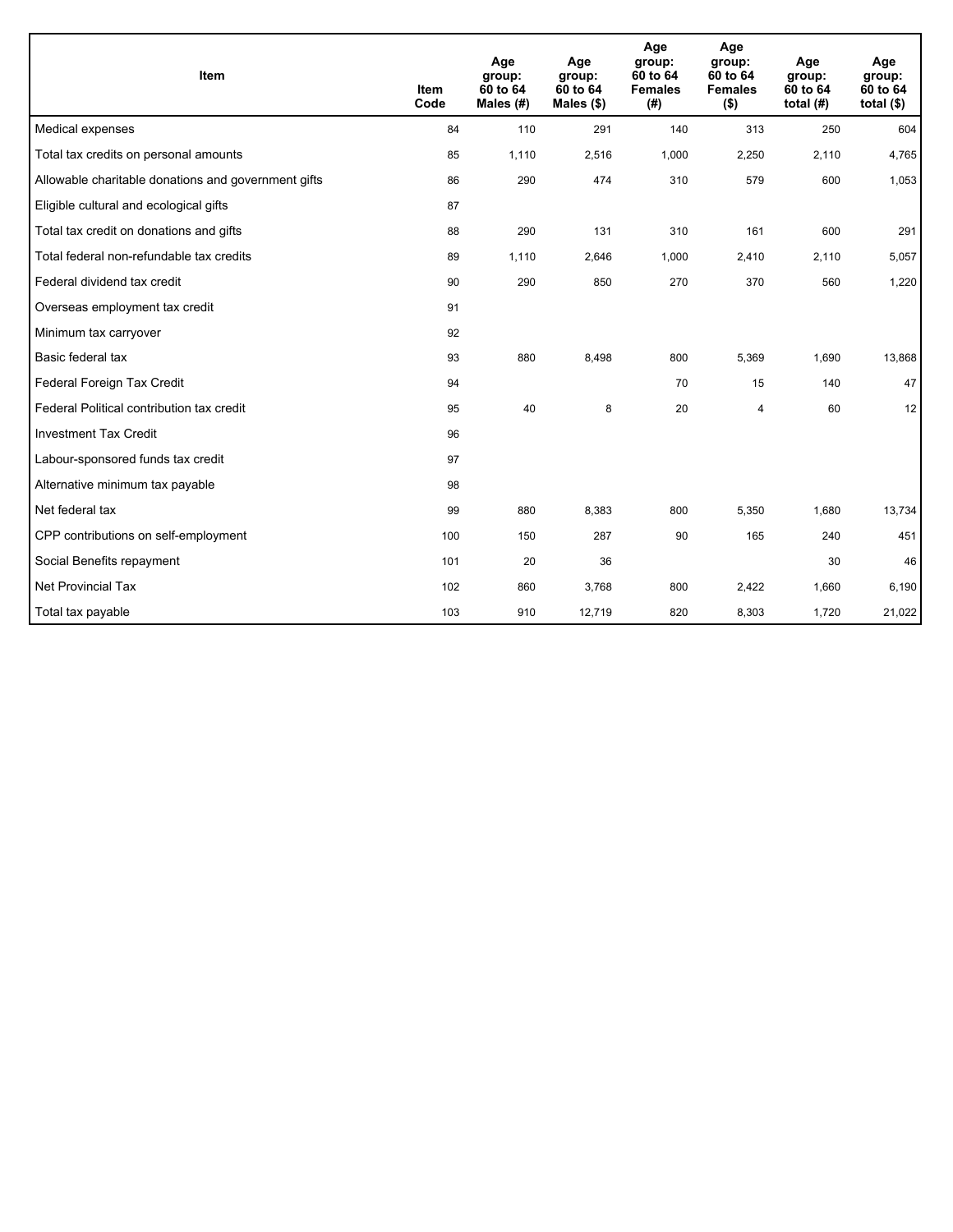| Item | Item Code | Age group: 60 to 64 Males (#) | Age group: 60 to 64 Males ($) | Age group: 60 to 64 Females (#) | Age group: 60 to 64 Females ($) | Age group: 60 to 64 total (#) | Age group: 60 to 64 total ($) |
|---|---|---|---|---|---|---|---|
| Medical expenses | 84 | 110 | 291 | 140 | 313 | 250 | 604 |
| Total tax credits on personal amounts | 85 | 1,110 | 2,516 | 1,000 | 2,250 | 2,110 | 4,765 |
| Allowable charitable donations and government gifts | 86 | 290 | 474 | 310 | 579 | 600 | 1,053 |
| Eligible cultural and ecological gifts | 87 | | | | | | |
| Total tax credit on donations and gifts | 88 | 290 | 131 | 310 | 161 | 600 | 291 |
| Total federal non-refundable tax credits | 89 | 1,110 | 2,646 | 1,000 | 2,410 | 2,110 | 5,057 |
| Federal dividend tax credit | 90 | 290 | 850 | 270 | 370 | 560 | 1,220 |
| Overseas employment tax credit | 91 | | | | | | |
| Minimum tax carryover | 92 | | | | | | |
| Basic federal tax | 93 | 880 | 8,498 | 800 | 5,369 | 1,690 | 13,868 |
| Federal Foreign Tax Credit | 94 | | | 70 | 15 | 140 | 47 |
| Federal Political contribution tax credit | 95 | 40 | 8 | 20 | 4 | 60 | 12 |
| Investment Tax Credit | 96 | | | | | | |
| Labour-sponsored funds tax credit | 97 | | | | | | |
| Alternative minimum tax payable | 98 | | | | | | |
| Net federal tax | 99 | 880 | 8,383 | 800 | 5,350 | 1,680 | 13,734 |
| CPP contributions on self-employment | 100 | 150 | 287 | 90 | 165 | 240 | 451 |
| Social Benefits repayment | 101 | 20 | 36 | | | 30 | 46 |
| Net Provincial Tax | 102 | 860 | 3,768 | 800 | 2,422 | 1,660 | 6,190 |
| Total tax payable | 103 | 910 | 12,719 | 820 | 8,303 | 1,720 | 21,022 |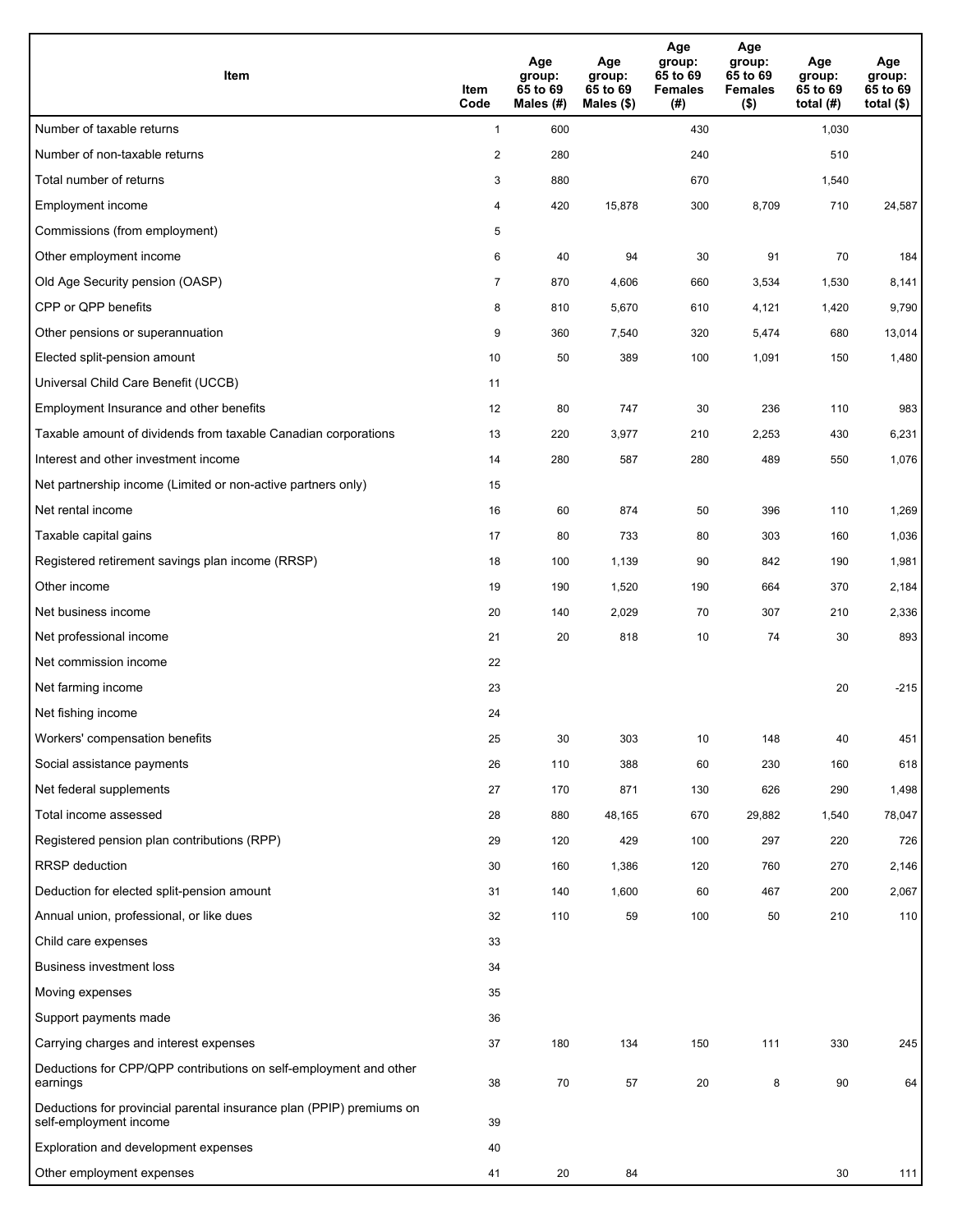| Item | Item Code | Age group: 65 to 69 Males (#) | Age group: 65 to 69 Males ($) | Age group: 65 to 69 Females (#) | Age group: 65 to 69 Females ($) | Age group: 65 to 69 total (#) | Age group: 65 to 69 total ($) |
|---|---|---|---|---|---|---|---|
| Number of taxable returns | 1 | 600 | | 430 | | 1,030 | |
| Number of non-taxable returns | 2 | 280 | | 240 | | 510 | |
| Total number of returns | 3 | 880 | | 670 | | 1,540 | |
| Employment income | 4 | 420 | 15,878 | 300 | 8,709 | 710 | 24,587 |
| Commissions (from employment) | 5 | | | | | | |
| Other employment income | 6 | 40 | 94 | 30 | 91 | 70 | 184 |
| Old Age Security pension (OASP) | 7 | 870 | 4,606 | 660 | 3,534 | 1,530 | 8,141 |
| CPP or QPP benefits | 8 | 810 | 5,670 | 610 | 4,121 | 1,420 | 9,790 |
| Other pensions or superannuation | 9 | 360 | 7,540 | 320 | 5,474 | 680 | 13,014 |
| Elected split-pension amount | 10 | 50 | 389 | 100 | 1,091 | 150 | 1,480 |
| Universal Child Care Benefit (UCCB) | 11 | | | | | | |
| Employment Insurance and other benefits | 12 | 80 | 747 | 30 | 236 | 110 | 983 |
| Taxable amount of dividends from taxable Canadian corporations | 13 | 220 | 3,977 | 210 | 2,253 | 430 | 6,231 |
| Interest and other investment income | 14 | 280 | 587 | 280 | 489 | 550 | 1,076 |
| Net partnership income (Limited or non-active partners only) | 15 | | | | | | |
| Net rental income | 16 | 60 | 874 | 50 | 396 | 110 | 1,269 |
| Taxable capital gains | 17 | 80 | 733 | 80 | 303 | 160 | 1,036 |
| Registered retirement savings plan income (RRSP) | 18 | 100 | 1,139 | 90 | 842 | 190 | 1,981 |
| Other income | 19 | 190 | 1,520 | 190 | 664 | 370 | 2,184 |
| Net business income | 20 | 140 | 2,029 | 70 | 307 | 210 | 2,336 |
| Net professional income | 21 | 20 | 818 | 10 | 74 | 30 | 893 |
| Net commission income | 22 | | | | | | |
| Net farming income | 23 | | | | | 20 | -215 |
| Net fishing income | 24 | | | | | | |
| Workers' compensation benefits | 25 | 30 | 303 | 10 | 148 | 40 | 451 |
| Social assistance payments | 26 | 110 | 388 | 60 | 230 | 160 | 618 |
| Net federal supplements | 27 | 170 | 871 | 130 | 626 | 290 | 1,498 |
| Total income assessed | 28 | 880 | 48,165 | 670 | 29,882 | 1,540 | 78,047 |
| Registered pension plan contributions (RPP) | 29 | 120 | 429 | 100 | 297 | 220 | 726 |
| RRSP deduction | 30 | 160 | 1,386 | 120 | 760 | 270 | 2,146 |
| Deduction for elected split-pension amount | 31 | 140 | 1,600 | 60 | 467 | 200 | 2,067 |
| Annual union, professional, or like dues | 32 | 110 | 59 | 100 | 50 | 210 | 110 |
| Child care expenses | 33 | | | | | | |
| Business investment loss | 34 | | | | | | |
| Moving expenses | 35 | | | | | | |
| Support payments made | 36 | | | | | | |
| Carrying charges and interest expenses | 37 | 180 | 134 | 150 | 111 | 330 | 245 |
| Deductions for CPP/QPP contributions on self-employment and other earnings | 38 | 70 | 57 | 20 | 8 | 90 | 64 |
| Deductions for provincial parental insurance plan (PPIP) premiums on self-employment income | 39 | | | | | | |
| Exploration and development expenses | 40 | | | | | | |
| Other employment expenses | 41 | 20 | 84 | | | 30 | 111 |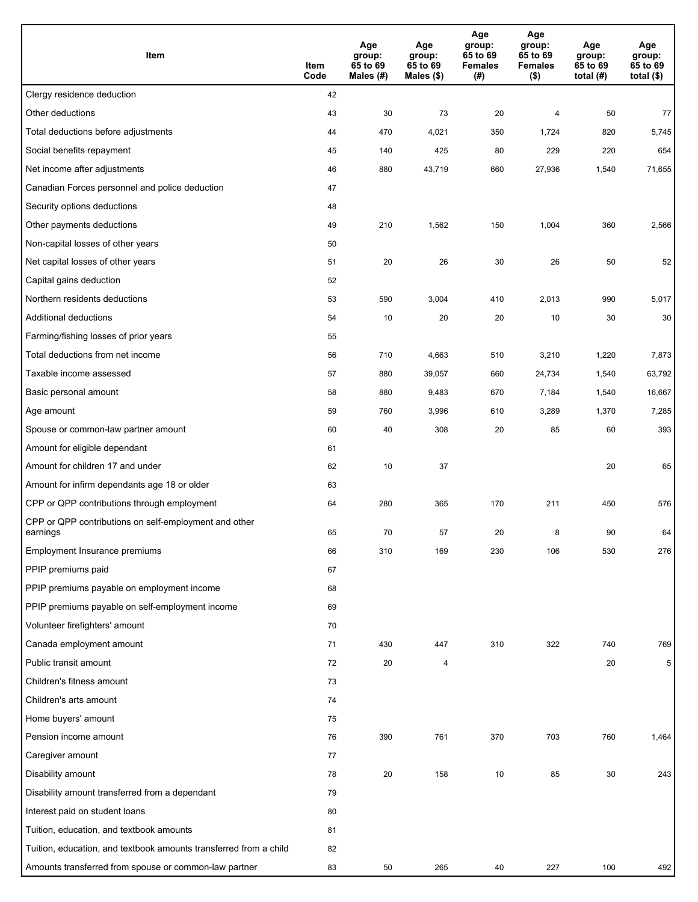| Item | Item Code | Age group: 65 to 69 Males (#) | Age group: 65 to 69 Males ($) | Age group: 65 to 69 Females (#) | Age group: 65 to 69 Females ($) | Age group: 65 to 69 total (#) | Age group: 65 to 69 total ($) |
|---|---|---|---|---|---|---|---|
| Clergy residence deduction | 42 | | | | | | |
| Other deductions | 43 | 30 | 73 | 20 | 4 | 50 | 77 |
| Total deductions before adjustments | 44 | 470 | 4,021 | 350 | 1,724 | 820 | 5,745 |
| Social benefits repayment | 45 | 140 | 425 | 80 | 229 | 220 | 654 |
| Net income after adjustments | 46 | 880 | 43,719 | 660 | 27,936 | 1,540 | 71,655 |
| Canadian Forces personnel and police deduction | 47 | | | | | | |
| Security options deductions | 48 | | | | | | |
| Other payments deductions | 49 | 210 | 1,562 | 150 | 1,004 | 360 | 2,566 |
| Non-capital losses of other years | 50 | | | | | | |
| Net capital losses of other years | 51 | 20 | 26 | 30 | 26 | 50 | 52 |
| Capital gains deduction | 52 | | | | | | |
| Northern residents deductions | 53 | 590 | 3,004 | 410 | 2,013 | 990 | 5,017 |
| Additional deductions | 54 | 10 | 20 | 20 | 10 | 30 | 30 |
| Farming/fishing losses of prior years | 55 | | | | | | |
| Total deductions from net income | 56 | 710 | 4,663 | 510 | 3,210 | 1,220 | 7,873 |
| Taxable income assessed | 57 | 880 | 39,057 | 660 | 24,734 | 1,540 | 63,792 |
| Basic personal amount | 58 | 880 | 9,483 | 670 | 7,184 | 1,540 | 16,667 |
| Age amount | 59 | 760 | 3,996 | 610 | 3,289 | 1,370 | 7,285 |
| Spouse or common-law partner amount | 60 | 40 | 308 | 20 | 85 | 60 | 393 |
| Amount for eligible dependant | 61 | | | | | | |
| Amount for children 17 and under | 62 | 10 | 37 | | | 20 | 65 |
| Amount for infirm dependants age 18 or older | 63 | | | | | | |
| CPP or QPP contributions through employment | 64 | 280 | 365 | 170 | 211 | 450 | 576 |
| CPP or QPP contributions on self-employment and other earnings | 65 | 70 | 57 | 20 | 8 | 90 | 64 |
| Employment Insurance premiums | 66 | 310 | 169 | 230 | 106 | 530 | 276 |
| PPIP premiums paid | 67 | | | | | | |
| PPIP premiums payable on employment income | 68 | | | | | | |
| PPIP premiums payable on self-employment income | 69 | | | | | | |
| Volunteer firefighters' amount | 70 | | | | | | |
| Canada employment amount | 71 | 430 | 447 | 310 | 322 | 740 | 769 |
| Public transit amount | 72 | 20 | 4 | | | 20 | 5 |
| Children's fitness amount | 73 | | | | | | |
| Children's arts amount | 74 | | | | | | |
| Home buyers' amount | 75 | | | | | | |
| Pension income amount | 76 | 390 | 761 | 370 | 703 | 760 | 1,464 |
| Caregiver amount | 77 | | | | | | |
| Disability amount | 78 | 20 | 158 | 10 | 85 | 30 | 243 |
| Disability amount transferred from a dependant | 79 | | | | | | |
| Interest paid on student loans | 80 | | | | | | |
| Tuition, education, and textbook amounts | 81 | | | | | | |
| Tuition, education, and textbook amounts transferred from a child | 82 | | | | | | |
| Amounts transferred from spouse or common-law partner | 83 | 50 | 265 | 40 | 227 | 100 | 492 |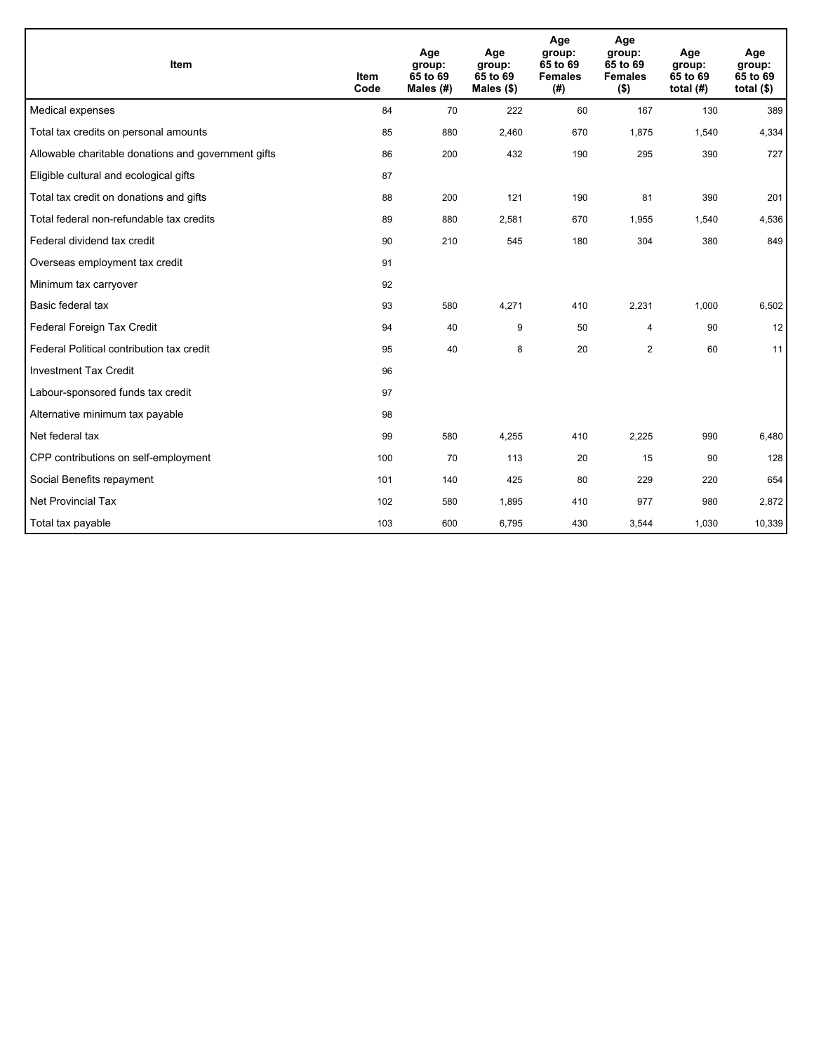| Item | Item Code | Age group: 65 to 69 Males (#) | Age group: 65 to 69 Males ($) | Age group: 65 to 69 Females (#) | Age group: 65 to 69 Females ($) | Age group: 65 to 69 total (#) | Age group: 65 to 69 total ($) |
|---|---|---|---|---|---|---|---|
| Medical expenses | 84 | 70 | 222 | 60 | 167 | 130 | 389 |
| Total tax credits on personal amounts | 85 | 880 | 2,460 | 670 | 1,875 | 1,540 | 4,334 |
| Allowable charitable donations and government gifts | 86 | 200 | 432 | 190 | 295 | 390 | 727 |
| Eligible cultural and ecological gifts | 87 | | | | | | |
| Total tax credit on donations and gifts | 88 | 200 | 121 | 190 | 81 | 390 | 201 |
| Total federal non-refundable tax credits | 89 | 880 | 2,581 | 670 | 1,955 | 1,540 | 4,536 |
| Federal dividend tax credit | 90 | 210 | 545 | 180 | 304 | 380 | 849 |
| Overseas employment tax credit | 91 | | | | | | |
| Minimum tax carryover | 92 | | | | | | |
| Basic federal tax | 93 | 580 | 4,271 | 410 | 2,231 | 1,000 | 6,502 |
| Federal Foreign Tax Credit | 94 | 40 | 9 | 50 | 4 | 90 | 12 |
| Federal Political contribution tax credit | 95 | 40 | 8 | 20 | 2 | 60 | 11 |
| Investment Tax Credit | 96 | | | | | | |
| Labour-sponsored funds tax credit | 97 | | | | | | |
| Alternative minimum tax payable | 98 | | | | | | |
| Net federal tax | 99 | 580 | 4,255 | 410 | 2,225 | 990 | 6,480 |
| CPP contributions on self-employment | 100 | 70 | 113 | 20 | 15 | 90 | 128 |
| Social Benefits repayment | 101 | 140 | 425 | 80 | 229 | 220 | 654 |
| Net Provincial Tax | 102 | 580 | 1,895 | 410 | 977 | 980 | 2,872 |
| Total tax payable | 103 | 600 | 6,795 | 430 | 3,544 | 1,030 | 10,339 |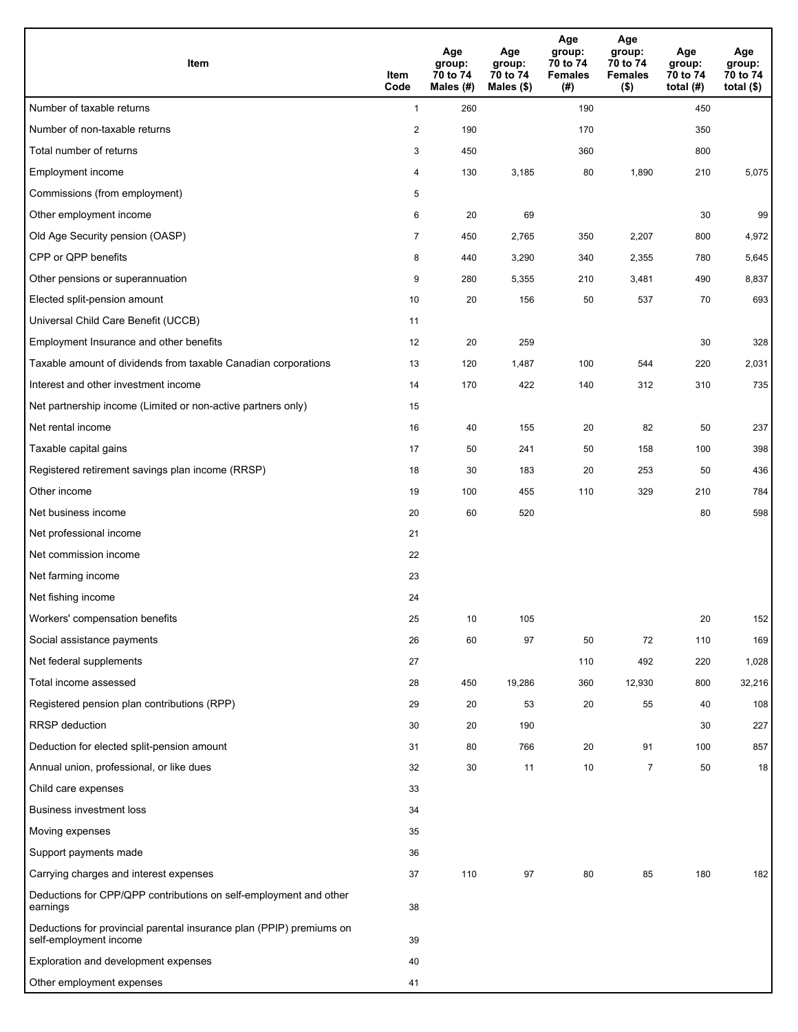| Item | Item Code | Age group: 70 to 74 Males (#) | Age group: 70 to 74 Males ($) | Age group: 70 to 74 Females (#) | Age group: 70 to 74 Females ($) | Age group: 70 to 74 total (#) | Age group: 70 to 74 total ($) |
|---|---|---|---|---|---|---|---|
| Number of taxable returns | 1 | 260 | | 190 | | 450 | |
| Number of non-taxable returns | 2 | 190 | | 170 | | 350 | |
| Total number of returns | 3 | 450 | | 360 | | 800 | |
| Employment income | 4 | 130 | 3,185 | 80 | 1,890 | 210 | 5,075 |
| Commissions (from employment) | 5 | | | | | | |
| Other employment income | 6 | 20 | 69 | | | 30 | 99 |
| Old Age Security pension (OASP) | 7 | 450 | 2,765 | 350 | 2,207 | 800 | 4,972 |
| CPP or QPP benefits | 8 | 440 | 3,290 | 340 | 2,355 | 780 | 5,645 |
| Other pensions or superannuation | 9 | 280 | 5,355 | 210 | 3,481 | 490 | 8,837 |
| Elected split-pension amount | 10 | 20 | 156 | 50 | 537 | 70 | 693 |
| Universal Child Care Benefit (UCCB) | 11 | | | | | | |
| Employment Insurance and other benefits | 12 | 20 | 259 | | | 30 | 328 |
| Taxable amount of dividends from taxable Canadian corporations | 13 | 120 | 1,487 | 100 | 544 | 220 | 2,031 |
| Interest and other investment income | 14 | 170 | 422 | 140 | 312 | 310 | 735 |
| Net partnership income (Limited or non-active partners only) | 15 | | | | | | |
| Net rental income | 16 | 40 | 155 | 20 | 82 | 50 | 237 |
| Taxable capital gains | 17 | 50 | 241 | 50 | 158 | 100 | 398 |
| Registered retirement savings plan income (RRSP) | 18 | 30 | 183 | 20 | 253 | 50 | 436 |
| Other income | 19 | 100 | 455 | 110 | 329 | 210 | 784 |
| Net business income | 20 | 60 | 520 | | | 80 | 598 |
| Net professional income | 21 | | | | | | |
| Net commission income | 22 | | | | | | |
| Net farming income | 23 | | | | | | |
| Net fishing income | 24 | | | | | | |
| Workers' compensation benefits | 25 | 10 | 105 | | | 20 | 152 |
| Social assistance payments | 26 | 60 | 97 | 50 | 72 | 110 | 169 |
| Net federal supplements | 27 | | | 110 | 492 | 220 | 1,028 |
| Total income assessed | 28 | 450 | 19,286 | 360 | 12,930 | 800 | 32,216 |
| Registered pension plan contributions (RPP) | 29 | 20 | 53 | 20 | 55 | 40 | 108 |
| RRSP deduction | 30 | 20 | 190 | | | 30 | 227 |
| Deduction for elected split-pension amount | 31 | 80 | 766 | 20 | 91 | 100 | 857 |
| Annual union, professional, or like dues | 32 | 30 | 11 | 10 | 7 | 50 | 18 |
| Child care expenses | 33 | | | | | | |
| Business investment loss | 34 | | | | | | |
| Moving expenses | 35 | | | | | | |
| Support payments made | 36 | | | | | | |
| Carrying charges and interest expenses | 37 | 110 | 97 | 80 | 85 | 180 | 182 |
| Deductions for CPP/QPP contributions on self-employment and other earnings | 38 | | | | | | |
| Deductions for provincial parental insurance plan (PPIP) premiums on self-employment income | 39 | | | | | | |
| Exploration and development expenses | 40 | | | | | | |
| Other employment expenses | 41 | | | | | | |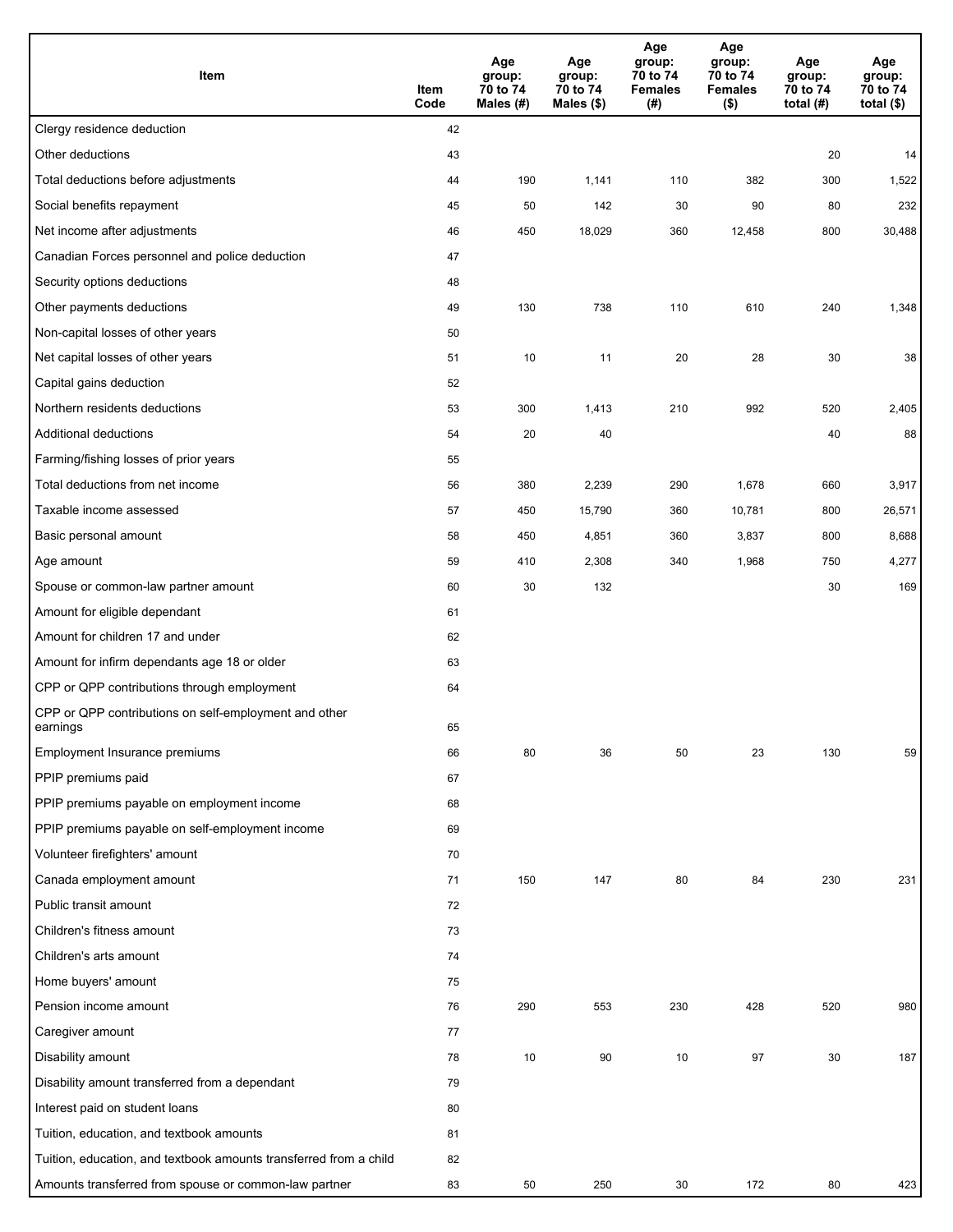| Item | Item Code | Age group: 70 to 74 Males (#) | Age group: 70 to 74 Males ($) | Age group: 70 to 74 Females (#) | Age group: 70 to 74 Females ($) | Age group: 70 to 74 total (#) | Age group: 70 to 74 total ($) |
|---|---|---|---|---|---|---|---|
| Clergy residence deduction | 42 | | | | | | |
| Other deductions | 43 | | | | | 20 | 14 |
| Total deductions before adjustments | 44 | 190 | 1,141 | 110 | 382 | 300 | 1,522 |
| Social benefits repayment | 45 | 50 | 142 | 30 | 90 | 80 | 232 |
| Net income after adjustments | 46 | 450 | 18,029 | 360 | 12,458 | 800 | 30,488 |
| Canadian Forces personnel and police deduction | 47 | | | | | | |
| Security options deductions | 48 | | | | | | |
| Other payments deductions | 49 | 130 | 738 | 110 | 610 | 240 | 1,348 |
| Non-capital losses of other years | 50 | | | | | | |
| Net capital losses of other years | 51 | 10 | 11 | 20 | 28 | 30 | 38 |
| Capital gains deduction | 52 | | | | | | |
| Northern residents deductions | 53 | 300 | 1,413 | 210 | 992 | 520 | 2,405 |
| Additional deductions | 54 | 20 | 40 | | | 40 | 88 |
| Farming/fishing losses of prior years | 55 | | | | | | |
| Total deductions from net income | 56 | 380 | 2,239 | 290 | 1,678 | 660 | 3,917 |
| Taxable income assessed | 57 | 450 | 15,790 | 360 | 10,781 | 800 | 26,571 |
| Basic personal amount | 58 | 450 | 4,851 | 360 | 3,837 | 800 | 8,688 |
| Age amount | 59 | 410 | 2,308 | 340 | 1,968 | 750 | 4,277 |
| Spouse or common-law partner amount | 60 | 30 | 132 | | | 30 | 169 |
| Amount for eligible dependant | 61 | | | | | | |
| Amount for children 17 and under | 62 | | | | | | |
| Amount for infirm dependants age 18 or older | 63 | | | | | | |
| CPP or QPP contributions through employment | 64 | | | | | | |
| CPP or QPP contributions on self-employment and other earnings | 65 | | | | | | |
| Employment Insurance premiums | 66 | 80 | 36 | 50 | 23 | 130 | 59 |
| PPIP premiums paid | 67 | | | | | | |
| PPIP premiums payable on employment income | 68 | | | | | | |
| PPIP premiums payable on self-employment income | 69 | | | | | | |
| Volunteer firefighters' amount | 70 | | | | | | |
| Canada employment amount | 71 | 150 | 147 | 80 | 84 | 230 | 231 |
| Public transit amount | 72 | | | | | | |
| Children's fitness amount | 73 | | | | | | |
| Children's arts amount | 74 | | | | | | |
| Home buyers' amount | 75 | | | | | | |
| Pension income amount | 76 | 290 | 553 | 230 | 428 | 520 | 980 |
| Caregiver amount | 77 | | | | | | |
| Disability amount | 78 | 10 | 90 | 10 | 97 | 30 | 187 |
| Disability amount transferred from a dependant | 79 | | | | | | |
| Interest paid on student loans | 80 | | | | | | |
| Tuition, education, and textbook amounts | 81 | | | | | | |
| Tuition, education, and textbook amounts transferred from a child | 82 | | | | | | |
| Amounts transferred from spouse or common-law partner | 83 | 50 | 250 | 30 | 172 | 80 | 423 |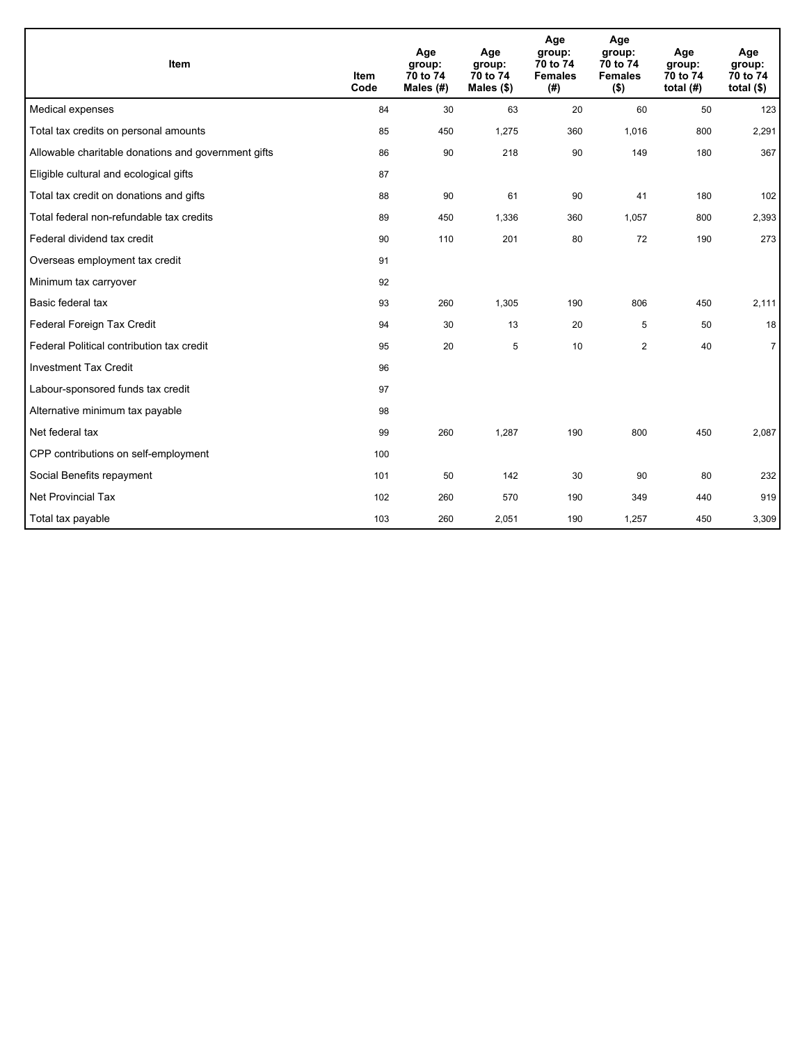| Item | Item Code | Age group: 70 to 74 Males (#) | Age group: 70 to 74 Males ($) | Age group: 70 to 74 Females (#) | Age group: 70 to 74 Females ($) | Age group: 70 to 74 total (#) | Age group: 70 to 74 total ($) |
|---|---|---|---|---|---|---|---|
| Medical expenses | 84 | 30 | 63 | 20 | 60 | 50 | 123 |
| Total tax credits on personal amounts | 85 | 450 | 1,275 | 360 | 1,016 | 800 | 2,291 |
| Allowable charitable donations and government gifts | 86 | 90 | 218 | 90 | 149 | 180 | 367 |
| Eligible cultural and ecological gifts | 87 | | | | | | |
| Total tax credit on donations and gifts | 88 | 90 | 61 | 90 | 41 | 180 | 102 |
| Total federal non-refundable tax credits | 89 | 450 | 1,336 | 360 | 1,057 | 800 | 2,393 |
| Federal dividend tax credit | 90 | 110 | 201 | 80 | 72 | 190 | 273 |
| Overseas employment tax credit | 91 | | | | | | |
| Minimum tax carryover | 92 | | | | | | |
| Basic federal tax | 93 | 260 | 1,305 | 190 | 806 | 450 | 2,111 |
| Federal Foreign Tax Credit | 94 | 30 | 13 | 20 | 5 | 50 | 18 |
| Federal Political contribution tax credit | 95 | 20 | 5 | 10 | 2 | 40 | 7 |
| Investment Tax Credit | 96 | | | | | | |
| Labour-sponsored funds tax credit | 97 | | | | | | |
| Alternative minimum tax payable | 98 | | | | | | |
| Net federal tax | 99 | 260 | 1,287 | 190 | 800 | 450 | 2,087 |
| CPP contributions on self-employment | 100 | | | | | | |
| Social Benefits repayment | 101 | 50 | 142 | 30 | 90 | 80 | 232 |
| Net Provincial Tax | 102 | 260 | 570 | 190 | 349 | 440 | 919 |
| Total tax payable | 103 | 260 | 2,051 | 190 | 1,257 | 450 | 3,309 |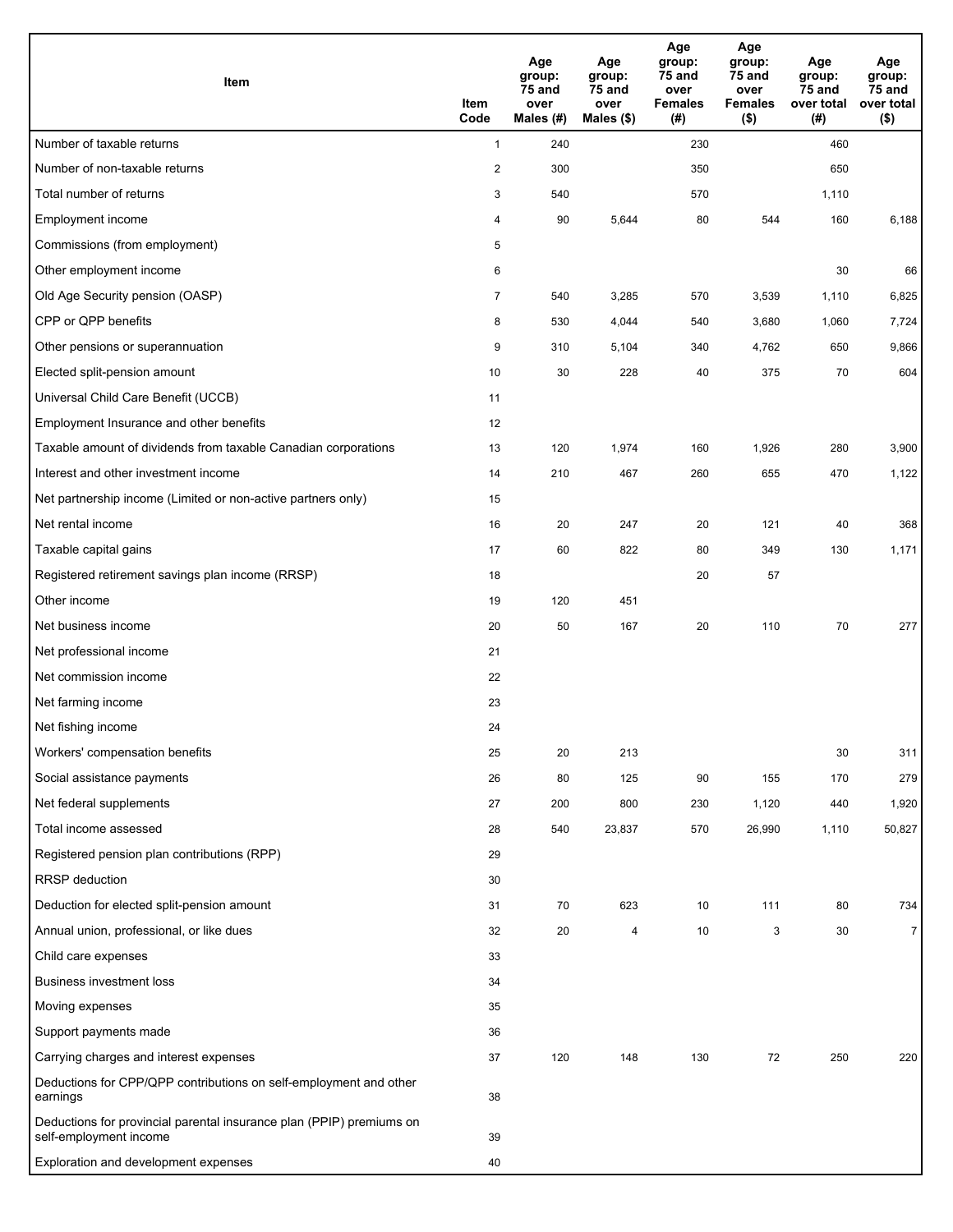| Item | Item Code | Age group: 75 and over Males (#) | Age group: 75 and over Males ($) | Age group: 75 and over Females (#) | Age group: 75 and over Females ($) | Age group: 75 and over total (#) | Age group: 75 and over total ($) |
|---|---|---|---|---|---|---|---|
| Number of taxable returns | 1 | 240 | | 230 | | 460 | |
| Number of non-taxable returns | 2 | 300 | | 350 | | 650 | |
| Total number of returns | 3 | 540 | | 570 | | 1,110 | |
| Employment income | 4 | 90 | 5,644 | 80 | 544 | 160 | 6,188 |
| Commissions (from employment) | 5 | | | | | | |
| Other employment income | 6 | | | | | 30 | 66 |
| Old Age Security pension (OASP) | 7 | 540 | 3,285 | 570 | 3,539 | 1,110 | 6,825 |
| CPP or QPP benefits | 8 | 530 | 4,044 | 540 | 3,680 | 1,060 | 7,724 |
| Other pensions or superannuation | 9 | 310 | 5,104 | 340 | 4,762 | 650 | 9,866 |
| Elected split-pension amount | 10 | 30 | 228 | 40 | 375 | 70 | 604 |
| Universal Child Care Benefit (UCCB) | 11 | | | | | | |
| Employment Insurance and other benefits | 12 | | | | | | |
| Taxable amount of dividends from taxable Canadian corporations | 13 | 120 | 1,974 | 160 | 1,926 | 280 | 3,900 |
| Interest and other investment income | 14 | 210 | 467 | 260 | 655 | 470 | 1,122 |
| Net partnership income (Limited or non-active partners only) | 15 | | | | | | |
| Net rental income | 16 | 20 | 247 | 20 | 121 | 40 | 368 |
| Taxable capital gains | 17 | 60 | 822 | 80 | 349 | 130 | 1,171 |
| Registered retirement savings plan income (RRSP) | 18 | | | 20 | 57 | | |
| Other income | 19 | 120 | 451 | | | | |
| Net business income | 20 | 50 | 167 | 20 | 110 | 70 | 277 |
| Net professional income | 21 | | | | | | |
| Net commission income | 22 | | | | | | |
| Net farming income | 23 | | | | | | |
| Net fishing income | 24 | | | | | | |
| Workers' compensation benefits | 25 | 20 | 213 | | | 30 | 311 |
| Social assistance payments | 26 | 80 | 125 | 90 | 155 | 170 | 279 |
| Net federal supplements | 27 | 200 | 800 | 230 | 1,120 | 440 | 1,920 |
| Total income assessed | 28 | 540 | 23,837 | 570 | 26,990 | 1,110 | 50,827 |
| Registered pension plan contributions (RPP) | 29 | | | | | | |
| RRSP deduction | 30 | | | | | | |
| Deduction for elected split-pension amount | 31 | 70 | 623 | 10 | 111 | 80 | 734 |
| Annual union, professional, or like dues | 32 | 20 | 4 | 10 | 3 | 30 | 7 |
| Child care expenses | 33 | | | | | | |
| Business investment loss | 34 | | | | | | |
| Moving expenses | 35 | | | | | | |
| Support payments made | 36 | | | | | | |
| Carrying charges and interest expenses | 37 | 120 | 148 | 130 | 72 | 250 | 220 |
| Deductions for CPP/QPP contributions on self-employment and other earnings | 38 | | | | | | |
| Deductions for provincial parental insurance plan (PPIP) premiums on self-employment income | 39 | | | | | | |
| Exploration and development expenses | 40 | | | | | | |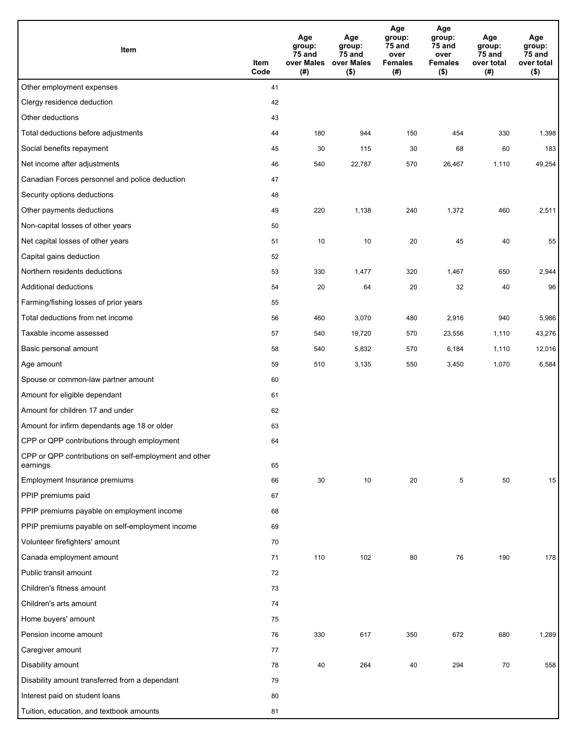| Item | Item Code | Age group: 75 and over Males (#) | Age group: 75 and over Males ($) | Age group: 75 and over Females (#) | Age group: 75 and over Females ($) | Age group: 75 and over total (#) | Age group: 75 and over total ($) |
|---|---|---|---|---|---|---|---|
| Other employment expenses | 41 | | | | | | |
| Clergy residence deduction | 42 | | | | | | |
| Other deductions | 43 | | | | | | |
| Total deductions before adjustments | 44 | 180 | 944 | 150 | 454 | 330 | 1,398 |
| Social benefits repayment | 45 | 30 | 115 | 30 | 68 | 60 | 183 |
| Net income after adjustments | 46 | 540 | 22,787 | 570 | 26,467 | 1,110 | 49,254 |
| Canadian Forces personnel and police deduction | 47 | | | | | | |
| Security options deductions | 48 | | | | | | |
| Other payments deductions | 49 | 220 | 1,138 | 240 | 1,372 | 460 | 2,511 |
| Non-capital losses of other years | 50 | | | | | | |
| Net capital losses of other years | 51 | 10 | 10 | 20 | 45 | 40 | 55 |
| Capital gains deduction | 52 | | | | | | |
| Northern residents deductions | 53 | 330 | 1,477 | 320 | 1,467 | 650 | 2,944 |
| Additional deductions | 54 | 20 | 64 | 20 | 32 | 40 | 96 |
| Farming/fishing losses of prior years | 55 | | | | | | |
| Total deductions from net income | 56 | 460 | 3,070 | 480 | 2,916 | 940 | 5,986 |
| Taxable income assessed | 57 | 540 | 19,720 | 570 | 23,556 | 1,110 | 43,276 |
| Basic personal amount | 58 | 540 | 5,832 | 570 | 6,184 | 1,110 | 12,016 |
| Age amount | 59 | 510 | 3,135 | 550 | 3,450 | 1,070 | 6,584 |
| Spouse or common-law partner amount | 60 | | | | | | |
| Amount for eligible dependant | 61 | | | | | | |
| Amount for children 17 and under | 62 | | | | | | |
| Amount for infirm dependants age 18 or older | 63 | | | | | | |
| CPP or QPP contributions through employment | 64 | | | | | | |
| CPP or QPP contributions on self-employment and other earnings | 65 | | | | | | |
| Employment Insurance premiums | 66 | 30 | 10 | 20 | 5 | 50 | 15 |
| PPIP premiums paid | 67 | | | | | | |
| PPIP premiums payable on employment income | 68 | | | | | | |
| PPIP premiums payable on self-employment income | 69 | | | | | | |
| Volunteer firefighters' amount | 70 | | | | | | |
| Canada employment amount | 71 | 110 | 102 | 80 | 76 | 190 | 178 |
| Public transit amount | 72 | | | | | | |
| Children's fitness amount | 73 | | | | | | |
| Children's arts amount | 74 | | | | | | |
| Home buyers' amount | 75 | | | | | | |
| Pension income amount | 76 | 330 | 617 | 350 | 672 | 680 | 1,289 |
| Caregiver amount | 77 | | | | | | |
| Disability amount | 78 | 40 | 264 | 40 | 294 | 70 | 558 |
| Disability amount transferred from a dependant | 79 | | | | | | |
| Interest paid on student loans | 80 | | | | | | |
| Tuition, education, and textbook amounts | 81 | | | | | | |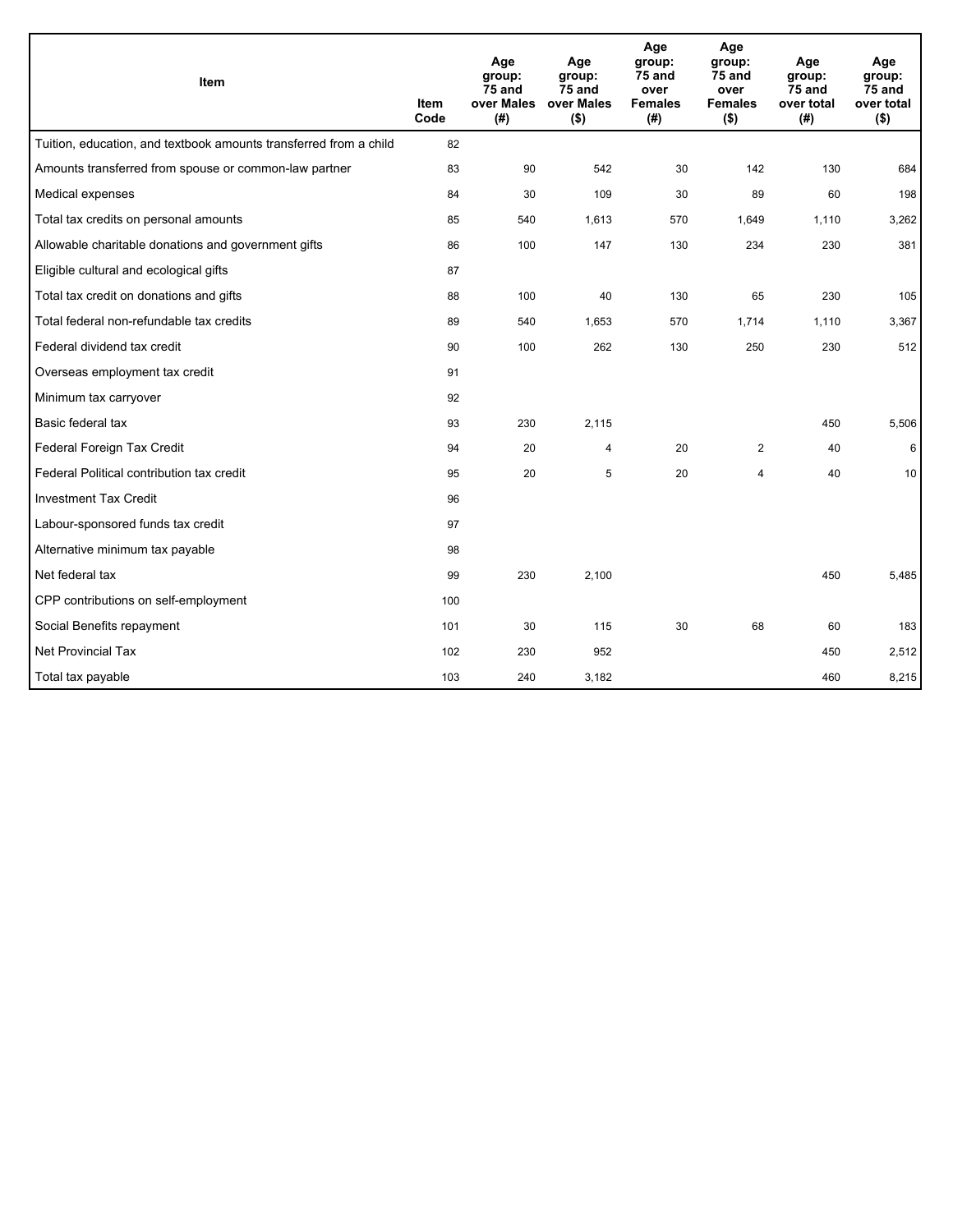| Item | Item Code | Age group: 75 and over Males (#) | Age group: 75 and over Males ($) | Age group: 75 and over Females (#) | Age group: 75 and over Females ($) | Age group: 75 and over total (#) | Age group: 75 and over total ($) |
|---|---|---|---|---|---|---|---|
| Tuition, education, and textbook amounts transferred from a child | 82 | | | | | | |
| Amounts transferred from spouse or common-law partner | 83 | 90 | 542 | 30 | 142 | 130 | 684 |
| Medical expenses | 84 | 30 | 109 | 30 | 89 | 60 | 198 |
| Total tax credits on personal amounts | 85 | 540 | 1,613 | 570 | 1,649 | 1,110 | 3,262 |
| Allowable charitable donations and government gifts | 86 | 100 | 147 | 130 | 234 | 230 | 381 |
| Eligible cultural and ecological gifts | 87 | | | | | | |
| Total tax credit on donations and gifts | 88 | 100 | 40 | 130 | 65 | 230 | 105 |
| Total federal non-refundable tax credits | 89 | 540 | 1,653 | 570 | 1,714 | 1,110 | 3,367 |
| Federal dividend tax credit | 90 | 100 | 262 | 130 | 250 | 230 | 512 |
| Overseas employment tax credit | 91 | | | | | | |
| Minimum tax carryover | 92 | | | | | | |
| Basic federal tax | 93 | 230 | 2,115 | | | 450 | 5,506 |
| Federal Foreign Tax Credit | 94 | 20 | 4 | 20 | 2 | 40 | 6 |
| Federal Political contribution tax credit | 95 | 20 | 5 | 20 | 4 | 40 | 10 |
| Investment Tax Credit | 96 | | | | | | |
| Labour-sponsored funds tax credit | 97 | | | | | | |
| Alternative minimum tax payable | 98 | | | | | | |
| Net federal tax | 99 | 230 | 2,100 | | | 450 | 5,485 |
| CPP contributions on self-employment | 100 | | | | | | |
| Social Benefits repayment | 101 | 30 | 115 | 30 | 68 | 60 | 183 |
| Net Provincial Tax | 102 | 230 | 952 | | | 450 | 2,512 |
| Total tax payable | 103 | 240 | 3,182 | | | 460 | 8,215 |